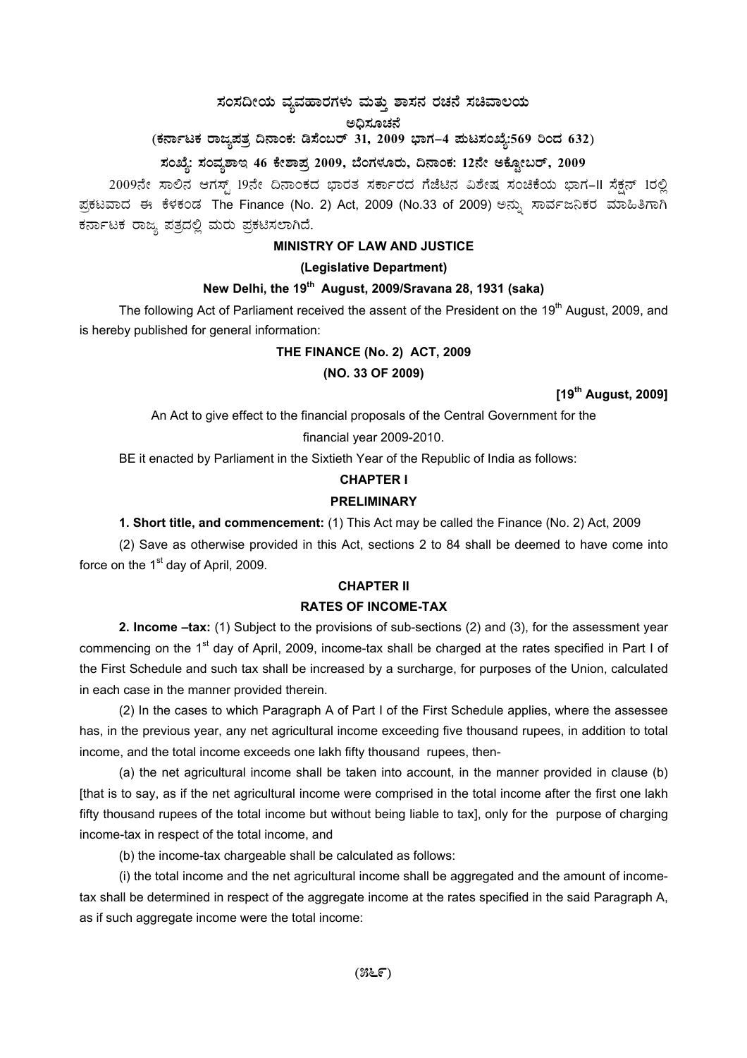# ಸಂಸದೀಯ ವ್ಯವಹಾರಗಳು ಮತ್ತು ಶಾಸನ ರಚನೆ ಸಚಿವಾಲಯ

**ಅಧಿಸೂಚನೆ**

**(ಕರ್ನಾಟಕ ರಾಜ್ಯಪತ್ರ ದಿನಾಂಕ: ಡಿಸೆಂಬರ್ 31, 2009 ಭಾಗ–4 ಪುಟಸಂಖ್ಯೆ:569 ರಿಂದ 632)**

**ಸಂಖ್ಯೆ: ಸಂವ್ಯಶಾಇ 46 ಕೇಶಾಪ್ರ 2009, ಬೆಂಗಳೂರು, ದಿನಾಂಕ: 12ನೇ ಅಕ್ಟೋಬರ್, 2009**

2009ನೇ ಸಾಲಿನ ಆಗಸ್ಟ್ 19ನೇ ದಿನಾಂಕದ ಭಾರತ ಸರ್ಕಾರದ ಗೆಜೆಟಿನ ವಿಶೇಷ ಸಂಚಿಕೆಯ ಭಾಗ-II ಸೆಕ್ಷನ್ 1ರಲ್ಲಿ ಪ್ರಕಟವಾದ ಈ ಕೆಳಕಂಡ The Finance (No. 2) Act, 2009 (No.33 of 2009) ಅನ್ನು ಸಾರ್ವಜನಿಕರ ಮಾಹಿತಿಗಾಗಿ ಕರ್ನಾಟಕ ರಾಜ್ಯ ಪತ್ರದಲ್ಲಿ ಮರು ಪ್ರಕಟಿಸಲಾಗಿದೆ.

## MINISTRY OF LAW AND JUSTICE

**(Legislative Department)**

**New Delhi, the 19th August, 2009/Sravana 28, 1931 (saka)**

The following Act of Parliament received the assent of the President on the 19th August, 2009, and is hereby published for general information:

## THE FINANCE (No. 2) ACT, 2009

**(NO. 33 OF 2009)**

**[19th August, 2009]**

An Act to give effect to the financial proposals of the Central Government for the financial year 2009-2010.

BE it enacted by Parliament in the Sixtieth Year of the Republic of India as follows:

### CHAPTER I

### PRELIMINARY

**1. Short title, and commencement:** (1) This Act may be called the Finance (No. 2) Act, 2009

(2) Save as otherwise provided in this Act, sections 2 to 84 shall be deemed to have come into force on the 1st day of April, 2009.

### CHAPTER II

### RATES OF INCOME-TAX

**2. Income –tax:** (1) Subject to the provisions of sub-sections (2) and (3), for the assessment year commencing on the 1st day of April, 2009, income-tax shall be charged at the rates specified in Part I of the First Schedule and such tax shall be increased by a surcharge, for purposes of the Union, calculated in each case in the manner provided therein.

(2) In the cases to which Paragraph A of Part I of the First Schedule applies, where the assessee has, in the previous year, any net agricultural income exceeding five thousand rupees, in addition to total income, and the total income exceeds one lakh fifty thousand rupees, then-

(a) the net agricultural income shall be taken into account, in the manner provided in clause (b) [that is to say, as if the net agricultural income were comprised in the total income after the first one lakh fifty thousand rupees of the total income but without being liable to tax], only for the purpose of charging income-tax in respect of the total income, and

(b) the income-tax chargeable shall be calculated as follows:

(i) the total income and the net agricultural income shall be aggregated and the amount of income-tax shall be determined in respect of the aggregate income at the rates specified in the said Paragraph A, as if such aggregate income were the total income: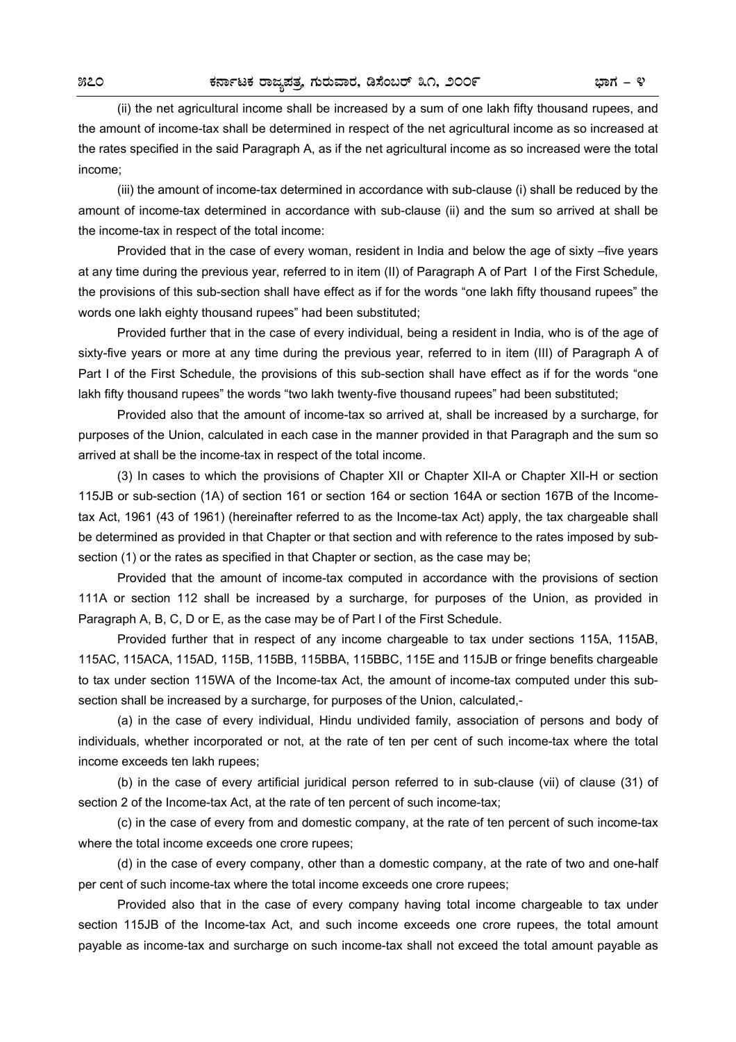(ii) the net agricultural income shall be increased by a sum of one lakh fifty thousand rupees, and the amount of income-tax shall be determined in respect of the net agricultural income as so increased at the rates specified in the said Paragraph A, as if the net agricultural income as so increased were the total income;

(iii) the amount of income-tax determined in accordance with sub-clause (i) shall be reduced by the amount of income-tax determined in accordance with sub-clause (ii) and the sum so arrived at shall be the income-tax in respect of the total income:

Provided that in the case of every woman, resident in India and below the age of sixty –five years at any time during the previous year, referred to in item (II) of Paragraph A of Part I of the First Schedule, the provisions of this sub-section shall have effect as if for the words "one lakh fifty thousand rupees" the words one lakh eighty thousand rupees" had been substituted;

Provided further that in the case of every individual, being a resident in India, who is of the age of sixty-five years or more at any time during the previous year, referred to in item (III) of Paragraph A of Part I of the First Schedule, the provisions of this sub-section shall have effect as if for the words "one lakh fifty thousand rupees" the words "two lakh twenty-five thousand rupees" had been substituted;

Provided also that the amount of income-tax so arrived at, shall be increased by a surcharge, for purposes of the Union, calculated in each case in the manner provided in that Paragraph and the sum so arrived at shall be the income-tax in respect of the total income.

(3) In cases to which the provisions of Chapter XII or Chapter XII-A or Chapter XII-H or section 115JB or sub-section (1A) of section 161 or section 164 or section 164A or section 167B of the Income-tax Act, 1961 (43 of 1961) (hereinafter referred to as the Income-tax Act) apply, the tax chargeable shall be determined as provided in that Chapter or that section and with reference to the rates imposed by sub-section (1) or the rates as specified in that Chapter or section, as the case may be;

Provided that the amount of income-tax computed in accordance with the provisions of section 111A or section 112 shall be increased by a surcharge, for purposes of the Union, as provided in Paragraph A, B, C, D or E, as the case may be of Part I of the First Schedule.

Provided further that in respect of any income chargeable to tax under sections 115A, 115AB, 115AC, 115ACA, 115AD, 115B, 115BB, 115BBA, 115BBC, 115E and 115JB or fringe benefits chargeable to tax under section 115WA of the Income-tax Act, the amount of income-tax computed under this sub-section shall be increased by a surcharge, for purposes of the Union, calculated,-

(a) in the case of every individual, Hindu undivided family, association of persons and body of individuals, whether incorporated or not, at the rate of ten per cent of such income-tax where the total income exceeds ten lakh rupees;

(b) in the case of every artificial juridical person referred to in sub-clause (vii) of clause (31) of section 2 of the Income-tax Act, at the rate of ten percent of such income-tax;

(c) in the case of every from and domestic company, at the rate of ten percent of such income-tax where the total income exceeds one crore rupees;

(d) in the case of every company, other than a domestic company, at the rate of two and one-half per cent of such income-tax where the total income exceeds one crore rupees;

Provided also that in the case of every company having total income chargeable to tax under section 115JB of the Income-tax Act, and such income exceeds one crore rupees, the total amount payable as income-tax and surcharge on such income-tax shall not exceed the total amount payable as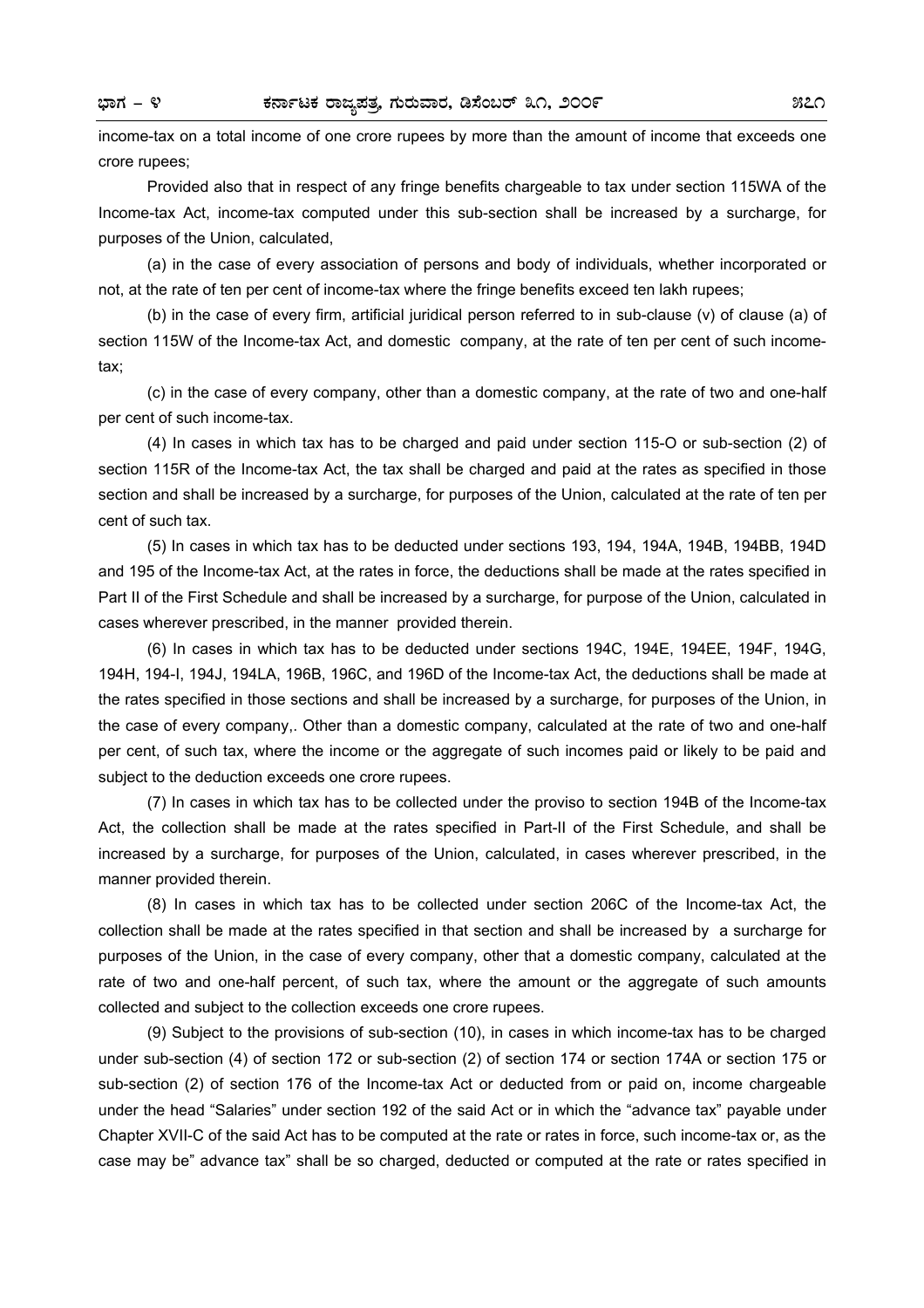income-tax on a total income of one crore rupees by more than the amount of income that exceeds one crore rupees;

Provided also that in respect of any fringe benefits chargeable to tax under section 115WA of the Income-tax Act, income-tax computed under this sub-section shall be increased by a surcharge, for purposes of the Union, calculated,

(a) in the case of every association of persons and body of individuals, whether incorporated or not, at the rate of ten per cent of income-tax where the fringe benefits exceed ten lakh rupees;

(b) in the case of every firm, artificial juridical person referred to in sub-clause (v) of clause (a) of section 115W of the Income-tax Act, and domestic company, at the rate of ten per cent of such income-tax;

(c) in the case of every company, other than a domestic company, at the rate of two and one-half per cent of such income-tax.

(4) In cases in which tax has to be charged and paid under section 115-O or sub-section (2) of section 115R of the Income-tax Act, the tax shall be charged and paid at the rates as specified in those section and shall be increased by a surcharge, for purposes of the Union, calculated at the rate of ten per cent of such tax.

(5) In cases in which tax has to be deducted under sections 193, 194, 194A, 194B, 194BB, 194D and 195 of the Income-tax Act, at the rates in force, the deductions shall be made at the rates specified in Part II of the First Schedule and shall be increased by a surcharge, for purpose of the Union, calculated in cases wherever prescribed, in the manner provided therein.

(6) In cases in which tax has to be deducted under sections 194C, 194E, 194EE, 194F, 194G, 194H, 194-I, 194J, 194LA, 196B, 196C, and 196D of the Income-tax Act, the deductions shall be made at the rates specified in those sections and shall be increased by a surcharge, for purposes of the Union, in the case of every company,. Other than a domestic company, calculated at the rate of two and one-half per cent, of such tax, where the income or the aggregate of such incomes paid or likely to be paid and subject to the deduction exceeds one crore rupees.

(7) In cases in which tax has to be collected under the proviso to section 194B of the Income-tax Act, the collection shall be made at the rates specified in Part-II of the First Schedule, and shall be increased by a surcharge, for purposes of the Union, calculated, in cases wherever prescribed, in the manner provided therein.

(8) In cases in which tax has to be collected under section 206C of the Income-tax Act, the collection shall be made at the rates specified in that section and shall be increased by a surcharge for purposes of the Union, in the case of every company, other that a domestic company, calculated at the rate of two and one-half percent, of such tax, where the amount or the aggregate of such amounts collected and subject to the collection exceeds one crore rupees.

(9) Subject to the provisions of sub-section (10), in cases in which income-tax has to be charged under sub-section (4) of section 172 or sub-section (2) of section 174 or section 174A or section 175 or sub-section (2) of section 176 of the Income-tax Act or deducted from or paid on, income chargeable under the head "Salaries" under section 192 of the said Act or in which the "advance tax" payable under Chapter XVII-C of the said Act has to be computed at the rate or rates in force, such income-tax or, as the case may be" advance tax" shall be so charged, deducted or computed at the rate or rates specified in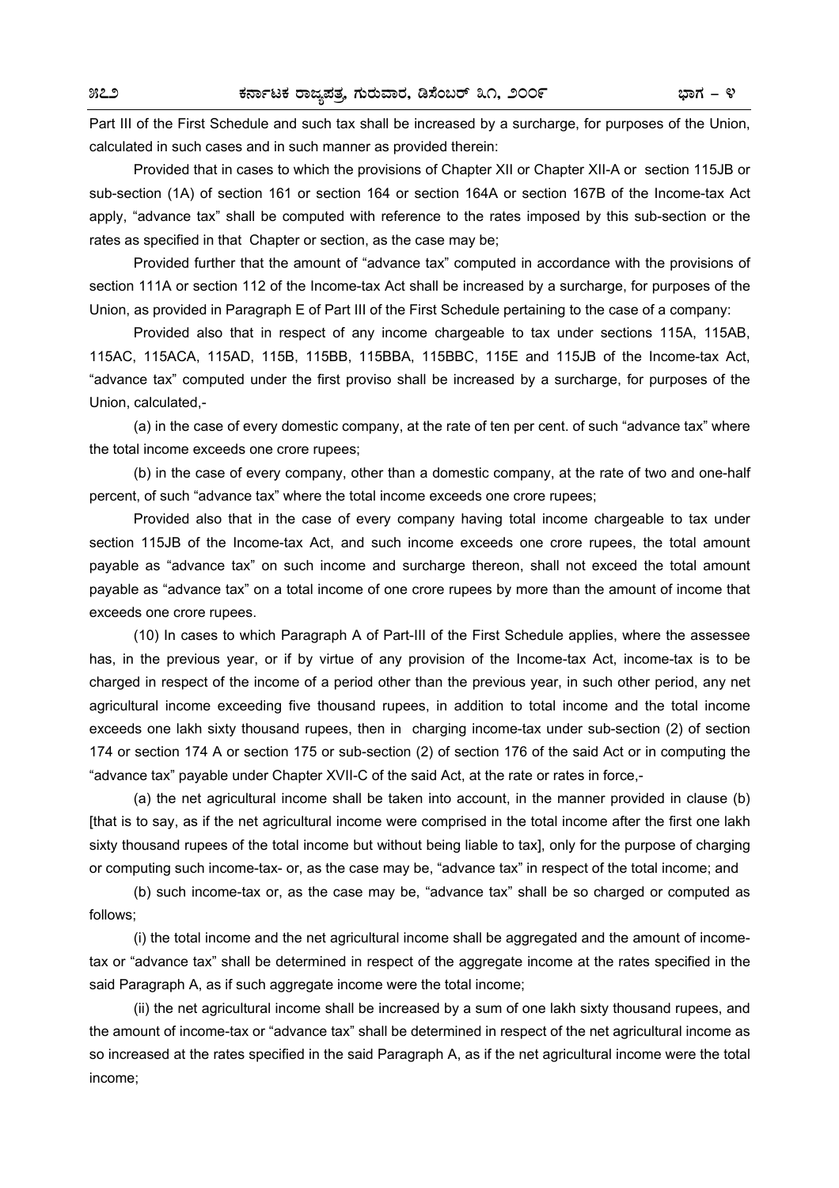Part III of the First Schedule and such tax shall be increased by a surcharge, for purposes of the Union, calculated in such cases and in such manner as provided therein:

Provided that in cases to which the provisions of Chapter XII or Chapter XII-A or section 115JB or sub-section (1A) of section 161 or section 164 or section 164A or section 167B of the Income-tax Act apply, "advance tax" shall be computed with reference to the rates imposed by this sub-section or the rates as specified in that Chapter or section, as the case may be;

Provided further that the amount of "advance tax" computed in accordance with the provisions of section 111A or section 112 of the Income-tax Act shall be increased by a surcharge, for purposes of the Union, as provided in Paragraph E of Part III of the First Schedule pertaining to the case of a company:

Provided also that in respect of any income chargeable to tax under sections 115A, 115AB, 115AC, 115ACA, 115AD, 115B, 115BB, 115BBA, 115BBC, 115E and 115JB of the Income-tax Act, "advance tax" computed under the first proviso shall be increased by a surcharge, for purposes of the Union, calculated,-

(a) in the case of every domestic company, at the rate of ten per cent. of such "advance tax" where the total income exceeds one crore rupees;

(b) in the case of every company, other than a domestic company, at the rate of two and one-half percent, of such "advance tax" where the total income exceeds one crore rupees;

Provided also that in the case of every company having total income chargeable to tax under section 115JB of the Income-tax Act, and such income exceeds one crore rupees, the total amount payable as "advance tax" on such income and surcharge thereon, shall not exceed the total amount payable as "advance tax" on a total income of one crore rupees by more than the amount of income that exceeds one crore rupees.

(10) In cases to which Paragraph A of Part-III of the First Schedule applies, where the assessee has, in the previous year, or if by virtue of any provision of the Income-tax Act, income-tax is to be charged in respect of the income of a period other than the previous year, in such other period, any net agricultural income exceeding five thousand rupees, in addition to total income and the total income exceeds one lakh sixty thousand rupees, then in charging income-tax under sub-section (2) of section 174 or section 174 A or section 175 or sub-section (2) of section 176 of the said Act or in computing the "advance tax" payable under Chapter XVII-C of the said Act, at the rate or rates in force,-

(a) the net agricultural income shall be taken into account, in the manner provided in clause (b) [that is to say, as if the net agricultural income were comprised in the total income after the first one lakh sixty thousand rupees of the total income but without being liable to tax], only for the purpose of charging or computing such income-tax- or, as the case may be, "advance tax" in respect of the total income; and

(b) such income-tax or, as the case may be, "advance tax" shall be so charged or computed as follows;

(i) the total income and the net agricultural income shall be aggregated and the amount of income-tax or "advance tax" shall be determined in respect of the aggregate income at the rates specified in the said Paragraph A, as if such aggregate income were the total income;

(ii) the net agricultural income shall be increased by a sum of one lakh sixty thousand rupees, and the amount of income-tax or "advance tax" shall be determined in respect of the net agricultural income as so increased at the rates specified in the said Paragraph A, as if the net agricultural income were the total income;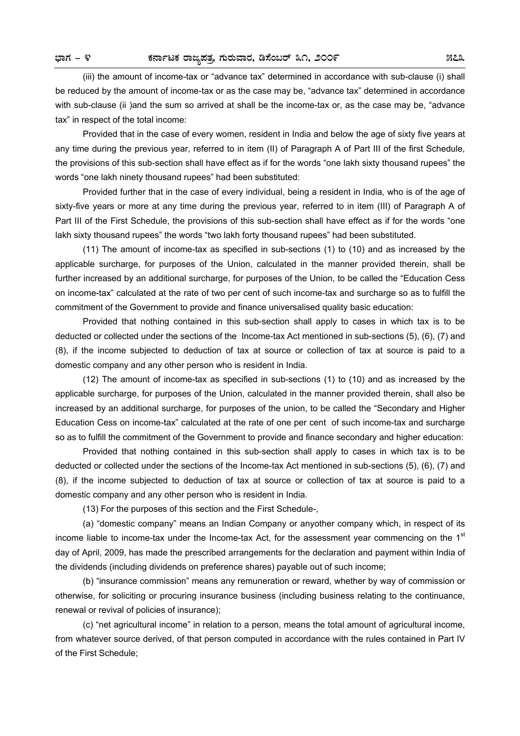(iii) the amount of income-tax or "advance tax" determined in accordance with sub-clause (i) shall be reduced by the amount of income-tax or as the case may be, "advance tax" determined in accordance with sub-clause (ii )and the sum so arrived at shall be the income-tax or, as the case may be, "advance tax" in respect of the total income:

Provided that in the case of every women, resident in India and below the age of sixty five years at any time during the previous year, referred to in item (II) of Paragraph A of Part III of the first Schedule, the provisions of this sub-section shall have effect as if for the words "one lakh sixty thousand rupees" the words "one lakh ninety thousand rupees" had been substituted:

Provided further that in the case of every individual, being a resident in India, who is of the age of sixty-five years or more at any time during the previous year, referred to in item (III) of Paragraph A of Part III of the First Schedule, the provisions of this sub-section shall have effect as if for the words "one lakh sixty thousand rupees" the words "two lakh forty thousand rupees" had been substituted.

(11) The amount of income-tax as specified in sub-sections (1) to (10) and as increased by the applicable surcharge, for purposes of the Union, calculated in the manner provided therein, shall be further increased by an additional surcharge, for purposes of the Union, to be called the "Education Cess on income-tax" calculated at the rate of two per cent of such income-tax and surcharge so as to fulfill the commitment of the Government to provide and finance universalised quality basic education:

Provided that nothing contained in this sub-section shall apply to cases in which tax is to be deducted or collected under the sections of the Income-tax Act mentioned in sub-sections (5), (6), (7) and (8), if the income subjected to deduction of tax at source or collection of tax at source is paid to a domestic company and any other person who is resident in India.

(12) The amount of income-tax as specified in sub-sections (1) to (10) and as increased by the applicable surcharge, for purposes of the Union, calculated in the manner provided therein, shall also be increased by an additional surcharge, for purposes of the union, to be called the "Secondary and Higher Education Cess on income-tax" calculated at the rate of one per cent of such income-tax and surcharge so as to fulfill the commitment of the Government to provide and finance secondary and higher education:

Provided that nothing contained in this sub-section shall apply to cases in which tax is to be deducted or collected under the sections of the Income-tax Act mentioned in sub-sections (5), (6), (7) and (8), if the income subjected to deduction of tax at source or collection of tax at source is paid to a domestic company and any other person who is resident in India.

(13) For the purposes of this section and the First Schedule-,

(a) "domestic company" means an Indian Company or anyother company which, in respect of its income liable to income-tax under the Income-tax Act, for the assessment year commencing on the 1st day of April, 2009, has made the prescribed arrangements for the declaration and payment within India of the dividends (including dividends on preference shares) payable out of such income;

(b) "insurance commission" means any remuneration or reward, whether by way of commission or otherwise, for soliciting or procuring insurance business (including business relating to the continuance, renewal or revival of policies of insurance);

(c) "net agricultural income" in relation to a person, means the total amount of agricultural income, from whatever source derived, of that person computed in accordance with the rules contained in Part IV of the First Schedule;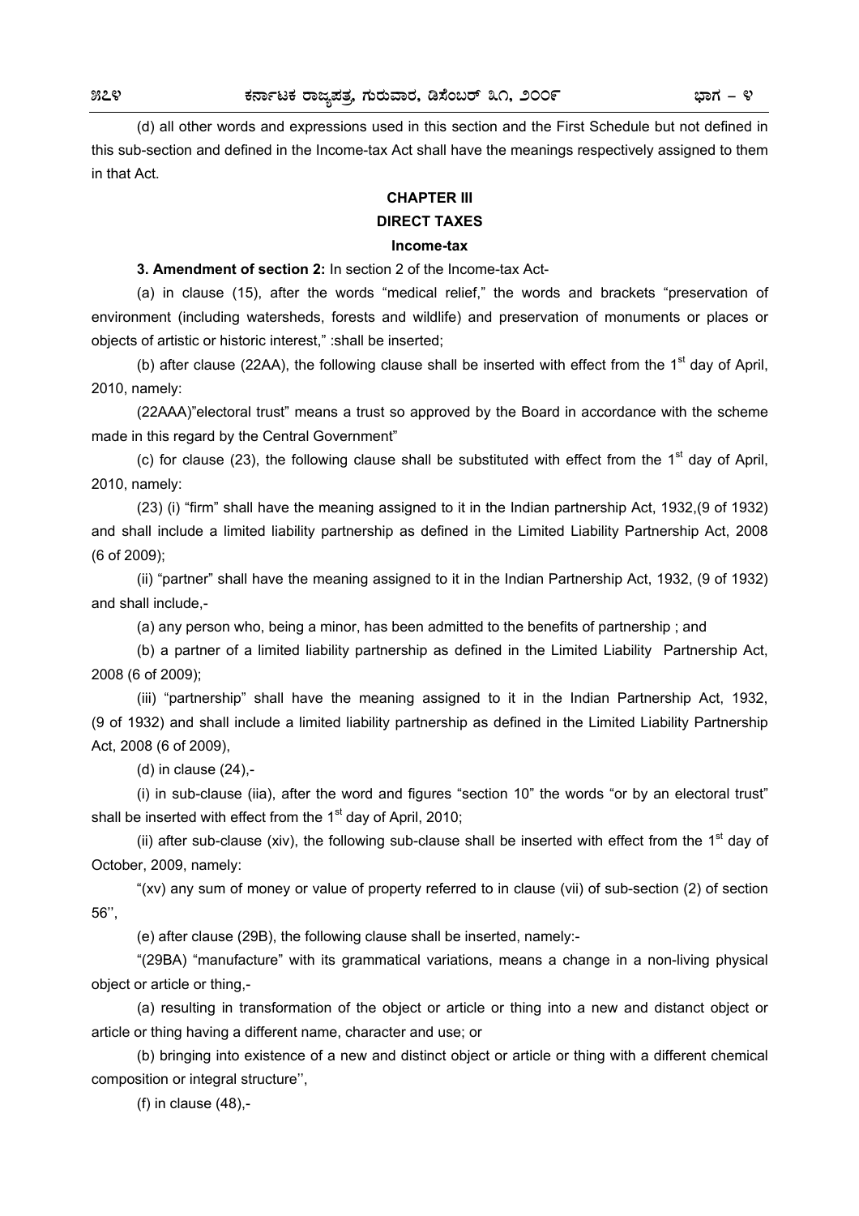(d) all other words and expressions used in this section and the First Schedule but not defined in this sub-section and defined in the Income-tax Act shall have the meanings respectively assigned to them in that Act.

## CHAPTER III

## DIRECT TAXES

### Income-tax

**3. Amendment of section 2:** In section 2 of the Income-tax Act-

(a) in clause (15), after the words "medical relief," the words and brackets "preservation of environment (including watersheds, forests and wildlife) and preservation of monuments or places or objects of artistic or historic interest," :shall be inserted;

(b) after clause (22AA), the following clause shall be inserted with effect from the 1st day of April, 2010, namely:

(22AAA)"electoral trust" means a trust so approved by the Board in accordance with the scheme made in this regard by the Central Government"

(c) for clause (23), the following clause shall be substituted with effect from the 1st day of April, 2010, namely:

(23) (i) "firm" shall have the meaning assigned to it in the Indian partnership Act, 1932,(9 of 1932) and shall include a limited liability partnership as defined in the Limited Liability Partnership Act, 2008 (6 of 2009);

(ii) "partner" shall have the meaning assigned to it in the Indian Partnership Act, 1932, (9 of 1932) and shall include,-

(a) any person who, being a minor, has been admitted to the benefits of partnership ; and

(b) a partner of a limited liability partnership as defined in the Limited Liability Partnership Act, 2008 (6 of 2009);

(iii) "partnership" shall have the meaning assigned to it in the Indian Partnership Act, 1932, (9 of 1932) and shall include a limited liability partnership as defined in the Limited Liability Partnership Act, 2008 (6 of 2009),

(d) in clause (24),-

(i) in sub-clause (iia), after the word and figures "section 10" the words "or by an electoral trust" shall be inserted with effect from the 1st day of April, 2010;

(ii) after sub-clause (xiv), the following sub-clause shall be inserted with effect from the 1st day of October, 2009, namely:

"(xv) any sum of money or value of property referred to in clause (vii) of sub-section (2) of section 56'',

(e) after clause (29B), the following clause shall be inserted, namely:-

"(29BA) "manufacture" with its grammatical variations, means a change in a non-living physical object or article or thing,-

(a) resulting in transformation of the object or article or thing into a new and distanct object or article or thing having a different name, character and use; or

(b) bringing into existence of a new and distinct object or article or thing with a different chemical composition or integral structure'',

(f) in clause (48),-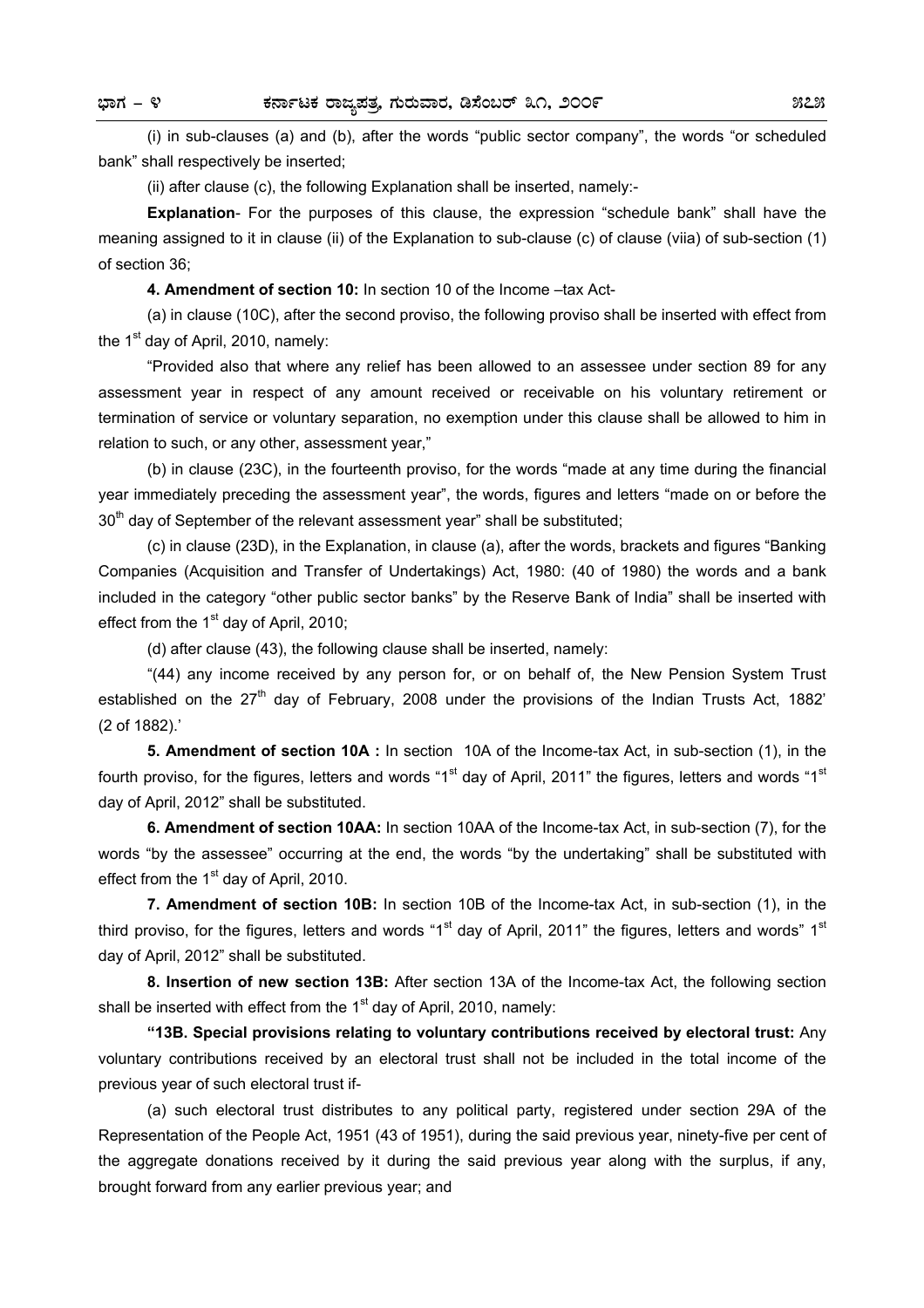(i) in sub-clauses (a) and (b), after the words "public sector company", the words "or scheduled bank" shall respectively be inserted;

(ii) after clause (c), the following Explanation shall be inserted, namely:-

**Explanation**- For the purposes of this clause, the expression "schedule bank" shall have the meaning assigned to it in clause (ii) of the Explanation to sub-clause (c) of clause (viia) of sub-section (1) of section 36;

**4. Amendment of section 10:** In section 10 of the Income –tax Act-

(a) in clause (10C), after the second proviso, the following proviso shall be inserted with effect from the 1st day of April, 2010, namely:

"Provided also that where any relief has been allowed to an assessee under section 89 for any assessment year in respect of any amount received or receivable on his voluntary retirement or termination of service or voluntary separation, no exemption under this clause shall be allowed to him in relation to such, or any other, assessment year,"

(b) in clause (23C), in the fourteenth proviso, for the words "made at any time during the financial year immediately preceding the assessment year", the words, figures and letters "made on or before the 30th day of September of the relevant assessment year" shall be substituted;

(c) in clause (23D), in the Explanation, in clause (a), after the words, brackets and figures "Banking Companies (Acquisition and Transfer of Undertakings) Act, 1980: (40 of 1980) the words and a bank included in the category "other public sector banks" by the Reserve Bank of India" shall be inserted with effect from the 1st day of April, 2010;

(d) after clause (43), the following clause shall be inserted, namely:

"(44) any income received by any person for, or on behalf of, the New Pension System Trust established on the 27th day of February, 2008 under the provisions of the Indian Trusts Act, 1882' (2 of 1882).'

**5. Amendment of section 10A :** In section 10A of the Income-tax Act, in sub-section (1), in the fourth proviso, for the figures, letters and words "1st day of April, 2011" the figures, letters and words "1st day of April, 2012" shall be substituted.

**6. Amendment of section 10AA:** In section 10AA of the Income-tax Act, in sub-section (7), for the words "by the assessee" occurring at the end, the words "by the undertaking" shall be substituted with effect from the 1st day of April, 2010.

**7. Amendment of section 10B:** In section 10B of the Income-tax Act, in sub-section (1), in the third proviso, for the figures, letters and words "1st day of April, 2011" the figures, letters and words" 1st day of April, 2012" shall be substituted.

**8. Insertion of new section 13B:** After section 13A of the Income-tax Act, the following section shall be inserted with effect from the 1st day of April, 2010, namely:

**"13B. Special provisions relating to voluntary contributions received by electoral trust:** Any voluntary contributions received by an electoral trust shall not be included in the total income of the previous year of such electoral trust if-

(a) such electoral trust distributes to any political party, registered under section 29A of the Representation of the People Act, 1951 (43 of 1951), during the said previous year, ninety-five per cent of the aggregate donations received by it during the said previous year along with the surplus, if any, brought forward from any earlier previous year; and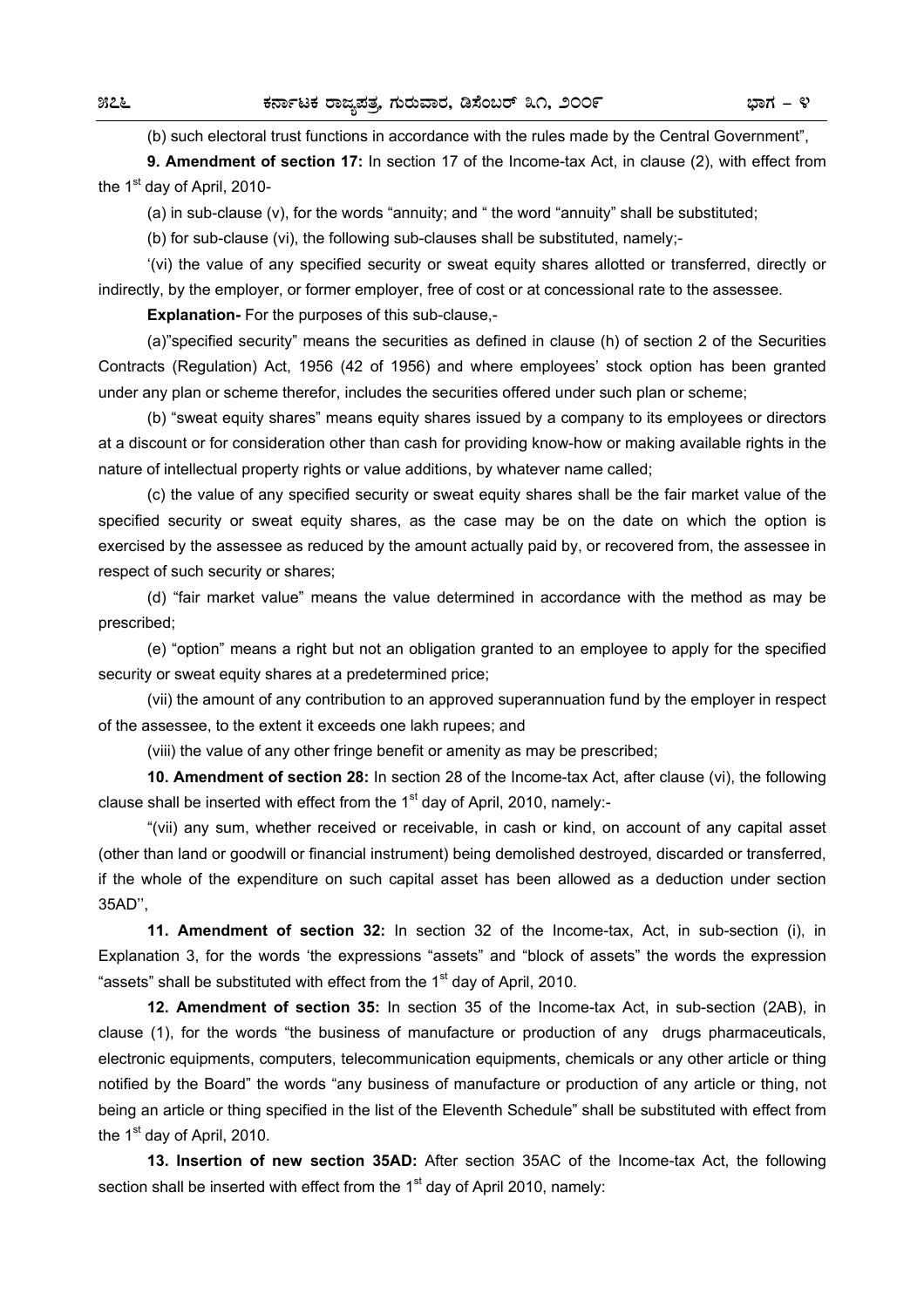(b) such electoral trust functions in accordance with the rules made by the Central Government",

**9. Amendment of section 17:** In section 17 of the Income-tax Act, in clause (2), with effect from the 1st day of April, 2010-

(a) in sub-clause (v), for the words "annuity; and " the word "annuity" shall be substituted;

(b) for sub-clause (vi), the following sub-clauses shall be substituted, namely;-

'(vi) the value of any specified security or sweat equity shares allotted or transferred, directly or indirectly, by the employer, or former employer, free of cost or at concessional rate to the assessee.

**Explanation-** For the purposes of this sub-clause,-

(a)"specified security" means the securities as defined in clause (h) of section 2 of the Securities Contracts (Regulation) Act, 1956 (42 of 1956) and where employees' stock option has been granted under any plan or scheme therefor, includes the securities offered under such plan or scheme;

(b) "sweat equity shares" means equity shares issued by a company to its employees or directors at a discount or for consideration other than cash for providing know-how or making available rights in the nature of intellectual property rights or value additions, by whatever name called;

(c) the value of any specified security or sweat equity shares shall be the fair market value of the specified security or sweat equity shares, as the case may be on the date on which the option is exercised by the assessee as reduced by the amount actually paid by, or recovered from, the assessee in respect of such security or shares;

(d) "fair market value" means the value determined in accordance with the method as may be prescribed;

(e) "option" means a right but not an obligation granted to an employee to apply for the specified security or sweat equity shares at a predetermined price;

(vii) the amount of any contribution to an approved superannuation fund by the employer in respect of the assessee, to the extent it exceeds one lakh rupees; and

(viii) the value of any other fringe benefit or amenity as may be prescribed;

**10. Amendment of section 28:** In section 28 of the Income-tax Act, after clause (vi), the following clause shall be inserted with effect from the 1st day of April, 2010, namely:-

"(vii) any sum, whether received or receivable, in cash or kind, on account of any capital asset (other than land or goodwill or financial instrument) being demolished destroyed, discarded or transferred, if the whole of the expenditure on such capital asset has been allowed as a deduction under section 35AD'',

**11. Amendment of section 32:** In section 32 of the Income-tax, Act, in sub-section (i), in Explanation 3, for the words 'the expressions "assets" and "block of assets" the words the expression "assets" shall be substituted with effect from the 1st day of April, 2010.

**12. Amendment of section 35:** In section 35 of the Income-tax Act, in sub-section (2AB), in clause (1), for the words "the business of manufacture or production of any drugs pharmaceuticals, electronic equipments, computers, telecommunication equipments, chemicals or any other article or thing notified by the Board" the words "any business of manufacture or production of any article or thing, not being an article or thing specified in the list of the Eleventh Schedule" shall be substituted with effect from the 1st day of April, 2010.

**13. Insertion of new section 35AD:** After section 35AC of the Income-tax Act, the following section shall be inserted with effect from the 1st day of April 2010, namely: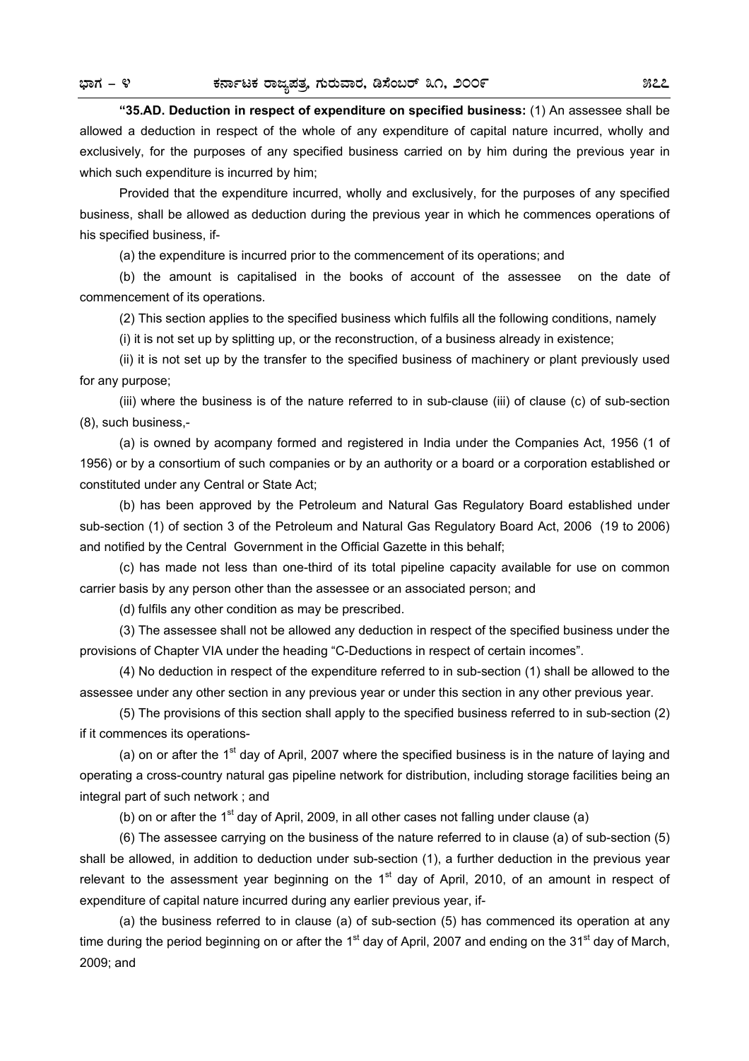**"35.AD. Deduction in respect of expenditure on specified business:** (1) An assessee shall be allowed a deduction in respect of the whole of any expenditure of capital nature incurred, wholly and exclusively, for the purposes of any specified business carried on by him during the previous year in which such expenditure is incurred by him;

Provided that the expenditure incurred, wholly and exclusively, for the purposes of any specified business, shall be allowed as deduction during the previous year in which he commences operations of his specified business, if-

(a) the expenditure is incurred prior to the commencement of its operations; and

(b) the amount is capitalised in the books of account of the assessee on the date of commencement of its operations.

(2) This section applies to the specified business which fulfils all the following conditions, namely

(i) it is not set up by splitting up, or the reconstruction, of a business already in existence;

(ii) it is not set up by the transfer to the specified business of machinery or plant previously used for any purpose;

(iii) where the business is of the nature referred to in sub-clause (iii) of clause (c) of sub-section (8), such business,-

(a) is owned by acompany formed and registered in India under the Companies Act, 1956 (1 of 1956) or by a consortium of such companies or by an authority or a board or a corporation established or constituted under any Central or State Act;

(b) has been approved by the Petroleum and Natural Gas Regulatory Board established under sub-section (1) of section 3 of the Petroleum and Natural Gas Regulatory Board Act, 2006 (19 to 2006) and notified by the Central Government in the Official Gazette in this behalf;

(c) has made not less than one-third of its total pipeline capacity available for use on common carrier basis by any person other than the assessee or an associated person; and

(d) fulfils any other condition as may be prescribed.

(3) The assessee shall not be allowed any deduction in respect of the specified business under the provisions of Chapter VIA under the heading "C-Deductions in respect of certain incomes".

(4) No deduction in respect of the expenditure referred to in sub-section (1) shall be allowed to the assessee under any other section in any previous year or under this section in any other previous year.

(5) The provisions of this section shall apply to the specified business referred to in sub-section (2) if it commences its operations-

(a) on or after the 1st day of April, 2007 where the specified business is in the nature of laying and operating a cross-country natural gas pipeline network for distribution, including storage facilities being an integral part of such network ; and

(b) on or after the 1st day of April, 2009, in all other cases not falling under clause (a)

(6) The assessee carrying on the business of the nature referred to in clause (a) of sub-section (5) shall be allowed, in addition to deduction under sub-section (1), a further deduction in the previous year relevant to the assessment year beginning on the 1st day of April, 2010, of an amount in respect of expenditure of capital nature incurred during any earlier previous year, if-

(a) the business referred to in clause (a) of sub-section (5) has commenced its operation at any time during the period beginning on or after the 1st day of April, 2007 and ending on the 31st day of March, 2009; and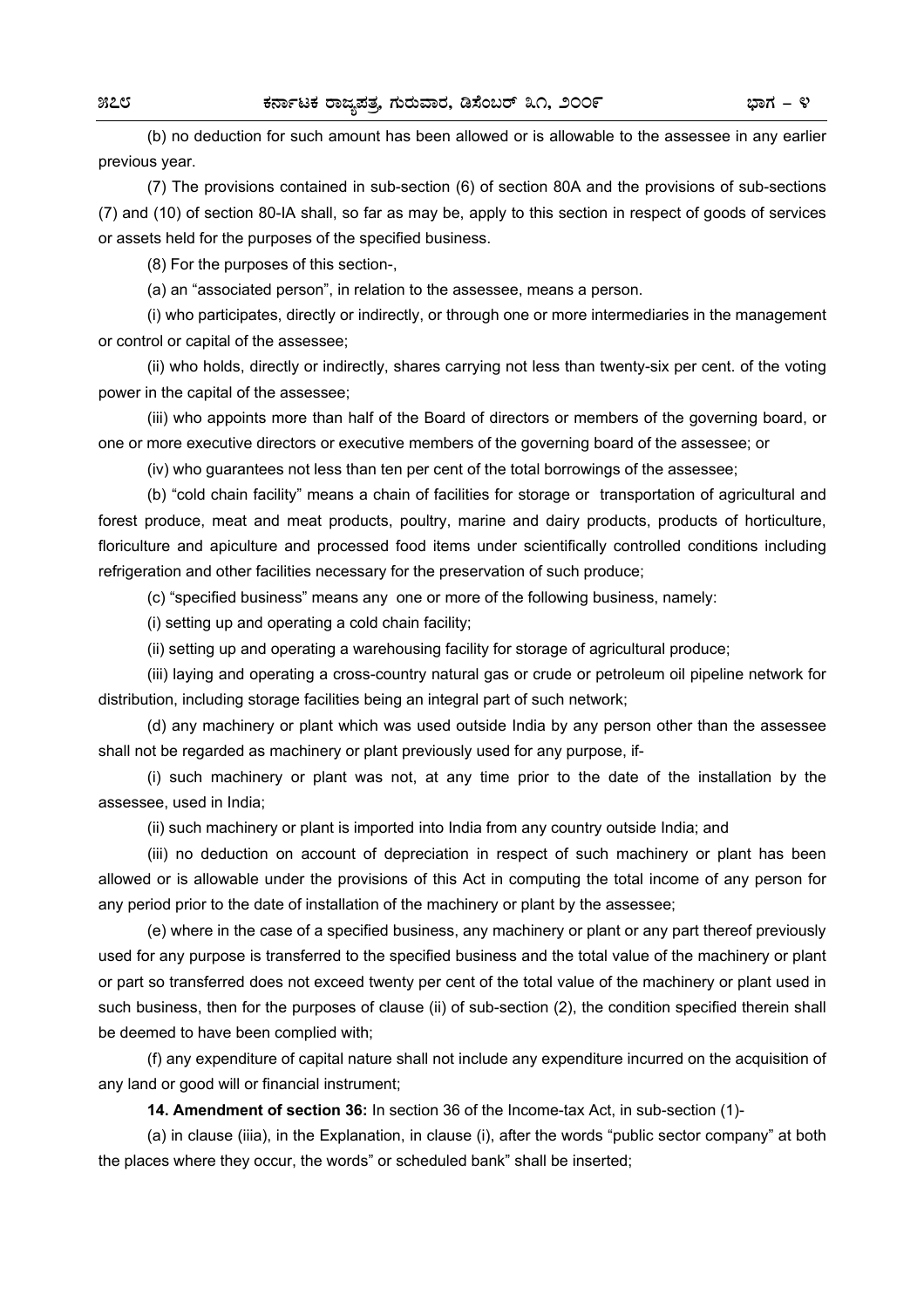(b) no deduction for such amount has been allowed or is allowable to the assessee in any earlier previous year.

(7) The provisions contained in sub-section (6) of section 80A and the provisions of sub-sections (7) and (10) of section 80-IA shall, so far as may be, apply to this section in respect of goods of services or assets held for the purposes of the specified business.

(8) For the purposes of this section-,

(a) an "associated person", in relation to the assessee, means a person.

(i) who participates, directly or indirectly, or through one or more intermediaries in the management or control or capital of the assessee;

(ii) who holds, directly or indirectly, shares carrying not less than twenty-six per cent. of the voting power in the capital of the assessee;

(iii) who appoints more than half of the Board of directors or members of the governing board, or one or more executive directors or executive members of the governing board of the assessee; or

(iv) who guarantees not less than ten per cent of the total borrowings of the assessee;

(b) "cold chain facility" means a chain of facilities for storage or transportation of agricultural and forest produce, meat and meat products, poultry, marine and dairy products, products of horticulture, floriculture and apiculture and processed food items under scientifically controlled conditions including refrigeration and other facilities necessary for the preservation of such produce;

(c) "specified business" means any one or more of the following business, namely:

(i) setting up and operating a cold chain facility;

(ii) setting up and operating a warehousing facility for storage of agricultural produce;

(iii) laying and operating a cross-country natural gas or crude or petroleum oil pipeline network for distribution, including storage facilities being an integral part of such network;

(d) any machinery or plant which was used outside India by any person other than the assessee shall not be regarded as machinery or plant previously used for any purpose, if-

(i) such machinery or plant was not, at any time prior to the date of the installation by the assessee, used in India;

(ii) such machinery or plant is imported into India from any country outside India; and

(iii) no deduction on account of depreciation in respect of such machinery or plant has been allowed or is allowable under the provisions of this Act in computing the total income of any person for any period prior to the date of installation of the machinery or plant by the assessee;

(e) where in the case of a specified business, any machinery or plant or any part thereof previously used for any purpose is transferred to the specified business and the total value of the machinery or plant or part so transferred does not exceed twenty per cent of the total value of the machinery or plant used in such business, then for the purposes of clause (ii) of sub-section (2), the condition specified therein shall be deemed to have been complied with;

(f) any expenditure of capital nature shall not include any expenditure incurred on the acquisition of any land or good will or financial instrument;

**14. Amendment of section 36:** In section 36 of the Income-tax Act, in sub-section (1)-

(a) in clause (iiia), in the Explanation, in clause (i), after the words "public sector company" at both the places where they occur, the words" or scheduled bank" shall be inserted;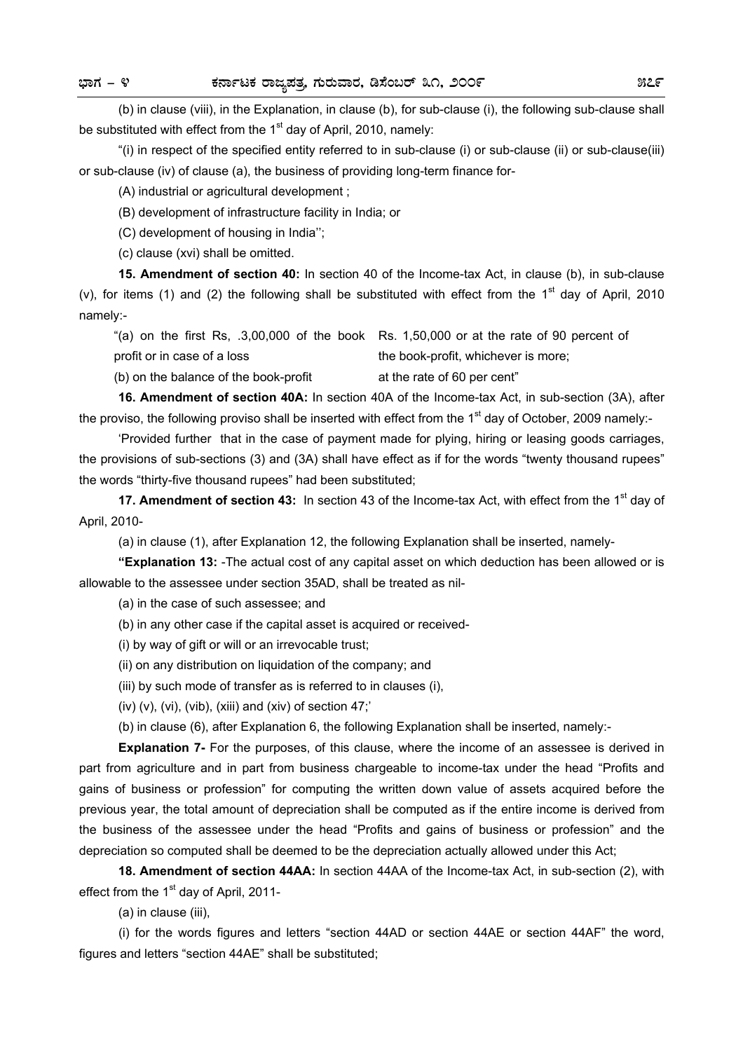(b) in clause (viii), in the Explanation, in clause (b), for sub-clause (i), the following sub-clause shall be substituted with effect from the 1st day of April, 2010, namely:

"(i) in respect of the specified entity referred to in sub-clause (i) or sub-clause (ii) or sub-clause(iii) or sub-clause (iv) of clause (a), the business of providing long-term finance for-

(A) industrial or agricultural development ;

(B) development of infrastructure facility in India; or

(C) development of housing in India'';

(c) clause (xvi) shall be omitted.

**15. Amendment of section 40:** In section 40 of the Income-tax Act, in clause (b), in sub-clause (v), for items (1) and (2) the following shall be substituted with effect from the 1st day of April, 2010 namely:-

| | |
|---|---|
| "(a) on the first Rs, .3,00,000 of the book profit or in case of a loss | Rs. 1,50,000 or at the rate of 90 percent of the book-profit, whichever is more; |
| (b) on the balance of the book-profit | at the rate of 60 per cent" |

**16. Amendment of section 40A:** In section 40A of the Income-tax Act, in sub-section (3A), after the proviso, the following proviso shall be inserted with effect from the 1st day of October, 2009 namely:-

'Provided further that in the case of payment made for plying, hiring or leasing goods carriages, the provisions of sub-sections (3) and (3A) shall have effect as if for the words "twenty thousand rupees" the words "thirty-five thousand rupees" had been substituted;

**17. Amendment of section 43:** In section 43 of the Income-tax Act, with effect from the 1st day of April, 2010-

(a) in clause (1), after Explanation 12, the following Explanation shall be inserted, namely-

**"Explanation 13:** -The actual cost of any capital asset on which deduction has been allowed or is allowable to the assessee under section 35AD, shall be treated as nil-

(a) in the case of such assessee; and

(b) in any other case if the capital asset is acquired or received-

(i) by way of gift or will or an irrevocable trust;

(ii) on any distribution on liquidation of the company; and

(iii) by such mode of transfer as is referred to in clauses (i),

(iv) (v), (vi), (vib), (xiii) and (xiv) of section 47;'

(b) in clause (6), after Explanation 6, the following Explanation shall be inserted, namely:-

**Explanation 7-** For the purposes, of this clause, where the income of an assessee is derived in part from agriculture and in part from business chargeable to income-tax under the head "Profits and gains of business or profession" for computing the written down value of assets acquired before the previous year, the total amount of depreciation shall be computed as if the entire income is derived from the business of the assessee under the head "Profits and gains of business or profession" and the depreciation so computed shall be deemed to be the depreciation actually allowed under this Act;

**18. Amendment of section 44AA:** In section 44AA of the Income-tax Act, in sub-section (2), with effect from the 1st day of April, 2011-

(a) in clause (iii),

(i) for the words figures and letters "section 44AD or section 44AE or section 44AF" the word, figures and letters "section 44AE" shall be substituted;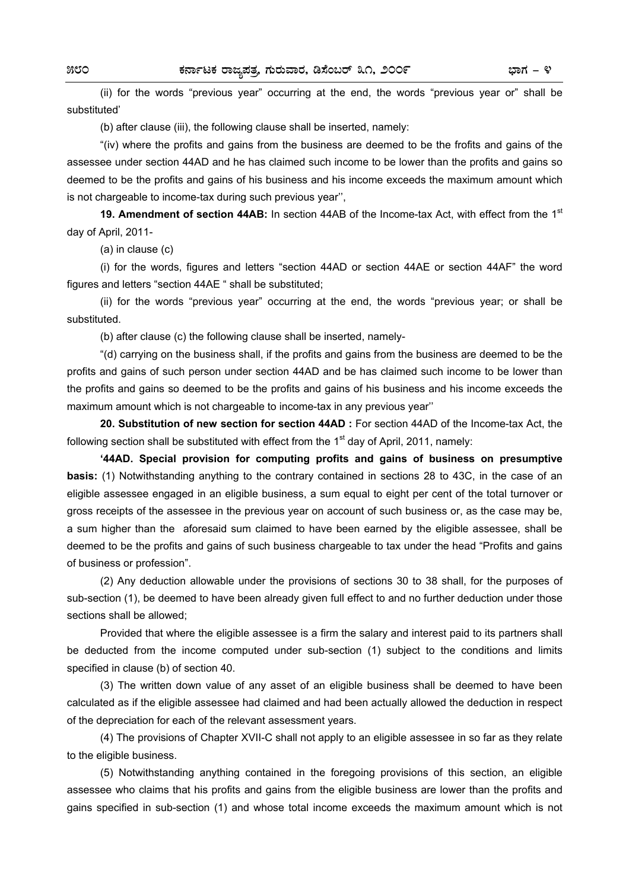(ii) for the words "previous year" occurring at the end, the words "previous year or" shall be substituted'

(b) after clause (iii), the following clause shall be inserted, namely:

"(iv) where the profits and gains from the business are deemed to be the frofits and gains of the assessee under section 44AD and he has claimed such income to be lower than the profits and gains so deemed to be the profits and gains of his business and his income exceeds the maximum amount which is not chargeable to income-tax during such previous year'',

**19. Amendment of section 44AB:** In section 44AB of the Income-tax Act, with effect from the 1st day of April, 2011-

(a) in clause (c)

(i) for the words, figures and letters "section 44AD or section 44AE or section 44AF" the word figures and letters "section 44AE " shall be substituted;

(ii) for the words "previous year" occurring at the end, the words "previous year; or shall be substituted.

(b) after clause (c) the following clause shall be inserted, namely-

"(d) carrying on the business shall, if the profits and gains from the business are deemed to be the profits and gains of such person under section 44AD and be has claimed such income to be lower than the profits and gains so deemed to be the profits and gains of his business and his income exceeds the maximum amount which is not chargeable to income-tax in any previous year''

**20. Substitution of new section for section 44AD :** For section 44AD of the Income-tax Act, the following section shall be substituted with effect from the 1st day of April, 2011, namely:

**'44AD. Special provision for computing profits and gains of business on presumptive basis:** (1) Notwithstanding anything to the contrary contained in sections 28 to 43C, in the case of an eligible assessee engaged in an eligible business, a sum equal to eight per cent of the total turnover or gross receipts of the assessee in the previous year on account of such business or, as the case may be, a sum higher than the aforesaid sum claimed to have been earned by the eligible assessee, shall be deemed to be the profits and gains of such business chargeable to tax under the head "Profits and gains of business or profession".

(2) Any deduction allowable under the provisions of sections 30 to 38 shall, for the purposes of sub-section (1), be deemed to have been already given full effect to and no further deduction under those sections shall be allowed;

Provided that where the eligible assessee is a firm the salary and interest paid to its partners shall be deducted from the income computed under sub-section (1) subject to the conditions and limits specified in clause (b) of section 40.

(3) The written down value of any asset of an eligible business shall be deemed to have been calculated as if the eligible assessee had claimed and had been actually allowed the deduction in respect of the depreciation for each of the relevant assessment years.

(4) The provisions of Chapter XVII-C shall not apply to an eligible assessee in so far as they relate to the eligible business.

(5) Notwithstanding anything contained in the foregoing provisions of this section, an eligible assessee who claims that his profits and gains from the eligible business are lower than the profits and gains specified in sub-section (1) and whose total income exceeds the maximum amount which is not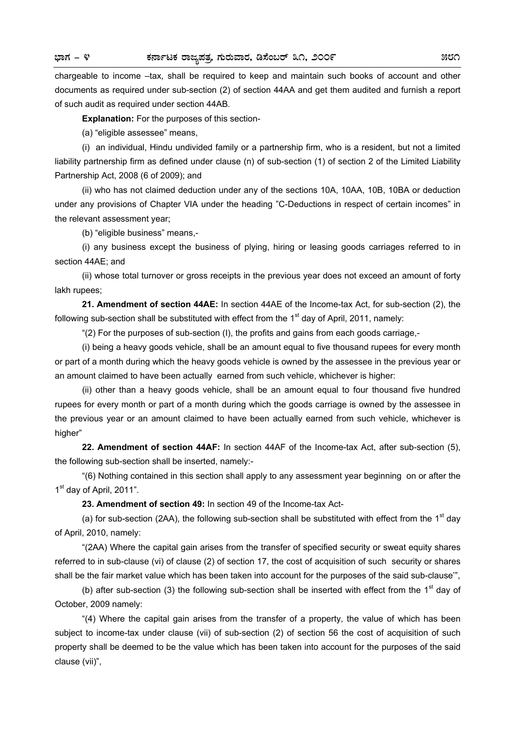chargeable to income –tax, shall be required to keep and maintain such books of account and other documents as required under sub-section (2) of section 44AA and get them audited and furnish a report of such audit as required under section 44AB.

**Explanation:** For the purposes of this section-

(a) "eligible assessee" means,

(i) an individual, Hindu undivided family or a partnership firm, who is a resident, but not a limited liability partnership firm as defined under clause (n) of sub-section (1) of section 2 of the Limited Liability Partnership Act, 2008 (6 of 2009); and

(ii) who has not claimed deduction under any of the sections 10A, 10AA, 10B, 10BA or deduction under any provisions of Chapter VIA under the heading "C-Deductions in respect of certain incomes" in the relevant assessment year;

(b) "eligible business" means,-

(i) any business except the business of plying, hiring or leasing goods carriages referred to in section 44AE; and

(ii) whose total turnover or gross receipts in the previous year does not exceed an amount of forty lakh rupees;

**21. Amendment of section 44AE:** In section 44AE of the Income-tax Act, for sub-section (2), the following sub-section shall be substituted with effect from the 1st day of April, 2011, namely:

"(2) For the purposes of sub-section (I), the profits and gains from each goods carriage,-

(i) being a heavy goods vehicle, shall be an amount equal to five thousand rupees for every month or part of a month during which the heavy goods vehicle is owned by the assessee in the previous year or an amount claimed to have been actually earned from such vehicle, whichever is higher:

(ii) other than a heavy goods vehicle, shall be an amount equal to four thousand five hundred rupees for every month or part of a month during which the goods carriage is owned by the assessee in the previous year or an amount claimed to have been actually earned from such vehicle, whichever is higher"

**22. Amendment of section 44AF:** In section 44AF of the Income-tax Act, after sub-section (5), the following sub-section shall be inserted, namely:-

"(6) Nothing contained in this section shall apply to any assessment year beginning on or after the 1st day of April, 2011".

**23. Amendment of section 49:** In section 49 of the Income-tax Act-

(a) for sub-section (2AA), the following sub-section shall be substituted with effect from the 1st day of April, 2010, namely:

"(2AA) Where the capital gain arises from the transfer of specified security or sweat equity shares referred to in sub-clause (vi) of clause (2) of section 17, the cost of acquisition of such security or shares shall be the fair market value which has been taken into account for the purposes of the said sub-clause'",

(b) after sub-section (3) the following sub-section shall be inserted with effect from the 1st day of October, 2009 namely:

"(4) Where the capital gain arises from the transfer of a property, the value of which has been subject to income-tax under clause (vii) of sub-section (2) of section 56 the cost of acquisition of such property shall be deemed to be the value which has been taken into account for the purposes of the said clause (vii)",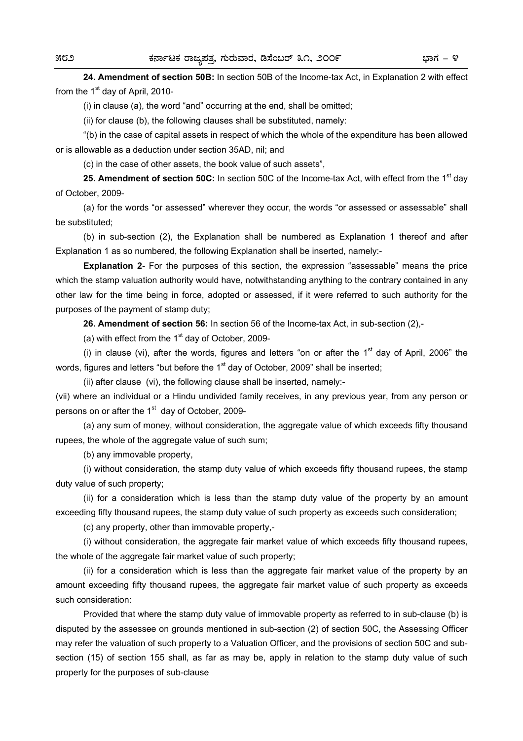**24. Amendment of section 50B:** In section 50B of the Income-tax Act, in Explanation 2 with effect from the 1st day of April, 2010-

(i) in clause (a), the word "and" occurring at the end, shall be omitted;

(ii) for clause (b), the following clauses shall be substituted, namely:

"(b) in the case of capital assets in respect of which the whole of the expenditure has been allowed or is allowable as a deduction under section 35AD, nil; and

(c) in the case of other assets, the book value of such assets",

**25. Amendment of section 50C:** In section 50C of the Income-tax Act, with effect from the 1st day of October, 2009-

(a) for the words "or assessed" wherever they occur, the words "or assessed or assessable" shall be substituted;

(b) in sub-section (2), the Explanation shall be numbered as Explanation 1 thereof and after Explanation 1 as so numbered, the following Explanation shall be inserted, namely:-

**Explanation 2-** For the purposes of this section, the expression "assessable" means the price which the stamp valuation authority would have, notwithstanding anything to the contrary contained in any other law for the time being in force, adopted or assessed, if it were referred to such authority for the purposes of the payment of stamp duty;

**26. Amendment of section 56:** In section 56 of the Income-tax Act, in sub-section (2),-

(a) with effect from the 1st day of October, 2009-

(i) in clause (vi), after the words, figures and letters "on or after the 1st day of April, 2006" the words, figures and letters "but before the 1st day of October, 2009" shall be inserted;

(ii) after clause (vi), the following clause shall be inserted, namely:-

(vii) where an individual or a Hindu undivided family receives, in any previous year, from any person or persons on or after the 1st day of October, 2009-

(a) any sum of money, without consideration, the aggregate value of which exceeds fifty thousand rupees, the whole of the aggregate value of such sum;

(b) any immovable property,

(i) without consideration, the stamp duty value of which exceeds fifty thousand rupees, the stamp duty value of such property;

(ii) for a consideration which is less than the stamp duty value of the property by an amount exceeding fifty thousand rupees, the stamp duty value of such property as exceeds such consideration;

(c) any property, other than immovable property,-

(i) without consideration, the aggregate fair market value of which exceeds fifty thousand rupees, the whole of the aggregate fair market value of such property;

(ii) for a consideration which is less than the aggregate fair market value of the property by an amount exceeding fifty thousand rupees, the aggregate fair market value of such property as exceeds such consideration:

Provided that where the stamp duty value of immovable property as referred to in sub-clause (b) is disputed by the assessee on grounds mentioned in sub-section (2) of section 50C, the Assessing Officer may refer the valuation of such property to a Valuation Officer, and the provisions of section 50C and sub-section (15) of section 155 shall, as far as may be, apply in relation to the stamp duty value of such property for the purposes of sub-clause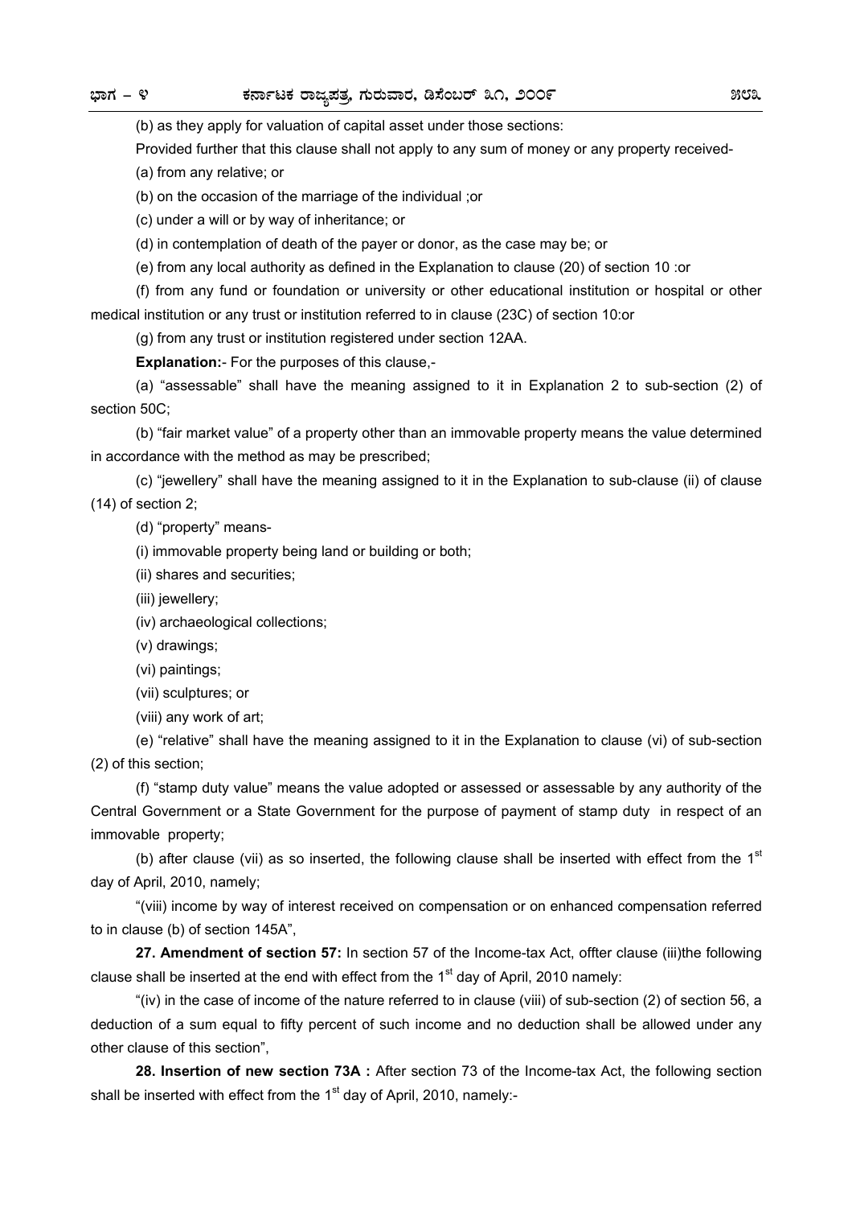(b) as they apply for valuation of capital asset under those sections:

Provided further that this clause shall not apply to any sum of money or any property received-

(a) from any relative; or

(b) on the occasion of the marriage of the individual ;or

(c) under a will or by way of inheritance; or

(d) in contemplation of death of the payer or donor, as the case may be; or

(e) from any local authority as defined in the Explanation to clause (20) of section 10 :or

(f) from any fund or foundation or university or other educational institution or hospital or other medical institution or any trust or institution referred to in clause (23C) of section 10:or

(g) from any trust or institution registered under section 12AA.

**Explanation:**- For the purposes of this clause,-

(a) "assessable" shall have the meaning assigned to it in Explanation 2 to sub-section (2) of section 50C;

(b) "fair market value" of a property other than an immovable property means the value determined in accordance with the method as may be prescribed;

(c) "jewellery" shall have the meaning assigned to it in the Explanation to sub-clause (ii) of clause (14) of section 2;

(d) "property" means-

(i) immovable property being land or building or both;

(ii) shares and securities;

(iii) jewellery;

(iv) archaeological collections;

(v) drawings;

(vi) paintings;

(vii) sculptures; or

(viii) any work of art;

(e) "relative" shall have the meaning assigned to it in the Explanation to clause (vi) of sub-section (2) of this section;

(f) "stamp duty value" means the value adopted or assessed or assessable by any authority of the Central Government or a State Government for the purpose of payment of stamp duty in respect of an immovable property;

(b) after clause (vii) as so inserted, the following clause shall be inserted with effect from the 1st day of April, 2010, namely;

"(viii) income by way of interest received on compensation or on enhanced compensation referred to in clause (b) of section 145A",

**27. Amendment of section 57:** In section 57 of the Income-tax Act, offter clause (iii)the following clause shall be inserted at the end with effect from the 1st day of April, 2010 namely:

"(iv) in the case of income of the nature referred to in clause (viii) of sub-section (2) of section 56, a deduction of a sum equal to fifty percent of such income and no deduction shall be allowed under any other clause of this section",

**28. Insertion of new section 73A :** After section 73 of the Income-tax Act, the following section shall be inserted with effect from the 1st day of April, 2010, namely:-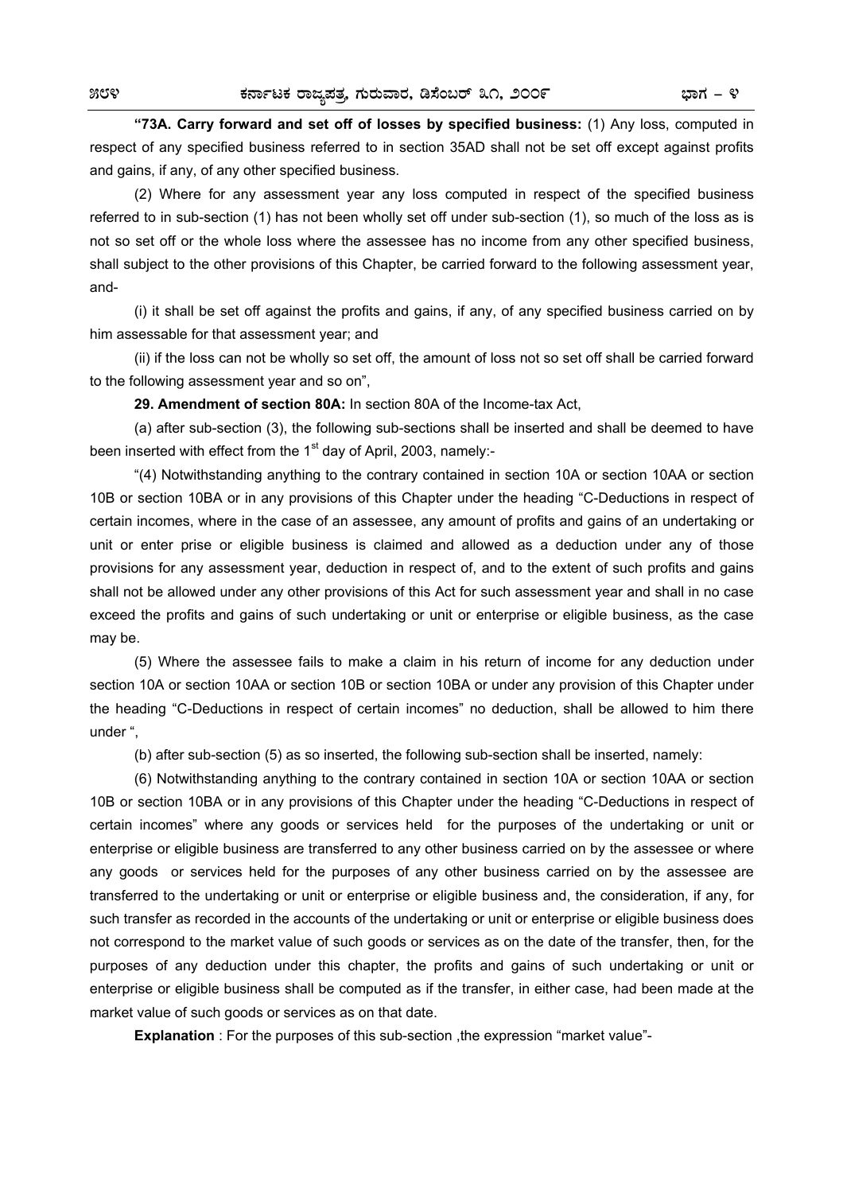**"73A. Carry forward and set off of losses by specified business:** (1) Any loss, computed in respect of any specified business referred to in section 35AD shall not be set off except against profits and gains, if any, of any other specified business.

(2) Where for any assessment year any loss computed in respect of the specified business referred to in sub-section (1) has not been wholly set off under sub-section (1), so much of the loss as is not so set off or the whole loss where the assessee has no income from any other specified business, shall subject to the other provisions of this Chapter, be carried forward to the following assessment year, and-

(i) it shall be set off against the profits and gains, if any, of any specified business carried on by him assessable for that assessment year; and

(ii) if the loss can not be wholly so set off, the amount of loss not so set off shall be carried forward to the following assessment year and so on",

**29. Amendment of section 80A:** In section 80A of the Income-tax Act,

(a) after sub-section (3), the following sub-sections shall be inserted and shall be deemed to have been inserted with effect from the 1st day of April, 2003, namely:-

"(4) Notwithstanding anything to the contrary contained in section 10A or section 10AA or section 10B or section 10BA or in any provisions of this Chapter under the heading "C-Deductions in respect of certain incomes, where in the case of an assessee, any amount of profits and gains of an undertaking or unit or enter prise or eligible business is claimed and allowed as a deduction under any of those provisions for any assessment year, deduction in respect of, and to the extent of such profits and gains shall not be allowed under any other provisions of this Act for such assessment year and shall in no case exceed the profits and gains of such undertaking or unit or enterprise or eligible business, as the case may be.

(5) Where the assessee fails to make a claim in his return of income for any deduction under section 10A or section 10AA or section 10B or section 10BA or under any provision of this Chapter under the heading "C-Deductions in respect of certain incomes" no deduction, shall be allowed to him there under ",

(b) after sub-section (5) as so inserted, the following sub-section shall be inserted, namely:

(6) Notwithstanding anything to the contrary contained in section 10A or section 10AA or section 10B or section 10BA or in any provisions of this Chapter under the heading "C-Deductions in respect of certain incomes" where any goods or services held for the purposes of the undertaking or unit or enterprise or eligible business are transferred to any other business carried on by the assessee or where any goods or services held for the purposes of any other business carried on by the assessee are transferred to the undertaking or unit or enterprise or eligible business and, the consideration, if any, for such transfer as recorded in the accounts of the undertaking or unit or enterprise or eligible business does not correspond to the market value of such goods or services as on the date of the transfer, then, for the purposes of any deduction under this chapter, the profits and gains of such undertaking or unit or enterprise or eligible business shall be computed as if the transfer, in either case, had been made at the market value of such goods or services as on that date.

**Explanation** : For the purposes of this sub-section ,the expression "market value"-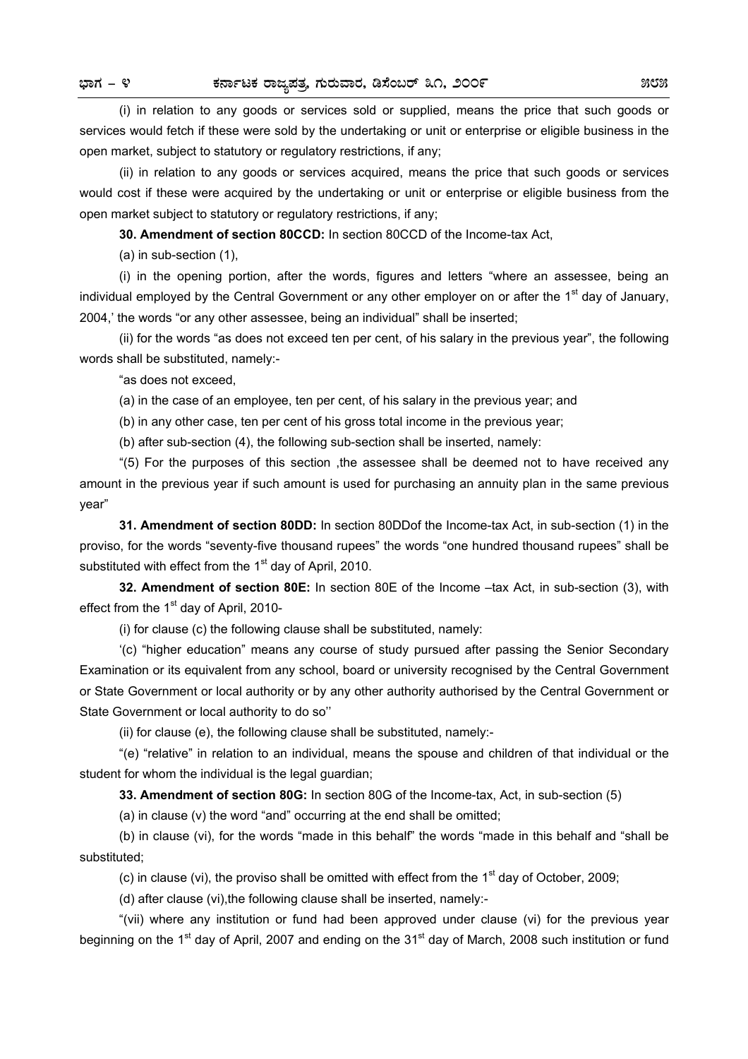(i) in relation to any goods or services sold or supplied, means the price that such goods or services would fetch if these were sold by the undertaking or unit or enterprise or eligible business in the open market, subject to statutory or regulatory restrictions, if any;

(ii) in relation to any goods or services acquired, means the price that such goods or services would cost if these were acquired by the undertaking or unit or enterprise or eligible business from the open market subject to statutory or regulatory restrictions, if any;

**30. Amendment of section 80CCD:** In section 80CCD of the Income-tax Act,

(a) in sub-section (1),

(i) in the opening portion, after the words, figures and letters "where an assessee, being an individual employed by the Central Government or any other employer on or after the 1st day of January, 2004,' the words "or any other assessee, being an individual" shall be inserted;

(ii) for the words "as does not exceed ten per cent, of his salary in the previous year", the following words shall be substituted, namely:-

"as does not exceed,

(a) in the case of an employee, ten per cent, of his salary in the previous year; and

(b) in any other case, ten per cent of his gross total income in the previous year;

(b) after sub-section (4), the following sub-section shall be inserted, namely:

"(5) For the purposes of this section ,the assessee shall be deemed not to have received any amount in the previous year if such amount is used for purchasing an annuity plan in the same previous year"

**31. Amendment of section 80DD:** In section 80DDof the Income-tax Act, in sub-section (1) in the proviso, for the words "seventy-five thousand rupees" the words "one hundred thousand rupees" shall be substituted with effect from the 1st day of April, 2010.

**32. Amendment of section 80E:** In section 80E of the Income –tax Act, in sub-section (3), with effect from the 1st day of April, 2010-

(i) for clause (c) the following clause shall be substituted, namely:

'(c) "higher education" means any course of study pursued after passing the Senior Secondary Examination or its equivalent from any school, board or university recognised by the Central Government or State Government or local authority or by any other authority authorised by the Central Government or State Government or local authority to do so''

(ii) for clause (e), the following clause shall be substituted, namely:-

"(e) "relative" in relation to an individual, means the spouse and children of that individual or the student for whom the individual is the legal guardian;

**33. Amendment of section 80G:** In section 80G of the Income-tax, Act, in sub-section (5)

(a) in clause (v) the word "and" occurring at the end shall be omitted;

(b) in clause (vi), for the words "made in this behalf" the words "made in this behalf and "shall be substituted;

(c) in clause (vi), the proviso shall be omitted with effect from the 1st day of October, 2009;

(d) after clause (vi),the following clause shall be inserted, namely:-

"(vii) where any institution or fund had been approved under clause (vi) for the previous year beginning on the 1st day of April, 2007 and ending on the 31st day of March, 2008 such institution or fund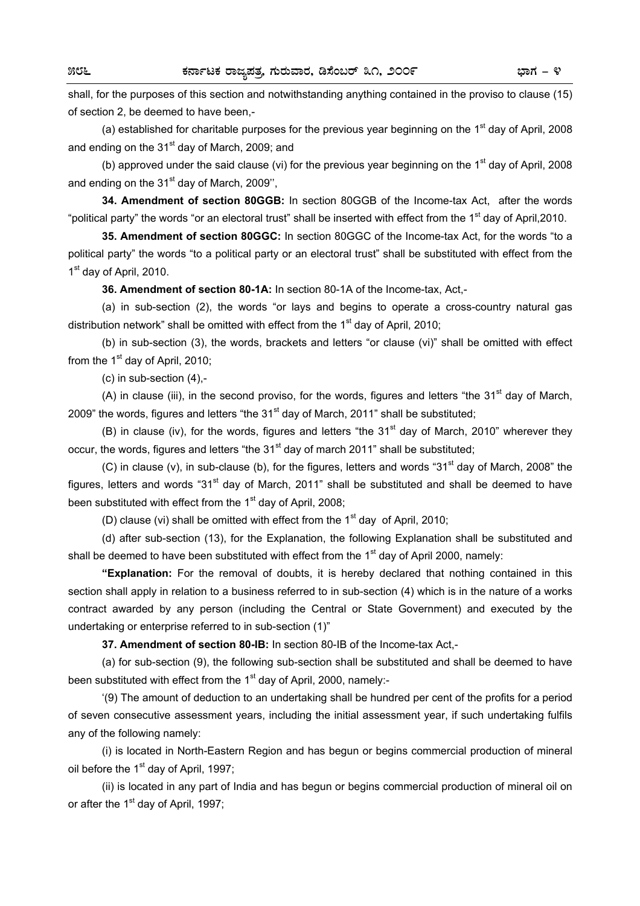shall, for the purposes of this section and notwithstanding anything contained in the proviso to clause (15) of section 2, be deemed to have been,-

(a) established for charitable purposes for the previous year beginning on the 1st day of April, 2008 and ending on the 31st day of March, 2009; and

(b) approved under the said clause (vi) for the previous year beginning on the 1st day of April, 2008 and ending on the 31st day of March, 2009'',

**34. Amendment of section 80GGB:** In section 80GGB of the Income-tax Act, after the words "political party" the words "or an electoral trust" shall be inserted with effect from the 1st day of April,2010.

**35. Amendment of section 80GGC:** In section 80GGC of the Income-tax Act, for the words "to a political party" the words "to a political party or an electoral trust" shall be substituted with effect from the 1st day of April, 2010.

**36. Amendment of section 80-1A:** In section 80-1A of the Income-tax, Act,-

(a) in sub-section (2), the words "or lays and begins to operate a cross-country natural gas distribution network" shall be omitted with effect from the 1st day of April, 2010;

(b) in sub-section (3), the words, brackets and letters "or clause (vi)" shall be omitted with effect from the 1st day of April, 2010;

(c) in sub-section (4),-

(A) in clause (iii), in the second proviso, for the words, figures and letters "the 31st day of March, 2009" the words, figures and letters "the 31st day of March, 2011" shall be substituted;

(B) in clause (iv), for the words, figures and letters "the 31st day of March, 2010" wherever they occur, the words, figures and letters "the 31st day of march 2011" shall be substituted;

(C) in clause (v), in sub-clause (b), for the figures, letters and words "31st day of March, 2008" the figures, letters and words "31st day of March, 2011" shall be substituted and shall be deemed to have been substituted with effect from the 1st day of April, 2008;

(D) clause (vi) shall be omitted with effect from the 1st day of April, 2010;

(d) after sub-section (13), for the Explanation, the following Explanation shall be substituted and shall be deemed to have been substituted with effect from the 1st day of April 2000, namely:

**"Explanation:** For the removal of doubts, it is hereby declared that nothing contained in this section shall apply in relation to a business referred to in sub-section (4) which is in the nature of a works contract awarded by any person (including the Central or State Government) and executed by the undertaking or enterprise referred to in sub-section (1)"

**37. Amendment of section 80-IB:** In section 80-IB of the Income-tax Act,-

(a) for sub-section (9), the following sub-section shall be substituted and shall be deemed to have been substituted with effect from the 1st day of April, 2000, namely:-

'(9) The amount of deduction to an undertaking shall be hundred per cent of the profits for a period of seven consecutive assessment years, including the initial assessment year, if such undertaking fulfils any of the following namely:

(i) is located in North-Eastern Region and has begun or begins commercial production of mineral oil before the 1st day of April, 1997;

(ii) is located in any part of India and has begun or begins commercial production of mineral oil on or after the 1st day of April, 1997;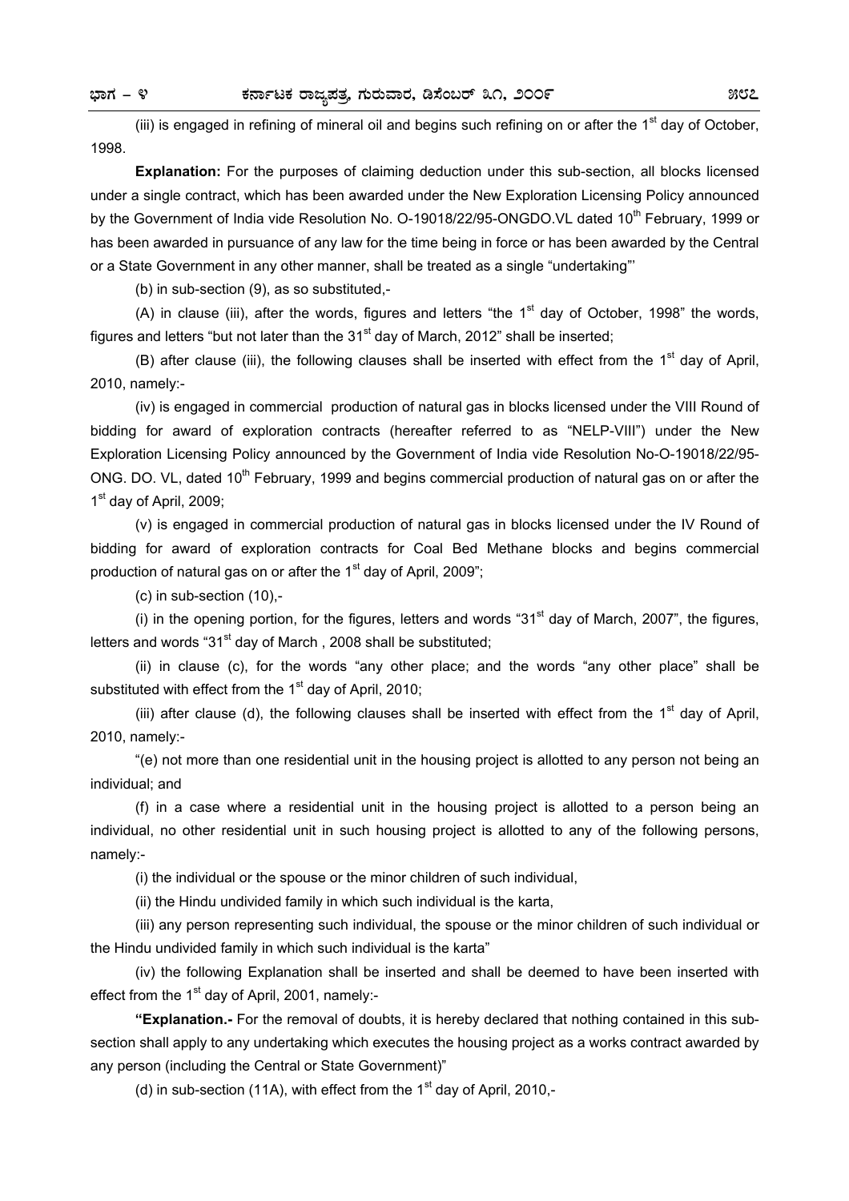(iii) is engaged in refining of mineral oil and begins such refining on or after the 1st day of October, 1998.

**Explanation:** For the purposes of claiming deduction under this sub-section, all blocks licensed under a single contract, which has been awarded under the New Exploration Licensing Policy announced by the Government of India vide Resolution No. O-19018/22/95-ONGDO.VL dated 10th February, 1999 or has been awarded in pursuance of any law for the time being in force or has been awarded by the Central or a State Government in any other manner, shall be treated as a single "undertaking"'

(b) in sub-section (9), as so substituted,-

(A) in clause (iii), after the words, figures and letters "the 1st day of October, 1998" the words, figures and letters "but not later than the 31st day of March, 2012" shall be inserted;

(B) after clause (iii), the following clauses shall be inserted with effect from the 1st day of April, 2010, namely:-

(iv) is engaged in commercial production of natural gas in blocks licensed under the VIII Round of bidding for award of exploration contracts (hereafter referred to as "NELP-VIII") under the New Exploration Licensing Policy announced by the Government of India vide Resolution No-O-19018/22/95-ONG. DO. VL, dated 10th February, 1999 and begins commercial production of natural gas on or after the 1st day of April, 2009;

(v) is engaged in commercial production of natural gas in blocks licensed under the IV Round of bidding for award of exploration contracts for Coal Bed Methane blocks and begins commercial production of natural gas on or after the 1st day of April, 2009";

(c) in sub-section (10),-

(i) in the opening portion, for the figures, letters and words "31st day of March, 2007", the figures, letters and words "31st day of March , 2008 shall be substituted;

(ii) in clause (c), for the words "any other place; and the words "any other place" shall be substituted with effect from the 1st day of April, 2010;

(iii) after clause (d), the following clauses shall be inserted with effect from the 1st day of April, 2010, namely:-

"(e) not more than one residential unit in the housing project is allotted to any person not being an individual; and

(f) in a case where a residential unit in the housing project is allotted to a person being an individual, no other residential unit in such housing project is allotted to any of the following persons, namely:-

(i) the individual or the spouse or the minor children of such individual,

(ii) the Hindu undivided family in which such individual is the karta,

(iii) any person representing such individual, the spouse or the minor children of such individual or the Hindu undivided family in which such individual is the karta"

(iv) the following Explanation shall be inserted and shall be deemed to have been inserted with effect from the 1st day of April, 2001, namely:-

**"Explanation.-** For the removal of doubts, it is hereby declared that nothing contained in this sub-section shall apply to any undertaking which executes the housing project as a works contract awarded by any person (including the Central or State Government)"

(d) in sub-section (11A), with effect from the 1st day of April, 2010,-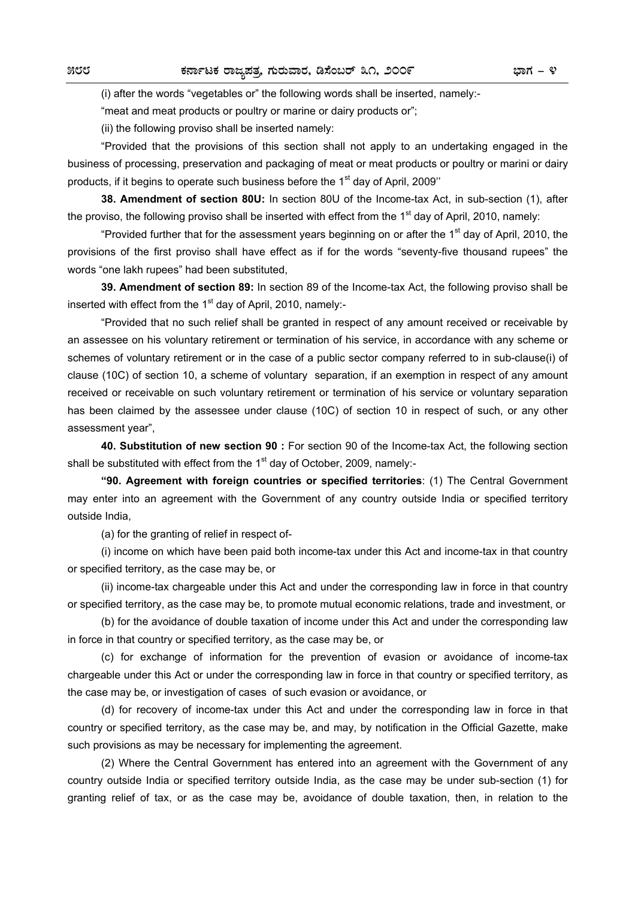(i) after the words "vegetables or" the following words shall be inserted, namely:-

"meat and meat products or poultry or marine or dairy products or";

(ii) the following proviso shall be inserted namely:

"Provided that the provisions of this section shall not apply to an undertaking engaged in the business of processing, preservation and packaging of meat or meat products or poultry or marini or dairy products, if it begins to operate such business before the 1st day of April, 2009''

**38. Amendment of section 80U:** In section 80U of the Income-tax Act, in sub-section (1), after the proviso, the following proviso shall be inserted with effect from the 1st day of April, 2010, namely:

"Provided further that for the assessment years beginning on or after the 1st day of April, 2010, the provisions of the first proviso shall have effect as if for the words "seventy-five thousand rupees" the words "one lakh rupees" had been substituted,

**39. Amendment of section 89:** In section 89 of the Income-tax Act, the following proviso shall be inserted with effect from the 1st day of April, 2010, namely:-

"Provided that no such relief shall be granted in respect of any amount received or receivable by an assessee on his voluntary retirement or termination of his service, in accordance with any scheme or schemes of voluntary retirement or in the case of a public sector company referred to in sub-clause(i) of clause (10C) of section 10, a scheme of voluntary separation, if an exemption in respect of any amount received or receivable on such voluntary retirement or termination of his service or voluntary separation has been claimed by the assessee under clause (10C) of section 10 in respect of such, or any other assessment year",

**40. Substitution of new section 90 :** For section 90 of the Income-tax Act, the following section shall be substituted with effect from the 1st day of October, 2009, namely:-

**"90. Agreement with foreign countries or specified territories**: (1) The Central Government may enter into an agreement with the Government of any country outside India or specified territory outside India,

(a) for the granting of relief in respect of-

(i) income on which have been paid both income-tax under this Act and income-tax in that country or specified territory, as the case may be, or

(ii) income-tax chargeable under this Act and under the corresponding law in force in that country or specified territory, as the case may be, to promote mutual economic relations, trade and investment, or

(b) for the avoidance of double taxation of income under this Act and under the corresponding law in force in that country or specified territory, as the case may be, or

(c) for exchange of information for the prevention of evasion or avoidance of income-tax chargeable under this Act or under the corresponding law in force in that country or specified territory, as the case may be, or investigation of cases of such evasion or avoidance, or

(d) for recovery of income-tax under this Act and under the corresponding law in force in that country or specified territory, as the case may be, and may, by notification in the Official Gazette, make such provisions as may be necessary for implementing the agreement.

(2) Where the Central Government has entered into an agreement with the Government of any country outside India or specified territory outside India, as the case may be under sub-section (1) for granting relief of tax, or as the case may be, avoidance of double taxation, then, in relation to the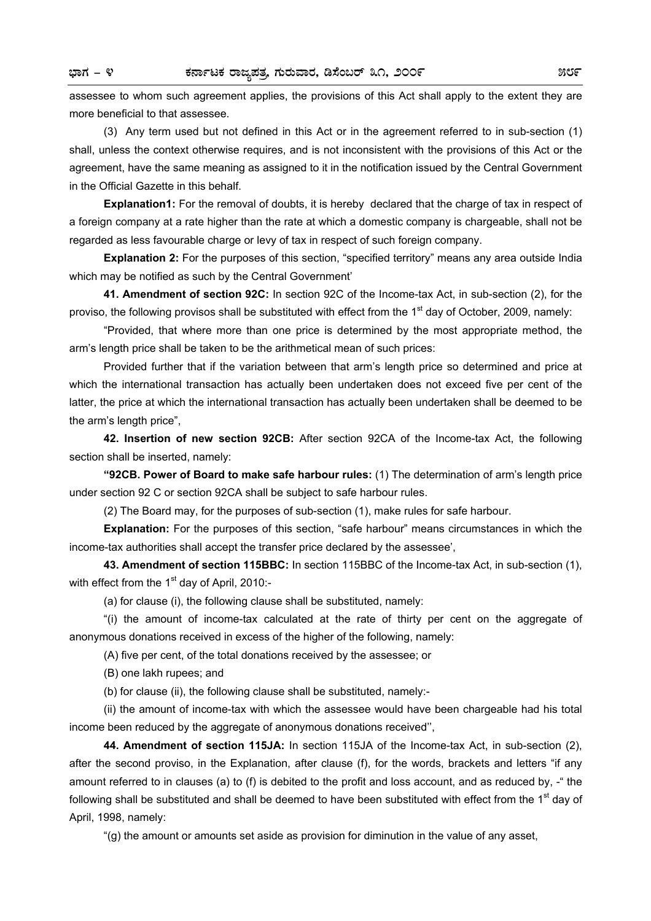assessee to whom such agreement applies, the provisions of this Act shall apply to the extent they are more beneficial to that assessee.

(3) Any term used but not defined in this Act or in the agreement referred to in sub-section (1) shall, unless the context otherwise requires, and is not inconsistent with the provisions of this Act or the agreement, have the same meaning as assigned to it in the notification issued by the Central Government in the Official Gazette in this behalf.

**Explanation1:** For the removal of doubts, it is hereby declared that the charge of tax in respect of a foreign company at a rate higher than the rate at which a domestic company is chargeable, shall not be regarded as less favourable charge or levy of tax in respect of such foreign company.

**Explanation 2:** For the purposes of this section, "specified territory" means any area outside India which may be notified as such by the Central Government'

**41. Amendment of section 92C:** In section 92C of the Income-tax Act, in sub-section (2), for the proviso, the following provisos shall be substituted with effect from the 1st day of October, 2009, namely:

"Provided, that where more than one price is determined by the most appropriate method, the arm's length price shall be taken to be the arithmetical mean of such prices:

Provided further that if the variation between that arm's length price so determined and price at which the international transaction has actually been undertaken does not exceed five per cent of the latter, the price at which the international transaction has actually been undertaken shall be deemed to be the arm's length price",

**42. Insertion of new section 92CB:** After section 92CA of the Income-tax Act, the following section shall be inserted, namely:

**"92CB. Power of Board to make safe harbour rules:** (1) The determination of arm's length price under section 92 C or section 92CA shall be subject to safe harbour rules.

(2) The Board may, for the purposes of sub-section (1), make rules for safe harbour.

**Explanation:** For the purposes of this section, "safe harbour" means circumstances in which the income-tax authorities shall accept the transfer price declared by the assessee',

**43. Amendment of section 115BBC:** In section 115BBC of the Income-tax Act, in sub-section (1), with effect from the 1st day of April, 2010:-

(a) for clause (i), the following clause shall be substituted, namely:

"(i) the amount of income-tax calculated at the rate of thirty per cent on the aggregate of anonymous donations received in excess of the higher of the following, namely:

(A) five per cent, of the total donations received by the assessee; or

(B) one lakh rupees; and

(b) for clause (ii), the following clause shall be substituted, namely:-

(ii) the amount of income-tax with which the assessee would have been chargeable had his total income been reduced by the aggregate of anonymous donations received'',

**44. Amendment of section 115JA:** In section 115JA of the Income-tax Act, in sub-section (2), after the second proviso, in the Explanation, after clause (f), for the words, brackets and letters "if any amount referred to in clauses (a) to (f) is debited to the profit and loss account, and as reduced by, -" the following shall be substituted and shall be deemed to have been substituted with effect from the 1st day of April, 1998, namely:

"(g) the amount or amounts set aside as provision for diminution in the value of any asset,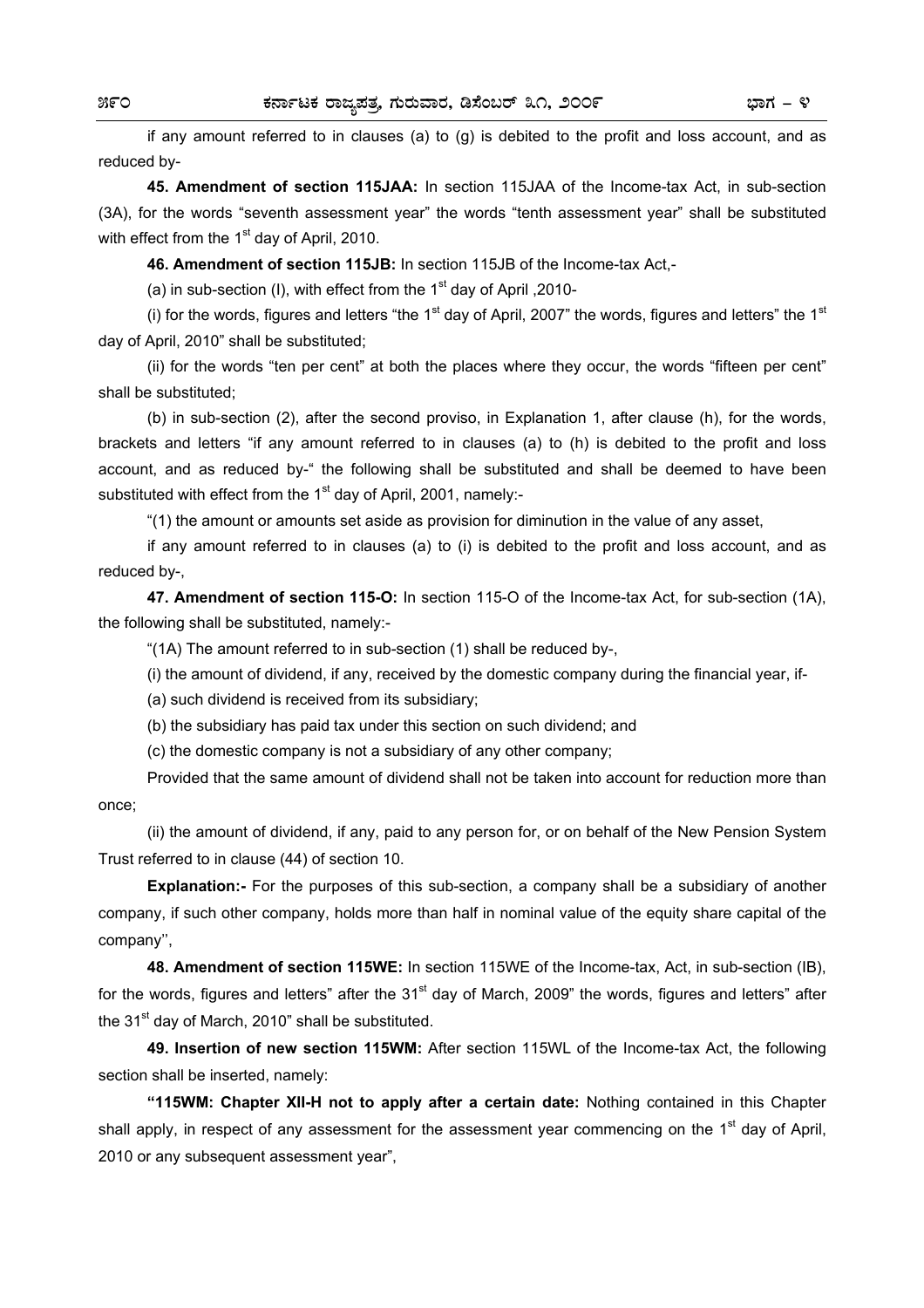if any amount referred to in clauses (a) to (g) is debited to the profit and loss account, and as reduced by-

**45. Amendment of section 115JAA:** In section 115JAA of the Income-tax Act, in sub-section (3A), for the words "seventh assessment year" the words "tenth assessment year" shall be substituted with effect from the 1st day of April, 2010.

**46. Amendment of section 115JB:** In section 115JB of the Income-tax Act,-

(a) in sub-section (I), with effect from the 1st day of April ,2010-

(i) for the words, figures and letters "the 1st day of April, 2007" the words, figures and letters" the 1st day of April, 2010" shall be substituted;

(ii) for the words "ten per cent" at both the places where they occur, the words "fifteen per cent" shall be substituted;

(b) in sub-section (2), after the second proviso, in Explanation 1, after clause (h), for the words, brackets and letters "if any amount referred to in clauses (a) to (h) is debited to the profit and loss account, and as reduced by-" the following shall be substituted and shall be deemed to have been substituted with effect from the 1st day of April, 2001, namely:-

"(1) the amount or amounts set aside as provision for diminution in the value of any asset,

if any amount referred to in clauses (a) to (i) is debited to the profit and loss account, and as reduced by-,

**47. Amendment of section 115-O:** In section 115-O of the Income-tax Act, for sub-section (1A), the following shall be substituted, namely:-

"(1A) The amount referred to in sub-section (1) shall be reduced by-,

(i) the amount of dividend, if any, received by the domestic company during the financial year, if-

(a) such dividend is received from its subsidiary;

(b) the subsidiary has paid tax under this section on such dividend; and

(c) the domestic company is not a subsidiary of any other company;

Provided that the same amount of dividend shall not be taken into account for reduction more than once;

(ii) the amount of dividend, if any, paid to any person for, or on behalf of the New Pension System Trust referred to in clause (44) of section 10.

**Explanation:-** For the purposes of this sub-section, a company shall be a subsidiary of another company, if such other company, holds more than half in nominal value of the equity share capital of the company'',

**48. Amendment of section 115WE:** In section 115WE of the Income-tax, Act, in sub-section (IB), for the words, figures and letters" after the 31st day of March, 2009" the words, figures and letters" after the 31st day of March, 2010" shall be substituted.

**49. Insertion of new section 115WM:** After section 115WL of the Income-tax Act, the following section shall be inserted, namely:

**"115WM: Chapter XII-H not to apply after a certain date:** Nothing contained in this Chapter shall apply, in respect of any assessment for the assessment year commencing on the 1st day of April, 2010 or any subsequent assessment year",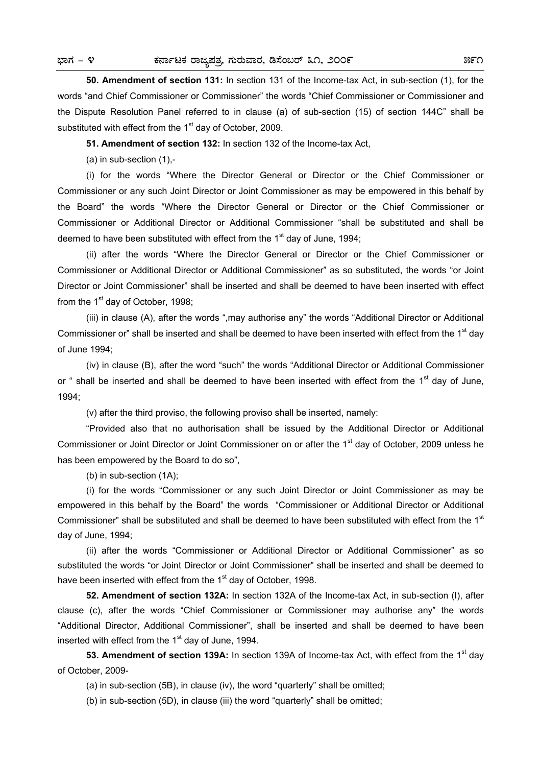**50. Amendment of section 131:** In section 131 of the Income-tax Act, in sub-section (1), for the words "and Chief Commissioner or Commissioner" the words "Chief Commissioner or Commissioner and the Dispute Resolution Panel referred to in clause (a) of sub-section (15) of section 144C" shall be substituted with effect from the 1st day of October, 2009.

**51. Amendment of section 132:** In section 132 of the Income-tax Act,

(a) in sub-section (1),-

(i) for the words "Where the Director General or Director or the Chief Commissioner or Commissioner or any such Joint Director or Joint Commissioner as may be empowered in this behalf by the Board" the words "Where the Director General or Director or the Chief Commissioner or Commissioner or Additional Director or Additional Commissioner "shall be substituted and shall be deemed to have been substituted with effect from the 1st day of June, 1994;

(ii) after the words "Where the Director General or Director or the Chief Commissioner or Commissioner or Additional Director or Additional Commissioner" as so substituted, the words "or Joint Director or Joint Commissioner" shall be inserted and shall be deemed to have been inserted with effect from the 1st day of October, 1998;

(iii) in clause (A), after the words ",may authorise any" the words "Additional Director or Additional Commissioner or" shall be inserted and shall be deemed to have been inserted with effect from the 1st day of June 1994;

(iv) in clause (B), after the word "such" the words "Additional Director or Additional Commissioner or " shall be inserted and shall be deemed to have been inserted with effect from the 1st day of June, 1994;

(v) after the third proviso, the following proviso shall be inserted, namely:

"Provided also that no authorisation shall be issued by the Additional Director or Additional Commissioner or Joint Director or Joint Commissioner on or after the 1st day of October, 2009 unless he has been empowered by the Board to do so",

(b) in sub-section (1A);

(i) for the words "Commissioner or any such Joint Director or Joint Commissioner as may be empowered in this behalf by the Board" the words "Commissioner or Additional Director or Additional Commissioner" shall be substituted and shall be deemed to have been substituted with effect from the 1st day of June, 1994;

(ii) after the words "Commissioner or Additional Director or Additional Commissioner" as so substituted the words "or Joint Director or Joint Commissioner" shall be inserted and shall be deemed to have been inserted with effect from the 1st day of October, 1998.

**52. Amendment of section 132A:** In section 132A of the Income-tax Act, in sub-section (I), after clause (c), after the words "Chief Commissioner or Commissioner may authorise any" the words "Additional Director, Additional Commissioner", shall be inserted and shall be deemed to have been inserted with effect from the 1st day of June, 1994.

**53. Amendment of section 139A:** In section 139A of Income-tax Act, with effect from the 1st day of October, 2009-

(a) in sub-section (5B), in clause (iv), the word "quarterly" shall be omitted;

(b) in sub-section (5D), in clause (iii) the word "quarterly" shall be omitted;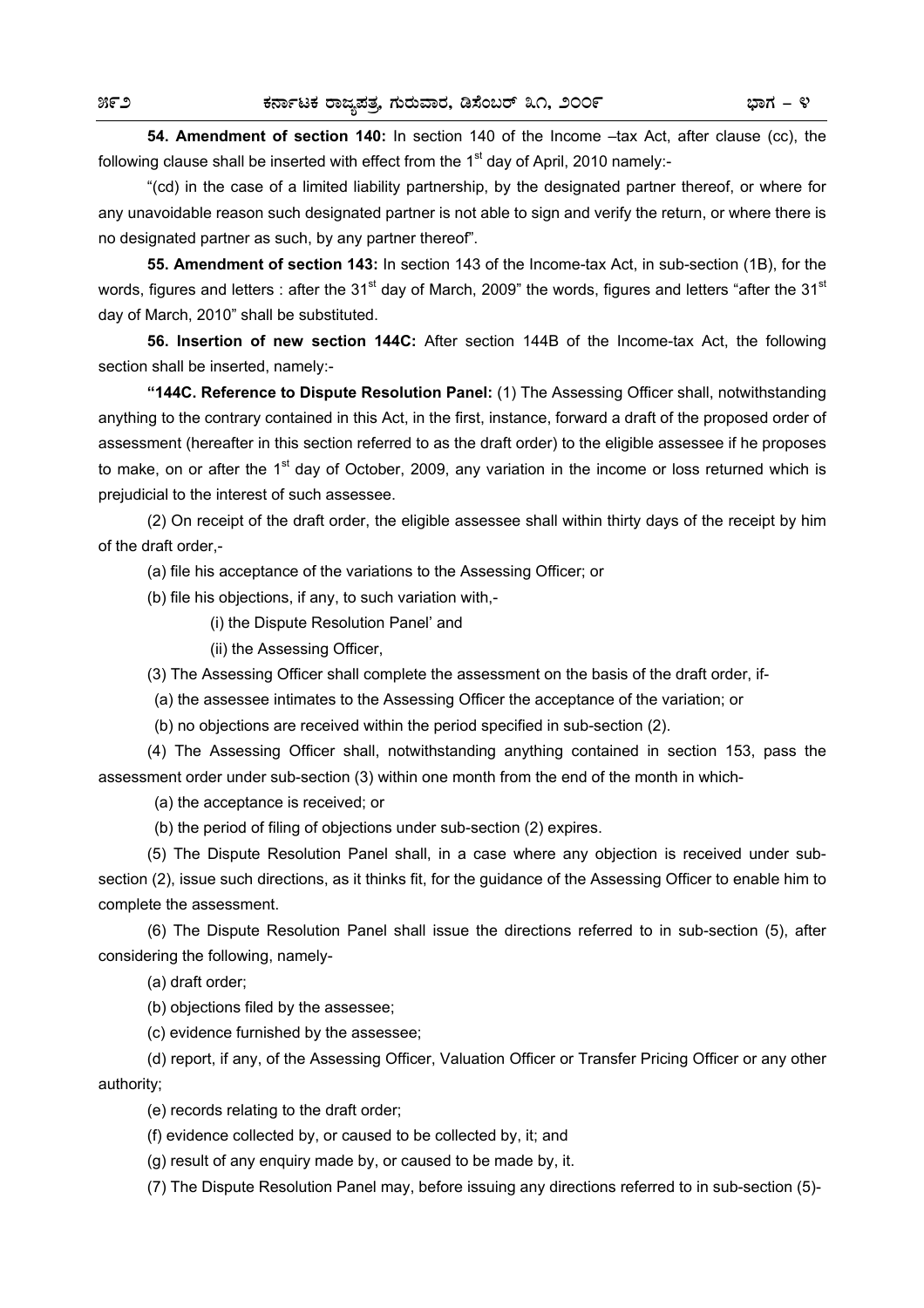**54. Amendment of section 140:** In section 140 of the Income –tax Act, after clause (cc), the following clause shall be inserted with effect from the 1st day of April, 2010 namely:-

"(cd) in the case of a limited liability partnership, by the designated partner thereof, or where for any unavoidable reason such designated partner is not able to sign and verify the return, or where there is no designated partner as such, by any partner thereof".

**55. Amendment of section 143:** In section 143 of the Income-tax Act, in sub-section (1B), for the words, figures and letters : after the 31st day of March, 2009" the words, figures and letters "after the 31st day of March, 2010" shall be substituted.

**56. Insertion of new section 144C:** After section 144B of the Income-tax Act, the following section shall be inserted, namely:-

**"144C. Reference to Dispute Resolution Panel:** (1) The Assessing Officer shall, notwithstanding anything to the contrary contained in this Act, in the first, instance, forward a draft of the proposed order of assessment (hereafter in this section referred to as the draft order) to the eligible assessee if he proposes to make, on or after the 1st day of October, 2009, any variation in the income or loss returned which is prejudicial to the interest of such assessee.

(2) On receipt of the draft order, the eligible assessee shall within thirty days of the receipt by him of the draft order,-

(a) file his acceptance of the variations to the Assessing Officer; or

(b) file his objections, if any, to such variation with,-

(i) the Dispute Resolution Panel' and

(ii) the Assessing Officer,

(3) The Assessing Officer shall complete the assessment on the basis of the draft order, if-

(a) the assessee intimates to the Assessing Officer the acceptance of the variation; or

(b) no objections are received within the period specified in sub-section (2).

(4) The Assessing Officer shall, notwithstanding anything contained in section 153, pass the assessment order under sub-section (3) within one month from the end of the month in which-

(a) the acceptance is received; or

(b) the period of filing of objections under sub-section (2) expires.

(5) The Dispute Resolution Panel shall, in a case where any objection is received under sub-section (2), issue such directions, as it thinks fit, for the guidance of the Assessing Officer to enable him to complete the assessment.

(6) The Dispute Resolution Panel shall issue the directions referred to in sub-section (5), after considering the following, namely-

(a) draft order;

(b) objections filed by the assessee;

(c) evidence furnished by the assessee;

(d) report, if any, of the Assessing Officer, Valuation Officer or Transfer Pricing Officer or any other authority;

(e) records relating to the draft order;

(f) evidence collected by, or caused to be collected by, it; and

(g) result of any enquiry made by, or caused to be made by, it.

(7) The Dispute Resolution Panel may, before issuing any directions referred to in sub-section (5)-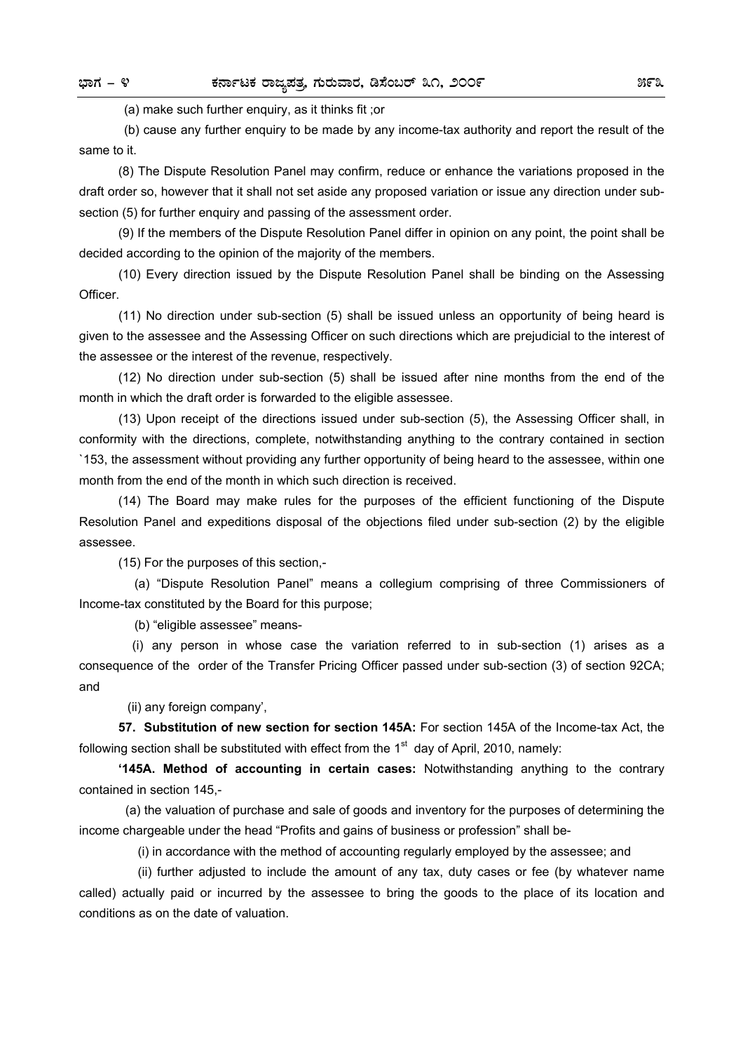(a) make such further enquiry, as it thinks fit ;or

(b) cause any further enquiry to be made by any income-tax authority and report the result of the same to it.

(8) The Dispute Resolution Panel may confirm, reduce or enhance the variations proposed in the draft order so, however that it shall not set aside any proposed variation or issue any direction under sub-section (5) for further enquiry and passing of the assessment order.

(9) If the members of the Dispute Resolution Panel differ in opinion on any point, the point shall be decided according to the opinion of the majority of the members.

(10) Every direction issued by the Dispute Resolution Panel shall be binding on the Assessing Officer.

(11) No direction under sub-section (5) shall be issued unless an opportunity of being heard is given to the assessee and the Assessing Officer on such directions which are prejudicial to the interest of the assessee or the interest of the revenue, respectively.

(12) No direction under sub-section (5) shall be issued after nine months from the end of the month in which the draft order is forwarded to the eligible assessee.

(13) Upon receipt of the directions issued under sub-section (5), the Assessing Officer shall, in conformity with the directions, complete, notwithstanding anything to the contrary contained in section `153, the assessment without providing any further opportunity of being heard to the assessee, within one month from the end of the month in which such direction is received.

(14) The Board may make rules for the purposes of the efficient functioning of the Dispute Resolution Panel and expeditions disposal of the objections filed under sub-section (2) by the eligible assessee.

(15) For the purposes of this section,-

(a) "Dispute Resolution Panel" means a collegium comprising of three Commissioners of Income-tax constituted by the Board for this purpose;

(b) "eligible assessee" means-

(i) any person in whose case the variation referred to in sub-section (1) arises as a consequence of the order of the Transfer Pricing Officer passed under sub-section (3) of section 92CA; and

(ii) any foreign company',

**57. Substitution of new section for section 145A:** For section 145A of the Income-tax Act, the following section shall be substituted with effect from the 1st day of April, 2010, namely:

**'145A. Method of accounting in certain cases:** Notwithstanding anything to the contrary contained in section 145,-

(a) the valuation of purchase and sale of goods and inventory for the purposes of determining the income chargeable under the head "Profits and gains of business or profession" shall be-

(i) in accordance with the method of accounting regularly employed by the assessee; and

(ii) further adjusted to include the amount of any tax, duty cases or fee (by whatever name called) actually paid or incurred by the assessee to bring the goods to the place of its location and conditions as on the date of valuation.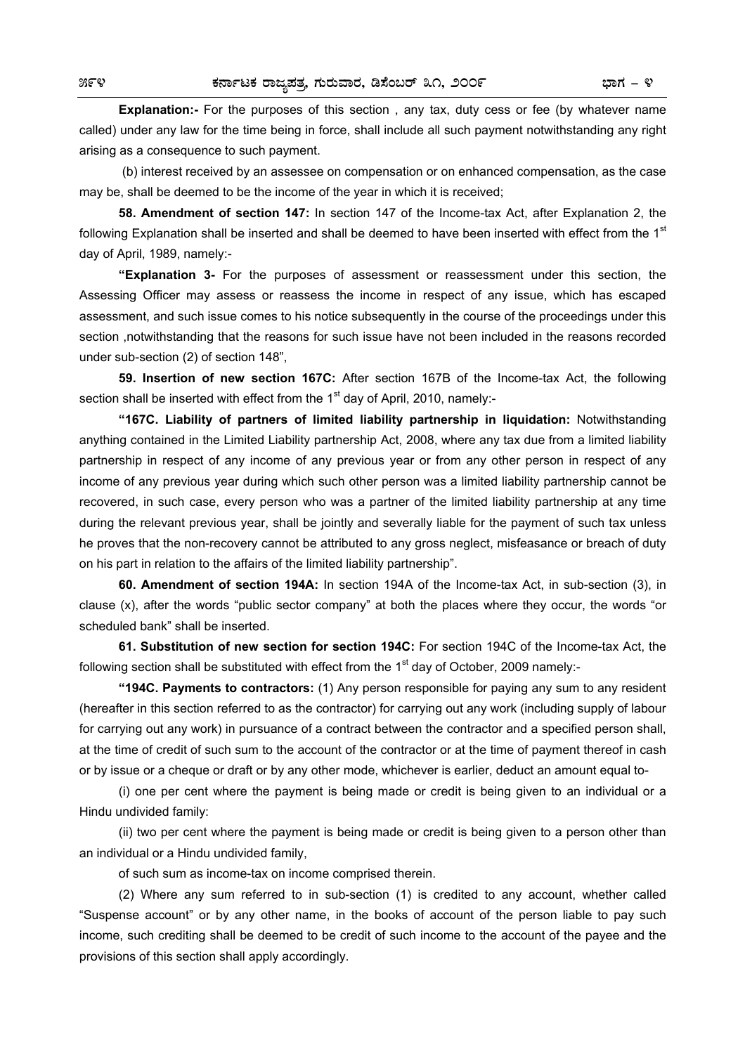**Explanation:-** For the purposes of this section , any tax, duty cess or fee (by whatever name called) under any law for the time being in force, shall include all such payment notwithstanding any right arising as a consequence to such payment.

(b) interest received by an assessee on compensation or on enhanced compensation, as the case may be, shall be deemed to be the income of the year in which it is received;

**58. Amendment of section 147:** In section 147 of the Income-tax Act, after Explanation 2, the following Explanation shall be inserted and shall be deemed to have been inserted with effect from the 1st day of April, 1989, namely:-

**"Explanation 3-** For the purposes of assessment or reassessment under this section, the Assessing Officer may assess or reassess the income in respect of any issue, which has escaped assessment, and such issue comes to his notice subsequently in the course of the proceedings under this section ,notwithstanding that the reasons for such issue have not been included in the reasons recorded under sub-section (2) of section 148",

**59. Insertion of new section 167C:** After section 167B of the Income-tax Act, the following section shall be inserted with effect from the 1st day of April, 2010, namely:-

**"167C. Liability of partners of limited liability partnership in liquidation:** Notwithstanding anything contained in the Limited Liability partnership Act, 2008, where any tax due from a limited liability partnership in respect of any income of any previous year or from any other person in respect of any income of any previous year during which such other person was a limited liability partnership cannot be recovered, in such case, every person who was a partner of the limited liability partnership at any time during the relevant previous year, shall be jointly and severally liable for the payment of such tax unless he proves that the non-recovery cannot be attributed to any gross neglect, misfeasance or breach of duty on his part in relation to the affairs of the limited liability partnership".

**60. Amendment of section 194A:** In section 194A of the Income-tax Act, in sub-section (3), in clause (x), after the words "public sector company" at both the places where they occur, the words "or scheduled bank" shall be inserted.

**61. Substitution of new section for section 194C:** For section 194C of the Income-tax Act, the following section shall be substituted with effect from the 1st day of October, 2009 namely:-

**"194C. Payments to contractors:** (1) Any person responsible for paying any sum to any resident (hereafter in this section referred to as the contractor) for carrying out any work (including supply of labour for carrying out any work) in pursuance of a contract between the contractor and a specified person shall, at the time of credit of such sum to the account of the contractor or at the time of payment thereof in cash or by issue or a cheque or draft or by any other mode, whichever is earlier, deduct an amount equal to-

(i) one per cent where the payment is being made or credit is being given to an individual or a Hindu undivided family:

(ii) two per cent where the payment is being made or credit is being given to a person other than an individual or a Hindu undivided family,

of such sum as income-tax on income comprised therein.

(2) Where any sum referred to in sub-section (1) is credited to any account, whether called "Suspense account" or by any other name, in the books of account of the person liable to pay such income, such crediting shall be deemed to be credit of such income to the account of the payee and the provisions of this section shall apply accordingly.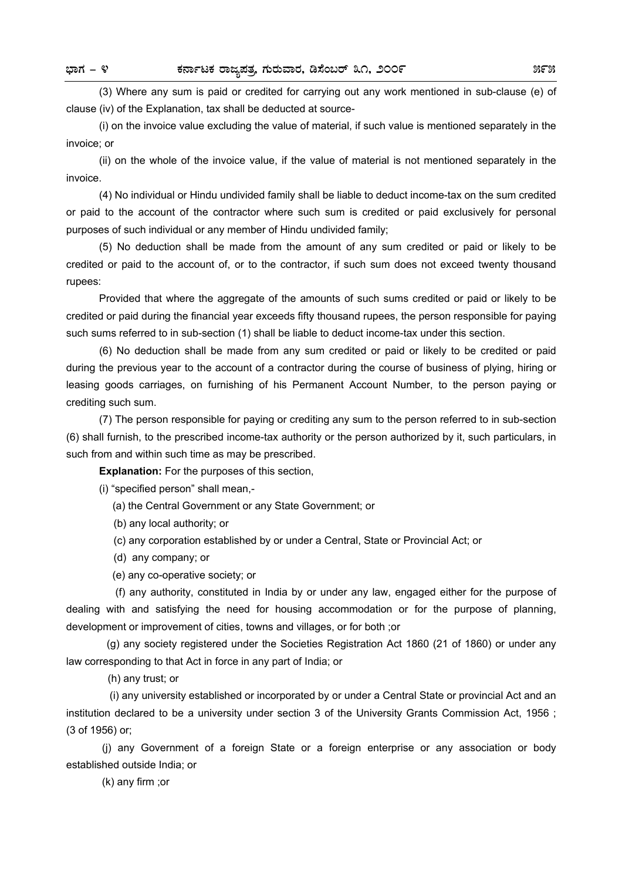(3) Where any sum is paid or credited for carrying out any work mentioned in sub-clause (e) of clause (iv) of the Explanation, tax shall be deducted at source-

(i) on the invoice value excluding the value of material, if such value is mentioned separately in the invoice; or

(ii) on the whole of the invoice value, if the value of material is not mentioned separately in the invoice.

(4) No individual or Hindu undivided family shall be liable to deduct income-tax on the sum credited or paid to the account of the contractor where such sum is credited or paid exclusively for personal purposes of such individual or any member of Hindu undivided family;

(5) No deduction shall be made from the amount of any sum credited or paid or likely to be credited or paid to the account of, or to the contractor, if such sum does not exceed twenty thousand rupees:

Provided that where the aggregate of the amounts of such sums credited or paid or likely to be credited or paid during the financial year exceeds fifty thousand rupees, the person responsible for paying such sums referred to in sub-section (1) shall be liable to deduct income-tax under this section.

(6) No deduction shall be made from any sum credited or paid or likely to be credited or paid during the previous year to the account of a contractor during the course of business of plying, hiring or leasing goods carriages, on furnishing of his Permanent Account Number, to the person paying or crediting such sum.

(7) The person responsible for paying or crediting any sum to the person referred to in sub-section (6) shall furnish, to the prescribed income-tax authority or the person authorized by it, such particulars, in such from and within such time as may be prescribed.

**Explanation:** For the purposes of this section,

(i) "specified person" shall mean,-

(a) the Central Government or any State Government; or

(b) any local authority; or

(c) any corporation established by or under a Central, State or Provincial Act; or

(d) any company; or

(e) any co-operative society; or

(f) any authority, constituted in India by or under any law, engaged either for the purpose of dealing with and satisfying the need for housing accommodation or for the purpose of planning, development or improvement of cities, towns and villages, or for both ;or

(g) any society registered under the Societies Registration Act 1860 (21 of 1860) or under any law corresponding to that Act in force in any part of India; or

(h) any trust; or

(i) any university established or incorporated by or under a Central State or provincial Act and an institution declared to be a university under section 3 of the University Grants Commission Act, 1956 ; (3 of 1956) or;

(j) any Government of a foreign State or a foreign enterprise or any association or body established outside India; or

(k) any firm ;or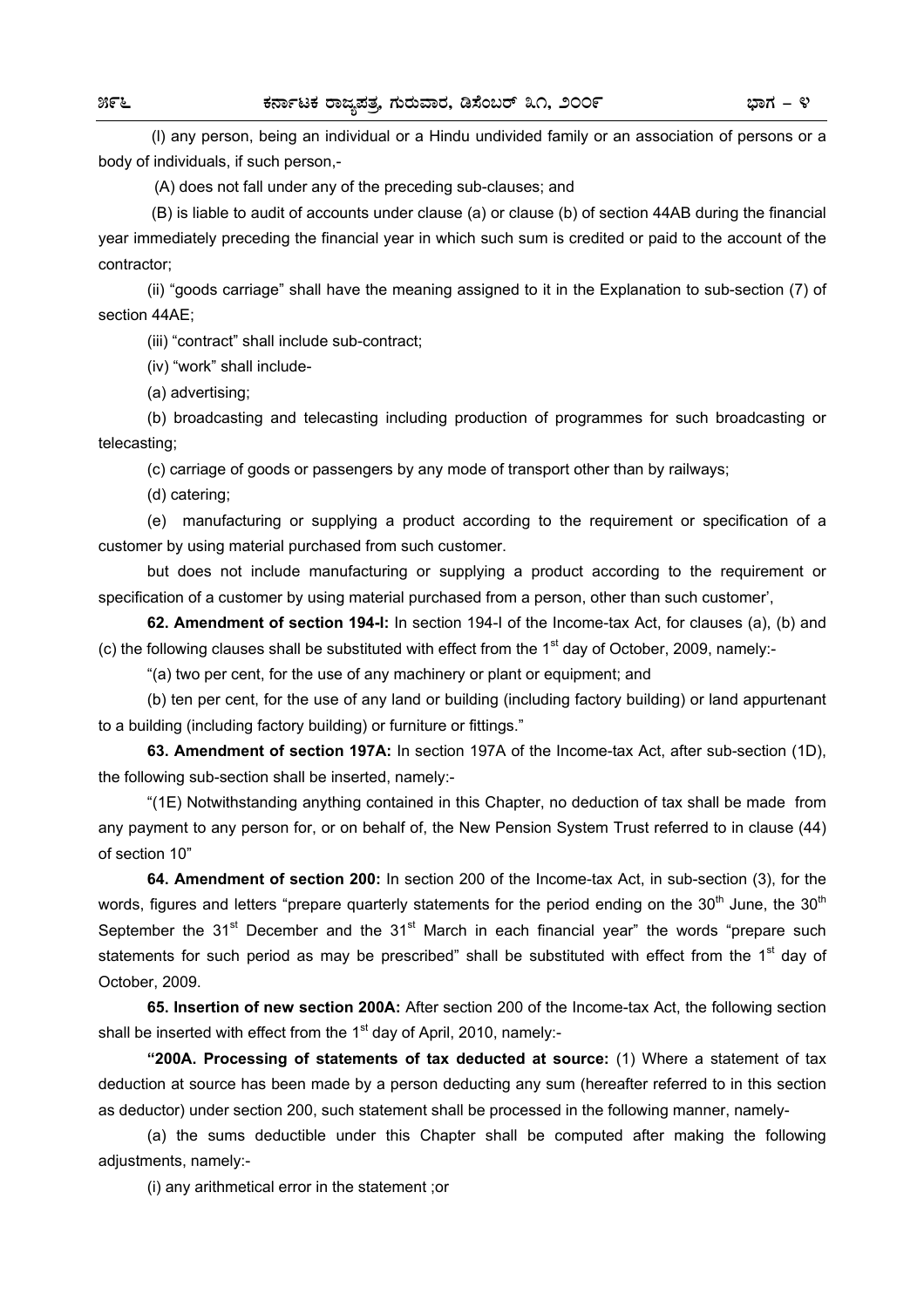(I) any person, being an individual or a Hindu undivided family or an association of persons or a body of individuals, if such person,-

(A) does not fall under any of the preceding sub-clauses; and

(B) is liable to audit of accounts under clause (a) or clause (b) of section 44AB during the financial year immediately preceding the financial year in which such sum is credited or paid to the account of the contractor;

(ii) "goods carriage" shall have the meaning assigned to it in the Explanation to sub-section (7) of section 44AE;

(iii) "contract" shall include sub-contract;

(iv) "work" shall include-

(a) advertising;

(b) broadcasting and telecasting including production of programmes for such broadcasting or telecasting;

(c) carriage of goods or passengers by any mode of transport other than by railways;

(d) catering;

(e) manufacturing or supplying a product according to the requirement or specification of a customer by using material purchased from such customer.

but does not include manufacturing or supplying a product according to the requirement or specification of a customer by using material purchased from a person, other than such customer',

**62. Amendment of section 194-I:** In section 194-I of the Income-tax Act, for clauses (a), (b) and (c) the following clauses shall be substituted with effect from the 1st day of October, 2009, namely:-

"(a) two per cent, for the use of any machinery or plant or equipment; and

(b) ten per cent, for the use of any land or building (including factory building) or land appurtenant to a building (including factory building) or furniture or fittings."

**63. Amendment of section 197A:** In section 197A of the Income-tax Act, after sub-section (1D), the following sub-section shall be inserted, namely:-

"(1E) Notwithstanding anything contained in this Chapter, no deduction of tax shall be made from any payment to any person for, or on behalf of, the New Pension System Trust referred to in clause (44) of section 10"

**64. Amendment of section 200:** In section 200 of the Income-tax Act, in sub-section (3), for the words, figures and letters "prepare quarterly statements for the period ending on the 30th June, the 30th September the 31st December and the 31st March in each financial year" the words "prepare such statements for such period as may be prescribed" shall be substituted with effect from the 1st day of October, 2009.

**65. Insertion of new section 200A:** After section 200 of the Income-tax Act, the following section shall be inserted with effect from the 1st day of April, 2010, namely:-

**"200A. Processing of statements of tax deducted at source:** (1) Where a statement of tax deduction at source has been made by a person deducting any sum (hereafter referred to in this section as deductor) under section 200, such statement shall be processed in the following manner, namely-

(a) the sums deductible under this Chapter shall be computed after making the following adjustments, namely:-

(i) any arithmetical error in the statement ;or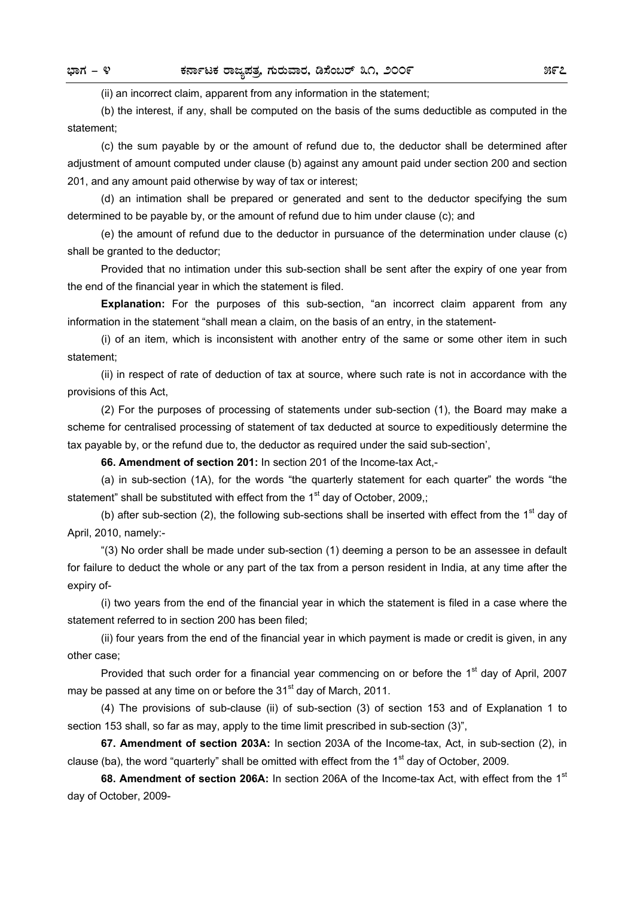(ii) an incorrect claim, apparent from any information in the statement;

(b) the interest, if any, shall be computed on the basis of the sums deductible as computed in the statement;

(c) the sum payable by or the amount of refund due to, the deductor shall be determined after adjustment of amount computed under clause (b) against any amount paid under section 200 and section 201, and any amount paid otherwise by way of tax or interest;

(d) an intimation shall be prepared or generated and sent to the deductor specifying the sum determined to be payable by, or the amount of refund due to him under clause (c); and

(e) the amount of refund due to the deductor in pursuance of the determination under clause (c) shall be granted to the deductor;

Provided that no intimation under this sub-section shall be sent after the expiry of one year from the end of the financial year in which the statement is filed.

**Explanation:** For the purposes of this sub-section, "an incorrect claim apparent from any information in the statement "shall mean a claim, on the basis of an entry, in the statement-

(i) of an item, which is inconsistent with another entry of the same or some other item in such statement;

(ii) in respect of rate of deduction of tax at source, where such rate is not in accordance with the provisions of this Act,

(2) For the purposes of processing of statements under sub-section (1), the Board may make a scheme for centralised processing of statement of tax deducted at source to expeditiously determine the tax payable by, or the refund due to, the deductor as required under the said sub-section',

**66. Amendment of section 201:** In section 201 of the Income-tax Act,-

(a) in sub-section (1A), for the words "the quarterly statement for each quarter" the words "the statement" shall be substituted with effect from the 1st day of October, 2009,;

(b) after sub-section (2), the following sub-sections shall be inserted with effect from the 1st day of April, 2010, namely:-

"(3) No order shall be made under sub-section (1) deeming a person to be an assessee in default for failure to deduct the whole or any part of the tax from a person resident in India, at any time after the expiry of-

(i) two years from the end of the financial year in which the statement is filed in a case where the statement referred to in section 200 has been filed;

(ii) four years from the end of the financial year in which payment is made or credit is given, in any other case;

Provided that such order for a financial year commencing on or before the 1st day of April, 2007 may be passed at any time on or before the 31st day of March, 2011.

(4) The provisions of sub-clause (ii) of sub-section (3) of section 153 and of Explanation 1 to section 153 shall, so far as may, apply to the time limit prescribed in sub-section (3)",

**67. Amendment of section 203A:** In section 203A of the Income-tax, Act, in sub-section (2), in clause (ba), the word "quarterly" shall be omitted with effect from the 1st day of October, 2009.

**68. Amendment of section 206A:** In section 206A of the Income-tax Act, with effect from the 1st day of October, 2009-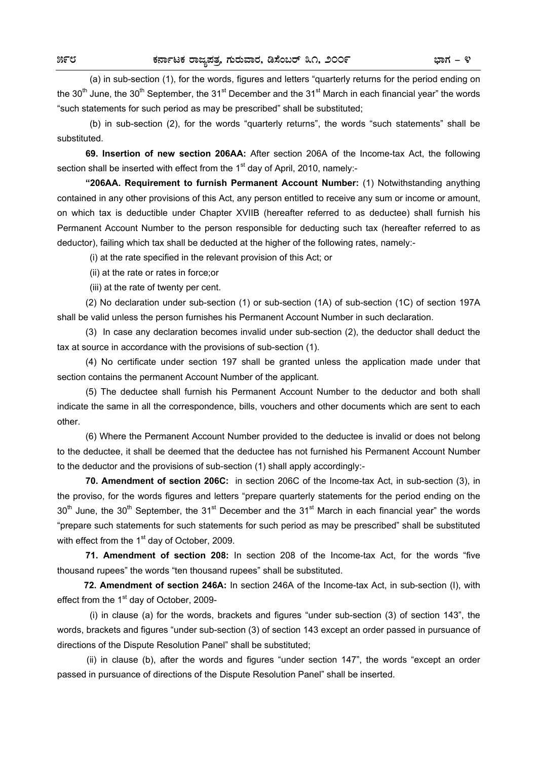(a) in sub-section (1), for the words, figures and letters "quarterly returns for the period ending on the 30th June, the 30th September, the 31st December and the 31st March in each financial year" the words "such statements for such period as may be prescribed" shall be substituted;

(b) in sub-section (2), for the words "quarterly returns", the words "such statements" shall be substituted.

**69. Insertion of new section 206AA:** After section 206A of the Income-tax Act, the following section shall be inserted with effect from the 1st day of April, 2010, namely:-

**"206AA. Requirement to furnish Permanent Account Number:** (1) Notwithstanding anything contained in any other provisions of this Act, any person entitled to receive any sum or income or amount, on which tax is deductible under Chapter XVIIB (hereafter referred to as deductee) shall furnish his Permanent Account Number to the person responsible for deducting such tax (hereafter referred to as deductor), failing which tax shall be deducted at the higher of the following rates, namely:-

(i) at the rate specified in the relevant provision of this Act; or

(ii) at the rate or rates in force;or

(iii) at the rate of twenty per cent.

(2) No declaration under sub-section (1) or sub-section (1A) of sub-section (1C) of section 197A shall be valid unless the person furnishes his Permanent Account Number in such declaration.

(3) In case any declaration becomes invalid under sub-section (2), the deductor shall deduct the tax at source in accordance with the provisions of sub-section (1).

(4) No certificate under section 197 shall be granted unless the application made under that section contains the permanent Account Number of the applicant.

(5) The deductee shall furnish his Permanent Account Number to the deductor and both shall indicate the same in all the correspondence, bills, vouchers and other documents which are sent to each other.

(6) Where the Permanent Account Number provided to the deductee is invalid or does not belong to the deductee, it shall be deemed that the deductee has not furnished his Permanent Account Number to the deductor and the provisions of sub-section (1) shall apply accordingly:-

**70. Amendment of section 206C:** in section 206C of the Income-tax Act, in sub-section (3), in the proviso, for the words figures and letters "prepare quarterly statements for the period ending on the 30th June, the 30th September, the 31st December and the 31st March in each financial year" the words "prepare such statements for such statements for such period as may be prescribed" shall be substituted with effect from the 1st day of October, 2009.

**71. Amendment of section 208:** In section 208 of the Income-tax Act, for the words "five thousand rupees" the words "ten thousand rupees" shall be substituted.

**72. Amendment of section 246A:** In section 246A of the Income-tax Act, in sub-section (I), with effect from the 1st day of October, 2009-

(i) in clause (a) for the words, brackets and figures "under sub-section (3) of section 143", the words, brackets and figures "under sub-section (3) of section 143 except an order passed in pursuance of directions of the Dispute Resolution Panel" shall be substituted;

(ii) in clause (b), after the words and figures "under section 147", the words "except an order passed in pursuance of directions of the Dispute Resolution Panel" shall be inserted.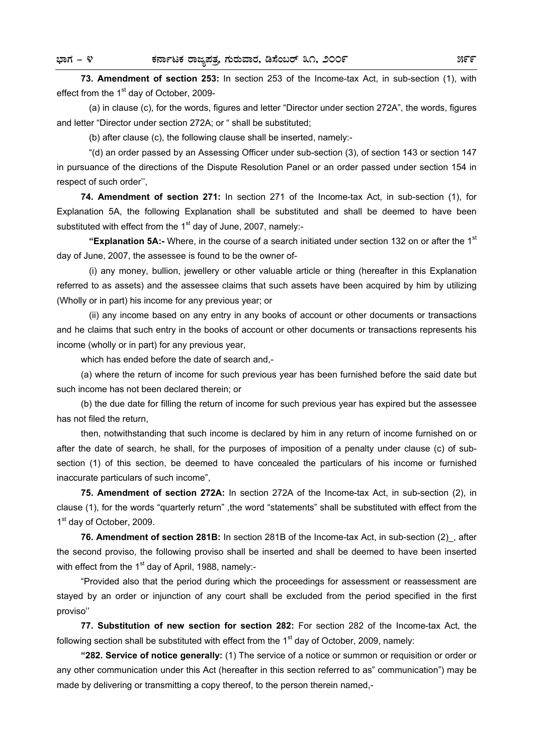**73. Amendment of section 253:** In section 253 of the Income-tax Act, in sub-section (1), with effect from the 1st day of October, 2009-

(a) in clause (c), for the words, figures and letter "Director under section 272A", the words, figures and letter "Director under section 272A; or " shall be substituted;

(b) after clause (c), the following clause shall be inserted, namely:-

"(d) an order passed by an Assessing Officer under sub-section (3), of section 143 or section 147 in pursuance of the directions of the Dispute Resolution Panel or an order passed under section 154 in respect of such order'',

**74. Amendment of section 271:** In section 271 of the Income-tax Act, in sub-section (1), for Explanation 5A, the following Explanation shall be substituted and shall be deemed to have been substituted with effect from the 1st day of June, 2007, namely:-

**"Explanation 5A:-** Where, in the course of a search initiated under section 132 on or after the 1st day of June, 2007, the assessee is found to be the owner of-

(i) any money, bullion, jewellery or other valuable article or thing (hereafter in this Explanation referred to as assets) and the assessee claims that such assets have been acquired by him by utilizing (Wholly or in part) his income for any previous year; or

(ii) any income based on any entry in any books of account or other documents or transactions and he claims that such entry in the books of account or other documents or transactions represents his income (wholly or in part) for any previous year,

which has ended before the date of search and,-

(a) where the return of income for such previous year has been furnished before the said date but such income has not been declared therein; or

(b) the due date for filling the return of income for such previous year has expired but the assessee has not filed the return,

then, notwithstanding that such income is declared by him in any return of income furnished on or after the date of search, he shall, for the purposes of imposition of a penalty under clause (c) of sub-section (1) of this section, be deemed to have concealed the particulars of his income or furnished inaccurate particulars of such income",

**75. Amendment of section 272A:** In section 272A of the Income-tax Act, in sub-section (2), in clause (1), for the words "quarterly return" ,the word "statements" shall be substituted with effect from the 1st day of October, 2009.

**76. Amendment of section 281B:** In section 281B of the Income-tax Act, in sub-section (2)_, after the second proviso, the following proviso shall be inserted and shall be deemed to have been inserted with effect from the 1st day of April, 1988, namely:-

"Provided also that the period during which the proceedings for assessment or reassessment are stayed by an order or injunction of any court shall be excluded from the period specified in the first proviso''

**77. Substitution of new section for section 282:** For section 282 of the Income-tax Act, the following section shall be substituted with effect from the 1st day of October, 2009, namely:

**"282. Service of notice generally:** (1) The service of a notice or summon or requisition or order or any other communication under this Act (hereafter in this section referred to as" communication") may be made by delivering or transmitting a copy thereof, to the person therein named,-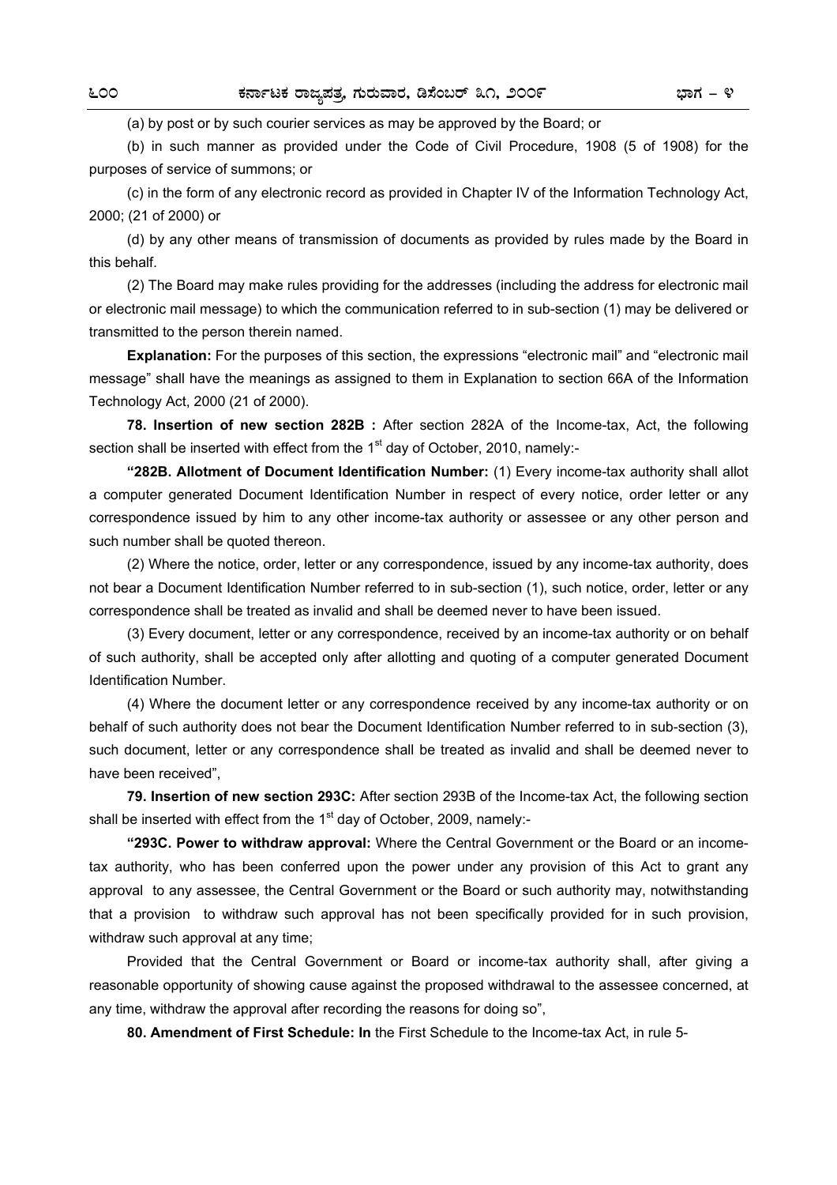(a) by post or by such courier services as may be approved by the Board; or

(b) in such manner as provided under the Code of Civil Procedure, 1908 (5 of 1908) for the purposes of service of summons; or

(c) in the form of any electronic record as provided in Chapter IV of the Information Technology Act, 2000; (21 of 2000) or

(d) by any other means of transmission of documents as provided by rules made by the Board in this behalf.

(2) The Board may make rules providing for the addresses (including the address for electronic mail or electronic mail message) to which the communication referred to in sub-section (1) may be delivered or transmitted to the person therein named.

**Explanation:** For the purposes of this section, the expressions "electronic mail" and "electronic mail message" shall have the meanings as assigned to them in Explanation to section 66A of the Information Technology Act, 2000 (21 of 2000).

**78. Insertion of new section 282B :** After section 282A of the Income-tax, Act, the following section shall be inserted with effect from the 1st day of October, 2010, namely:-

**"282B. Allotment of Document Identification Number:** (1) Every income-tax authority shall allot a computer generated Document Identification Number in respect of every notice, order letter or any correspondence issued by him to any other income-tax authority or assessee or any other person and such number shall be quoted thereon.

(2) Where the notice, order, letter or any correspondence, issued by any income-tax authority, does not bear a Document Identification Number referred to in sub-section (1), such notice, order, letter or any correspondence shall be treated as invalid and shall be deemed never to have been issued.

(3) Every document, letter or any correspondence, received by an income-tax authority or on behalf of such authority, shall be accepted only after allotting and quoting of a computer generated Document Identification Number.

(4) Where the document letter or any correspondence received by any income-tax authority or on behalf of such authority does not bear the Document Identification Number referred to in sub-section (3), such document, letter or any correspondence shall be treated as invalid and shall be deemed never to have been received",

**79. Insertion of new section 293C:** After section 293B of the Income-tax Act, the following section shall be inserted with effect from the 1st day of October, 2009, namely:-

**"293C. Power to withdraw approval:** Where the Central Government or the Board or an income-tax authority, who has been conferred upon the power under any provision of this Act to grant any approval to any assessee, the Central Government or the Board or such authority may, notwithstanding that a provision to withdraw such approval has not been specifically provided for in such provision, withdraw such approval at any time;

Provided that the Central Government or Board or income-tax authority shall, after giving a reasonable opportunity of showing cause against the proposed withdrawal to the assessee concerned, at any time, withdraw the approval after recording the reasons for doing so",

**80. Amendment of First Schedule: In** the First Schedule to the Income-tax Act, in rule 5-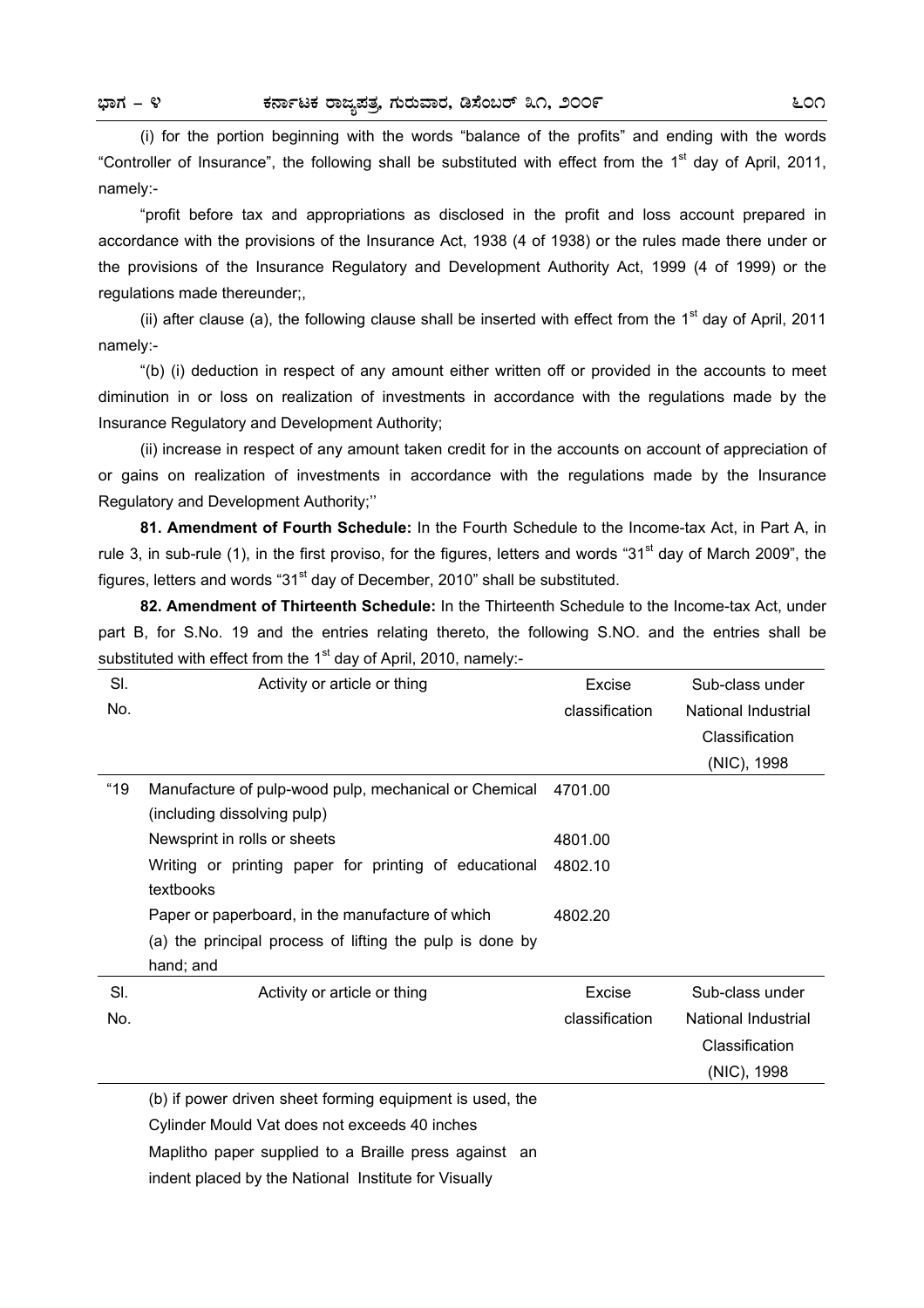(i) for the portion beginning with the words "balance of the profits" and ending with the words "Controller of Insurance", the following shall be substituted with effect from the 1st day of April, 2011, namely:-

"profit before tax and appropriations as disclosed in the profit and loss account prepared in accordance with the provisions of the Insurance Act, 1938 (4 of 1938) or the rules made there under or the provisions of the Insurance Regulatory and Development Authority Act, 1999 (4 of 1999) or the regulations made thereunder;,

(ii) after clause (a), the following clause shall be inserted with effect from the 1st day of April, 2011 namely:-

"(b) (i) deduction in respect of any amount either written off or provided in the accounts to meet diminution in or loss on realization of investments in accordance with the regulations made by the Insurance Regulatory and Development Authority;

(ii) increase in respect of any amount taken credit for in the accounts on account of appreciation of or gains on realization of investments in accordance with the regulations made by the Insurance Regulatory and Development Authority;''

**81. Amendment of Fourth Schedule:** In the Fourth Schedule to the Income-tax Act, in Part A, in rule 3, in sub-rule (1), in the first proviso, for the figures, letters and words "31st day of March 2009", the figures, letters and words "31st day of December, 2010" shall be substituted.

**82. Amendment of Thirteenth Schedule:** In the Thirteenth Schedule to the Income-tax Act, under part B, for S.No. 19 and the entries relating thereto, the following S.NO. and the entries shall be substituted with effect from the 1st day of April, 2010, namely:-

| Sl. No. | Activity or article or thing | Excise classification | Sub-class under National Industrial Classification (NIC), 1998 |
|---|---|---|---|
| "19 | Manufacture of pulp-wood pulp, mechanical or Chemical (including dissolving pulp) | 4701.00 | |
| | Newsprint in rolls or sheets | 4801.00 | |
| | Writing or printing paper for printing of educational textbooks | 4802.10 | |
| | Paper or paperboard, in the manufacture of which | 4802.20 | |
| | (a) the principal process of lifting the pulp is done by hand; and | | |
| | (b) if power driven sheet forming equipment is used, the Cylinder Mould Vat does not exceeds 40 inches | | |
| | Maplitho paper supplied to a Braille press against an indent placed by the National Institute for Visually | | |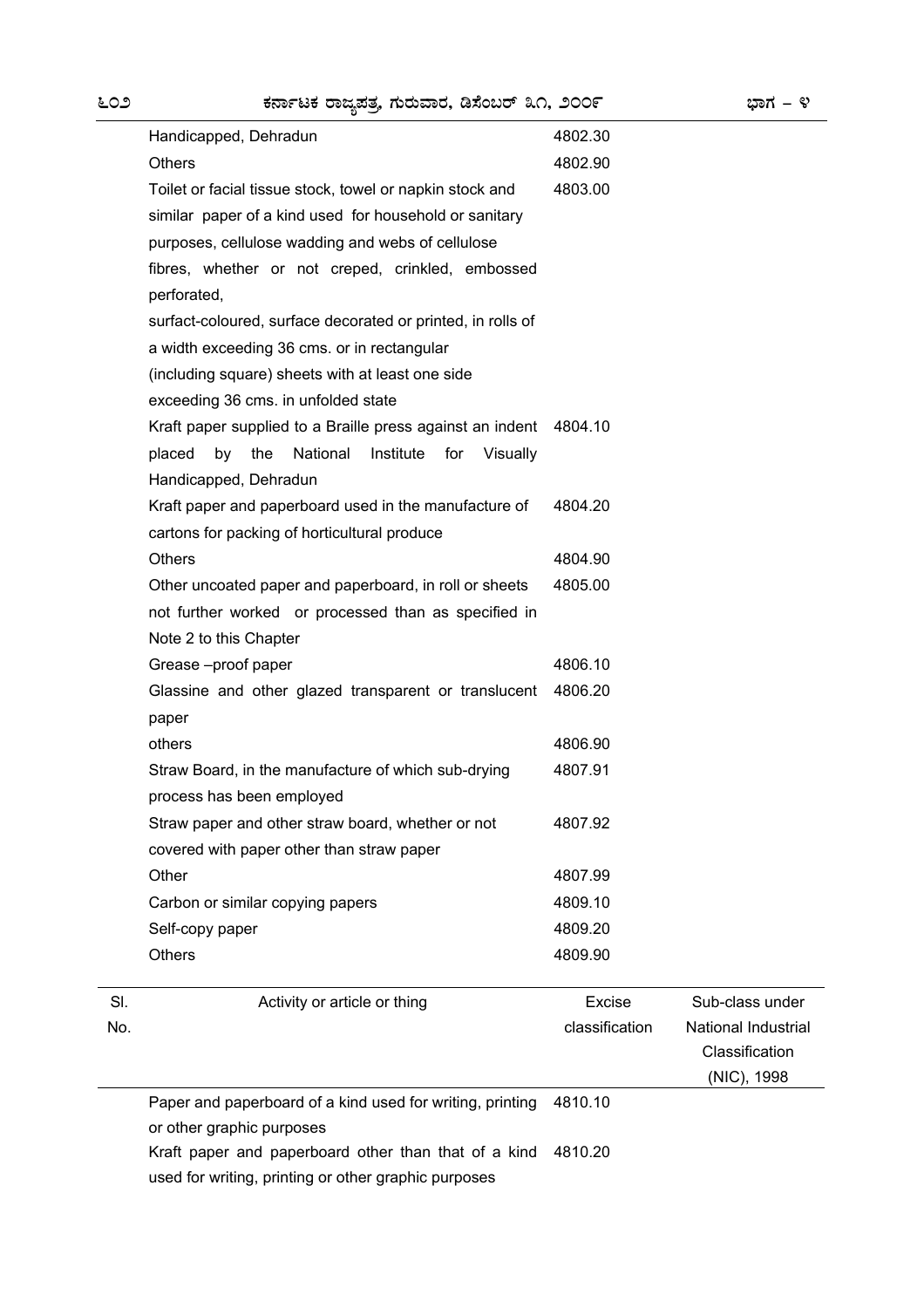| Sl. No. | Activity or article or thing | Excise classification | Sub-class under National Industrial Classification (NIC), 1998 |
|---|---|---|---|
| | Handicapped, Dehradun | 4802.30 | |
| | Others | 4802.90 | |
| | Toilet or facial tissue stock, towel or napkin stock and similar paper of a kind used for household or sanitary purposes, cellulose wadding and webs of cellulose fibres, whether or not creped, crinkled, embossed perforated, surfact-coloured, surface decorated or printed, in rolls of a width exceeding 36 cms. or in rectangular (including square) sheets with at least one side exceeding 36 cms. in unfolded state | 4803.00 | |
| | Kraft paper supplied to a Braille press against an indent placed by the National Institute for Visually Handicapped, Dehradun | 4804.10 | |
| | Kraft paper and paperboard used in the manufacture of cartons for packing of horticultural produce | 4804.20 | |
| | Others | 4804.90 | |
| | Other uncoated paper and paperboard, in roll or sheets not further worked or processed than as specified in Note 2 to this Chapter | 4805.00 | |
| | Grease –proof paper | 4806.10 | |
| | Glassine and other glazed transparent or translucent paper | 4806.20 | |
| | others | 4806.90 | |
| | Straw Board, in the manufacture of which sub-drying process has been employed | 4807.91 | |
| | Straw paper and other straw board, whether or not covered with paper other than straw paper | 4807.92 | |
| | Other | 4807.99 | |
| | Carbon or similar copying papers | 4809.10 | |
| | Self-copy paper | 4809.20 | |
| | Others | 4809.90 | |
| | Paper and paperboard of a kind used for writing, printing or other graphic purposes | 4810.10 | |
| | Kraft paper and paperboard other than that of a kind used for writing, printing or other graphic purposes | 4810.20 | |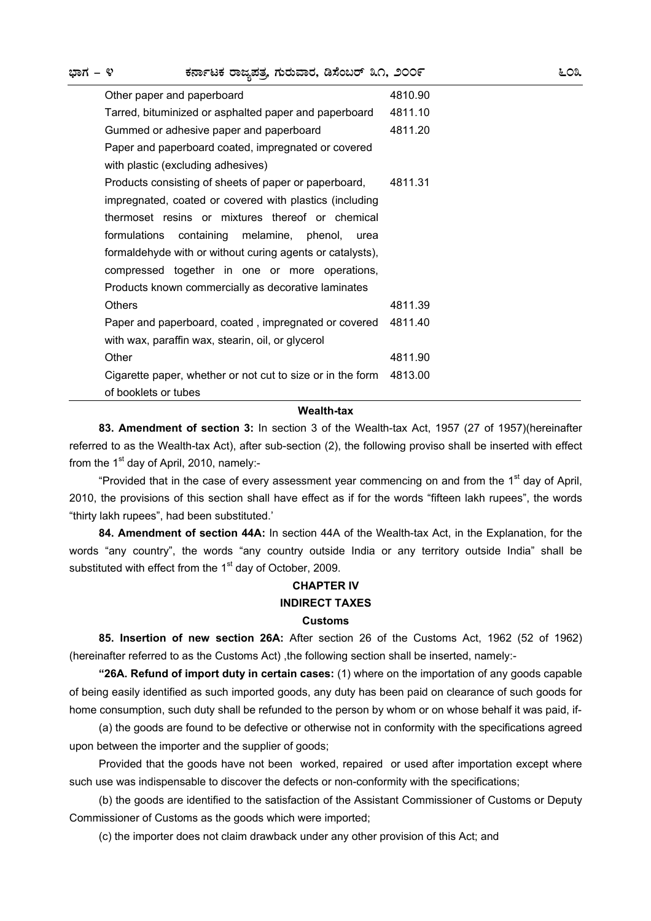| | |
|---|---|
| Other paper and paperboard | 4810.90 |
| Tarred, bituminized or asphalted paper and paperboard | 4811.10 |
| Gummed or adhesive paper and paperboard | 4811.20 |
| Paper and paperboard coated, impregnated or covered with plastic (excluding adhesives) | |
| Products consisting of sheets of paper or paperboard, impregnated, coated or covered with plastics (including thermoset resins or mixtures thereof or chemical formulations containing melamine, phenol, urea formaldehyde with or without curing agents or catalysts), compressed together in one or more operations, Products known commercially as decorative laminates | 4811.31 |
| Others | 4811.39 |
| Paper and paperboard, coated , impregnated or covered with wax, paraffin wax, stearin, oil, or glycerol | 4811.40 |
| Other | 4811.90 |
| Cigarette paper, whether or not cut to size or in the form of booklets or tubes | 4813.00 |

**Wealth-tax**

**83. Amendment of section 3:** In section 3 of the Wealth-tax Act, 1957 (27 of 1957)(hereinafter referred to as the Wealth-tax Act), after sub-section (2), the following proviso shall be inserted with effect from the 1st day of April, 2010, namely:-

"Provided that in the case of every assessment year commencing on and from the 1st day of April, 2010, the provisions of this section shall have effect as if for the words "fifteen lakh rupees", the words "thirty lakh rupees", had been substituted.'

**84. Amendment of section 44A:** In section 44A of the Wealth-tax Act, in the Explanation, for the words "any country", the words "any country outside India or any territory outside India" shall be substituted with effect from the 1st day of October, 2009.

## CHAPTER IV

## INDIRECT TAXES

### Customs

**85. Insertion of new section 26A:** After section 26 of the Customs Act, 1962 (52 of 1962) (hereinafter referred to as the Customs Act) ,the following section shall be inserted, namely:-

**"26A. Refund of import duty in certain cases:** (1) where on the importation of any goods capable of being easily identified as such imported goods, any duty has been paid on clearance of such goods for home consumption, such duty shall be refunded to the person by whom or on whose behalf it was paid, if-

(a) the goods are found to be defective or otherwise not in conformity with the specifications agreed upon between the importer and the supplier of goods;

Provided that the goods have not been worked, repaired or used after importation except where such use was indispensable to discover the defects or non-conformity with the specifications;

(b) the goods are identified to the satisfaction of the Assistant Commissioner of Customs or Deputy Commissioner of Customs as the goods which were imported;

(c) the importer does not claim drawback under any other provision of this Act; and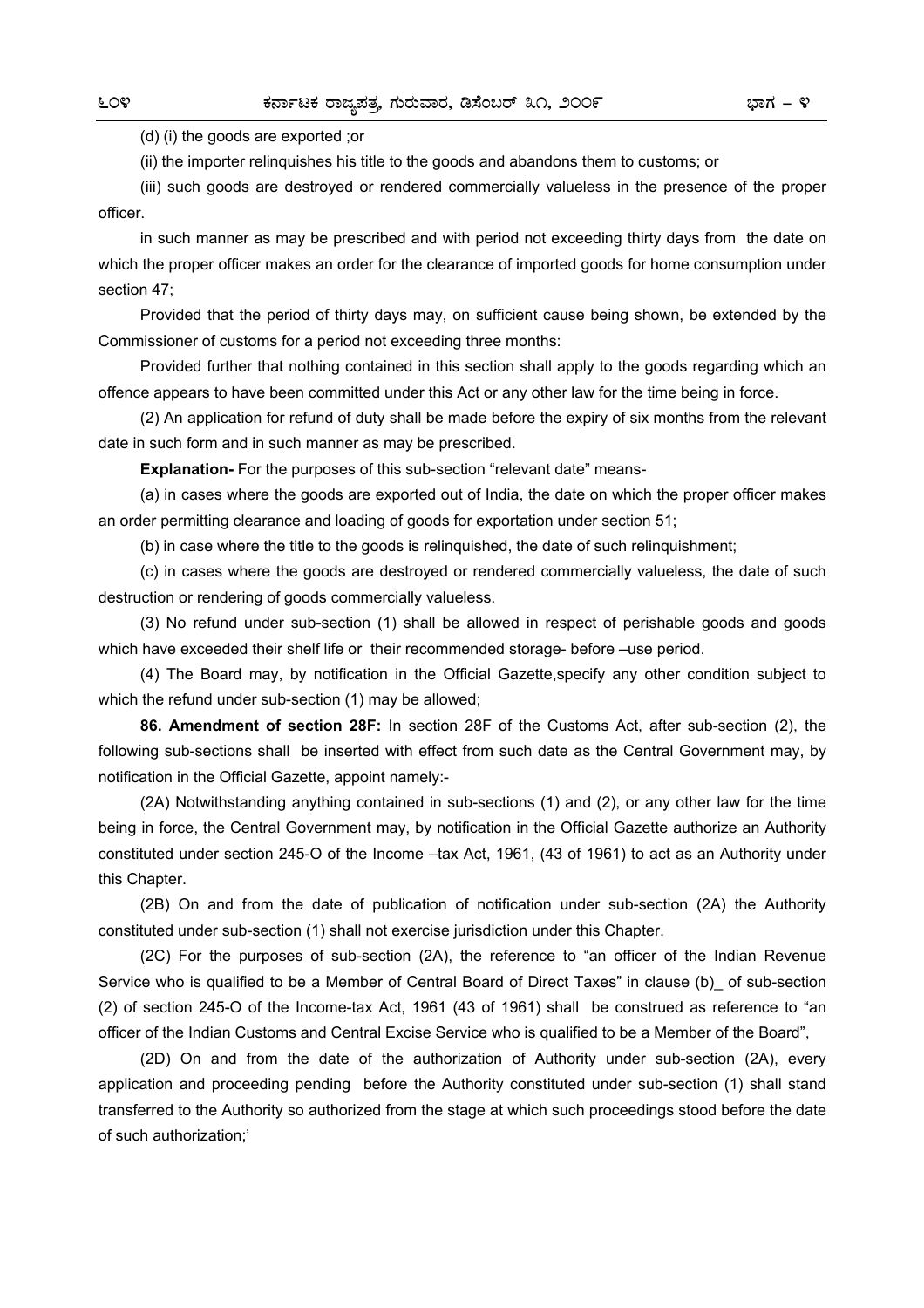(d) (i) the goods are exported ;or

(ii) the importer relinquishes his title to the goods and abandons them to customs; or

(iii) such goods are destroyed or rendered commercially valueless in the presence of the proper officer.

in such manner as may be prescribed and with period not exceeding thirty days from the date on which the proper officer makes an order for the clearance of imported goods for home consumption under section 47;

Provided that the period of thirty days may, on sufficient cause being shown, be extended by the Commissioner of customs for a period not exceeding three months:

Provided further that nothing contained in this section shall apply to the goods regarding which an offence appears to have been committed under this Act or any other law for the time being in force.

(2) An application for refund of duty shall be made before the expiry of six months from the relevant date in such form and in such manner as may be prescribed.

**Explanation-** For the purposes of this sub-section "relevant date" means-

(a) in cases where the goods are exported out of India, the date on which the proper officer makes an order permitting clearance and loading of goods for exportation under section 51;

(b) in case where the title to the goods is relinquished, the date of such relinquishment;

(c) in cases where the goods are destroyed or rendered commercially valueless, the date of such destruction or rendering of goods commercially valueless.

(3) No refund under sub-section (1) shall be allowed in respect of perishable goods and goods which have exceeded their shelf life or their recommended storage- before –use period.

(4) The Board may, by notification in the Official Gazette,specify any other condition subject to which the refund under sub-section (1) may be allowed;

**86. Amendment of section 28F:** In section 28F of the Customs Act, after sub-section (2), the following sub-sections shall be inserted with effect from such date as the Central Government may, by notification in the Official Gazette, appoint namely:-

(2A) Notwithstanding anything contained in sub-sections (1) and (2), or any other law for the time being in force, the Central Government may, by notification in the Official Gazette authorize an Authority constituted under section 245-O of the Income –tax Act, 1961, (43 of 1961) to act as an Authority under this Chapter.

(2B) On and from the date of publication of notification under sub-section (2A) the Authority constituted under sub-section (1) shall not exercise jurisdiction under this Chapter.

(2C) For the purposes of sub-section (2A), the reference to "an officer of the Indian Revenue Service who is qualified to be a Member of Central Board of Direct Taxes" in clause (b)_ of sub-section (2) of section 245-O of the Income-tax Act, 1961 (43 of 1961) shall be construed as reference to "an officer of the Indian Customs and Central Excise Service who is qualified to be a Member of the Board",

(2D) On and from the date of the authorization of Authority under sub-section (2A), every application and proceeding pending before the Authority constituted under sub-section (1) shall stand transferred to the Authority so authorized from the stage at which such proceedings stood before the date of such authorization;'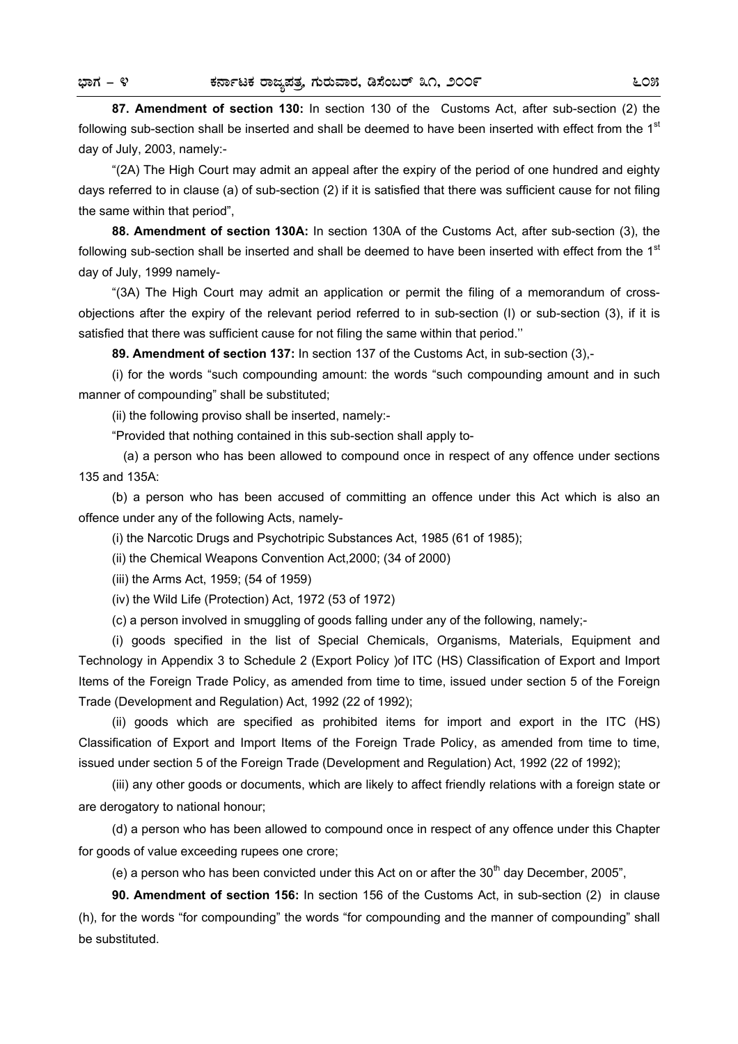**87. Amendment of section 130:** In section 130 of the Customs Act, after sub-section (2) the following sub-section shall be inserted and shall be deemed to have been inserted with effect from the 1st day of July, 2003, namely:-

"(2A) The High Court may admit an appeal after the expiry of the period of one hundred and eighty days referred to in clause (a) of sub-section (2) if it is satisfied that there was sufficient cause for not filing the same within that period",

**88. Amendment of section 130A:** In section 130A of the Customs Act, after sub-section (3), the following sub-section shall be inserted and shall be deemed to have been inserted with effect from the 1st day of July, 1999 namely-

"(3A) The High Court may admit an application or permit the filing of a memorandum of cross-objections after the expiry of the relevant period referred to in sub-section (I) or sub-section (3), if it is satisfied that there was sufficient cause for not filing the same within that period.''

**89. Amendment of section 137:** In section 137 of the Customs Act, in sub-section (3),-

(i) for the words "such compounding amount: the words "such compounding amount and in such manner of compounding" shall be substituted;

(ii) the following proviso shall be inserted, namely:-

"Provided that nothing contained in this sub-section shall apply to-

(a) a person who has been allowed to compound once in respect of any offence under sections 135 and 135A:

(b) a person who has been accused of committing an offence under this Act which is also an offence under any of the following Acts, namely-

(i) the Narcotic Drugs and Psychotripic Substances Act, 1985 (61 of 1985);

(ii) the Chemical Weapons Convention Act,2000; (34 of 2000)

(iii) the Arms Act, 1959; (54 of 1959)

(iv) the Wild Life (Protection) Act, 1972 (53 of 1972)

(c) a person involved in smuggling of goods falling under any of the following, namely;-

(i) goods specified in the list of Special Chemicals, Organisms, Materials, Equipment and Technology in Appendix 3 to Schedule 2 (Export Policy )of ITC (HS) Classification of Export and Import Items of the Foreign Trade Policy, as amended from time to time, issued under section 5 of the Foreign Trade (Development and Regulation) Act, 1992 (22 of 1992);

(ii) goods which are specified as prohibited items for import and export in the ITC (HS) Classification of Export and Import Items of the Foreign Trade Policy, as amended from time to time, issued under section 5 of the Foreign Trade (Development and Regulation) Act, 1992 (22 of 1992);

(iii) any other goods or documents, which are likely to affect friendly relations with a foreign state or are derogatory to national honour;

(d) a person who has been allowed to compound once in respect of any offence under this Chapter for goods of value exceeding rupees one crore;

(e) a person who has been convicted under this Act on or after the 30th day December, 2005",

**90. Amendment of section 156:** In section 156 of the Customs Act, in sub-section (2) in clause (h), for the words "for compounding" the words "for compounding and the manner of compounding" shall be substituted.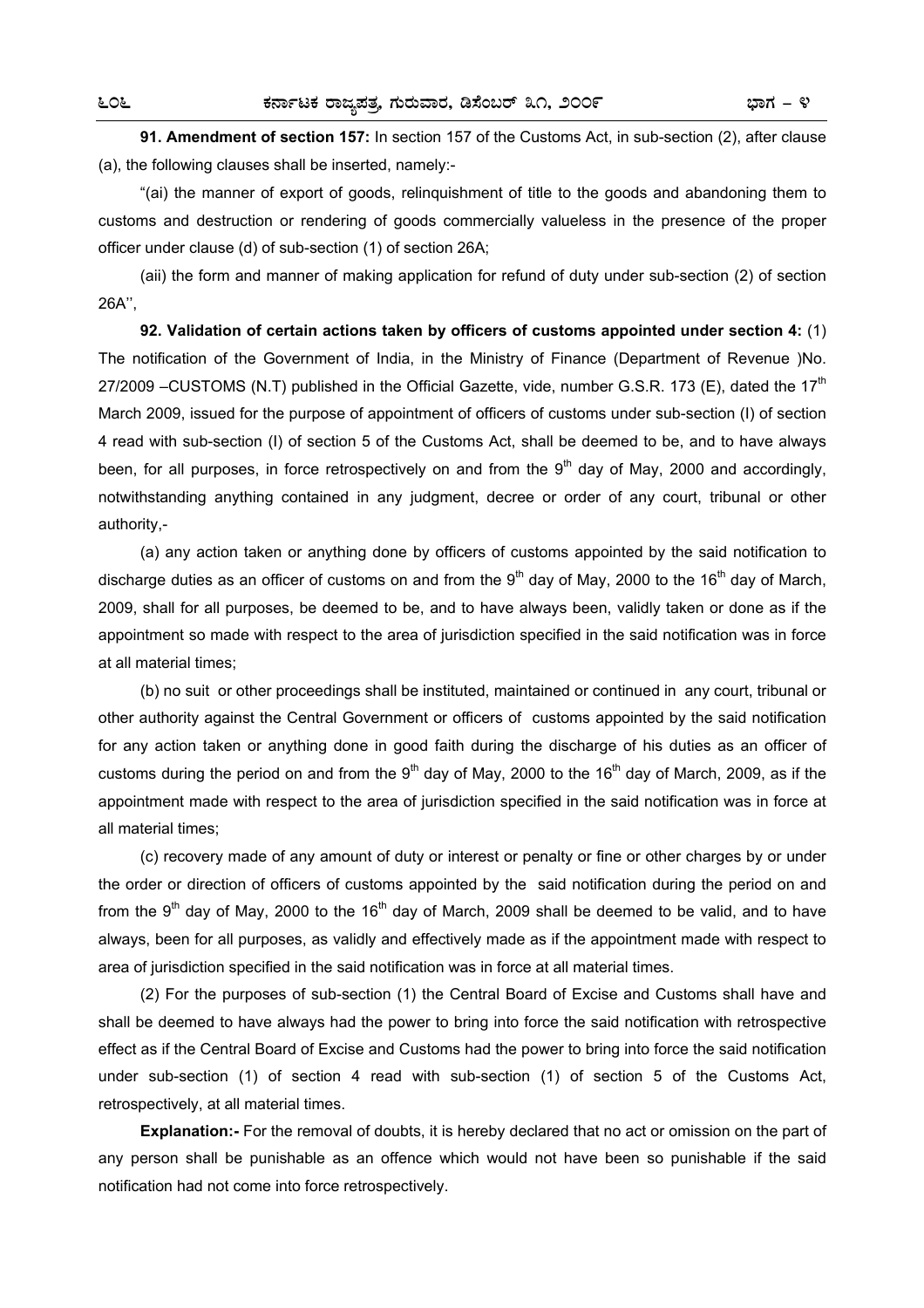**91. Amendment of section 157:** In section 157 of the Customs Act, in sub-section (2), after clause (a), the following clauses shall be inserted, namely:-

"(ai) the manner of export of goods, relinquishment of title to the goods and abandoning them to customs and destruction or rendering of goods commercially valueless in the presence of the proper officer under clause (d) of sub-section (1) of section 26A;

(aii) the form and manner of making application for refund of duty under sub-section (2) of section 26A'',

**92. Validation of certain actions taken by officers of customs appointed under section 4:** (1) The notification of the Government of India, in the Ministry of Finance (Department of Revenue )No. 27/2009 –CUSTOMS (N.T) published in the Official Gazette, vide, number G.S.R. 173 (E), dated the 17th March 2009, issued for the purpose of appointment of officers of customs under sub-section (I) of section 4 read with sub-section (I) of section 5 of the Customs Act, shall be deemed to be, and to have always been, for all purposes, in force retrospectively on and from the 9th day of May, 2000 and accordingly, notwithstanding anything contained in any judgment, decree or order of any court, tribunal or other authority,-

(a) any action taken or anything done by officers of customs appointed by the said notification to discharge duties as an officer of customs on and from the 9th day of May, 2000 to the 16th day of March, 2009, shall for all purposes, be deemed to be, and to have always been, validly taken or done as if the appointment so made with respect to the area of jurisdiction specified in the said notification was in force at all material times;

(b) no suit or other proceedings shall be instituted, maintained or continued in any court, tribunal or other authority against the Central Government or officers of customs appointed by the said notification for any action taken or anything done in good faith during the discharge of his duties as an officer of customs during the period on and from the 9th day of May, 2000 to the 16th day of March, 2009, as if the appointment made with respect to the area of jurisdiction specified in the said notification was in force at all material times;

(c) recovery made of any amount of duty or interest or penalty or fine or other charges by or under the order or direction of officers of customs appointed by the said notification during the period on and from the 9th day of May, 2000 to the 16th day of March, 2009 shall be deemed to be valid, and to have always, been for all purposes, as validly and effectively made as if the appointment made with respect to area of jurisdiction specified in the said notification was in force at all material times.

(2) For the purposes of sub-section (1) the Central Board of Excise and Customs shall have and shall be deemed to have always had the power to bring into force the said notification with retrospective effect as if the Central Board of Excise and Customs had the power to bring into force the said notification under sub-section (1) of section 4 read with sub-section (1) of section 5 of the Customs Act, retrospectively, at all material times.

**Explanation:-** For the removal of doubts, it is hereby declared that no act or omission on the part of any person shall be punishable as an offence which would not have been so punishable if the said notification had not come into force retrospectively.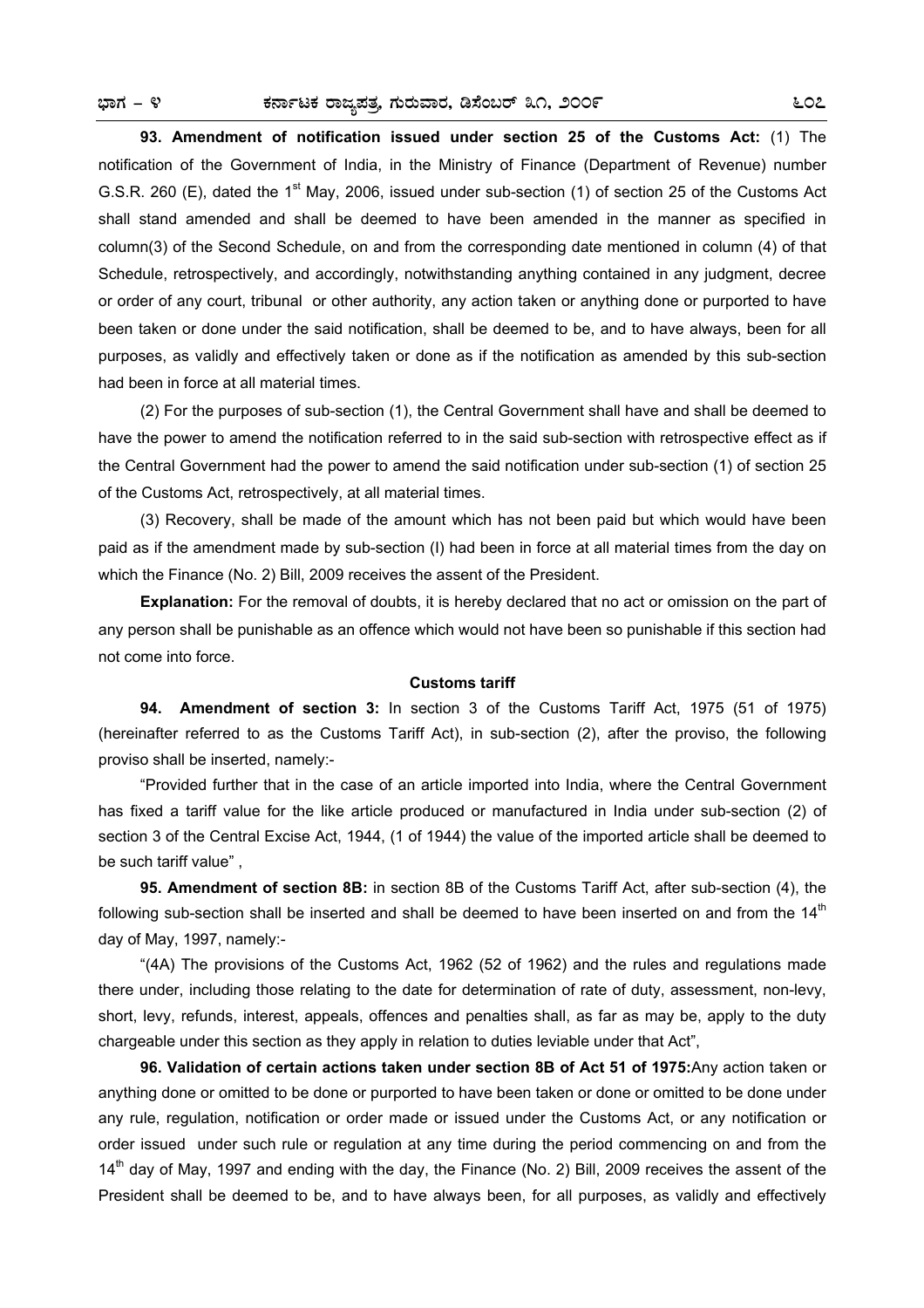**93. Amendment of notification issued under section 25 of the Customs Act:** (1) The notification of the Government of India, in the Ministry of Finance (Department of Revenue) number G.S.R. 260 (E), dated the 1st May, 2006, issued under sub-section (1) of section 25 of the Customs Act shall stand amended and shall be deemed to have been amended in the manner as specified in column(3) of the Second Schedule, on and from the corresponding date mentioned in column (4) of that Schedule, retrospectively, and accordingly, notwithstanding anything contained in any judgment, decree or order of any court, tribunal or other authority, any action taken or anything done or purported to have been taken or done under the said notification, shall be deemed to be, and to have always, been for all purposes, as validly and effectively taken or done as if the notification as amended by this sub-section had been in force at all material times.

(2) For the purposes of sub-section (1), the Central Government shall have and shall be deemed to have the power to amend the notification referred to in the said sub-section with retrospective effect as if the Central Government had the power to amend the said notification under sub-section (1) of section 25 of the Customs Act, retrospectively, at all material times.

(3) Recovery, shall be made of the amount which has not been paid but which would have been paid as if the amendment made by sub-section (I) had been in force at all material times from the day on which the Finance (No. 2) Bill, 2009 receives the assent of the President.

**Explanation:** For the removal of doubts, it is hereby declared that no act or omission on the part of any person shall be punishable as an offence which would not have been so punishable if this section had not come into force.

**Customs tariff**

**94. Amendment of section 3:** In section 3 of the Customs Tariff Act, 1975 (51 of 1975) (hereinafter referred to as the Customs Tariff Act), in sub-section (2), after the proviso, the following proviso shall be inserted, namely:-

"Provided further that in the case of an article imported into India, where the Central Government has fixed a tariff value for the like article produced or manufactured in India under sub-section (2) of section 3 of the Central Excise Act, 1944, (1 of 1944) the value of the imported article shall be deemed to be such tariff value" ,

**95. Amendment of section 8B:** in section 8B of the Customs Tariff Act, after sub-section (4), the following sub-section shall be inserted and shall be deemed to have been inserted on and from the 14th day of May, 1997, namely:-

"(4A) The provisions of the Customs Act, 1962 (52 of 1962) and the rules and regulations made there under, including those relating to the date for determination of rate of duty, assessment, non-levy, short, levy, refunds, interest, appeals, offences and penalties shall, as far as may be, apply to the duty chargeable under this section as they apply in relation to duties leviable under that Act",

**96. Validation of certain actions taken under section 8B of Act 51 of 1975:** Any action taken or anything done or omitted to be done or purported to have been taken or done or omitted to be done under any rule, regulation, notification or order made or issued under the Customs Act, or any notification or order issued under such rule or regulation at any time during the period commencing on and from the 14th day of May, 1997 and ending with the day, the Finance (No. 2) Bill, 2009 receives the assent of the President shall be deemed to be, and to have always been, for all purposes, as validly and effectively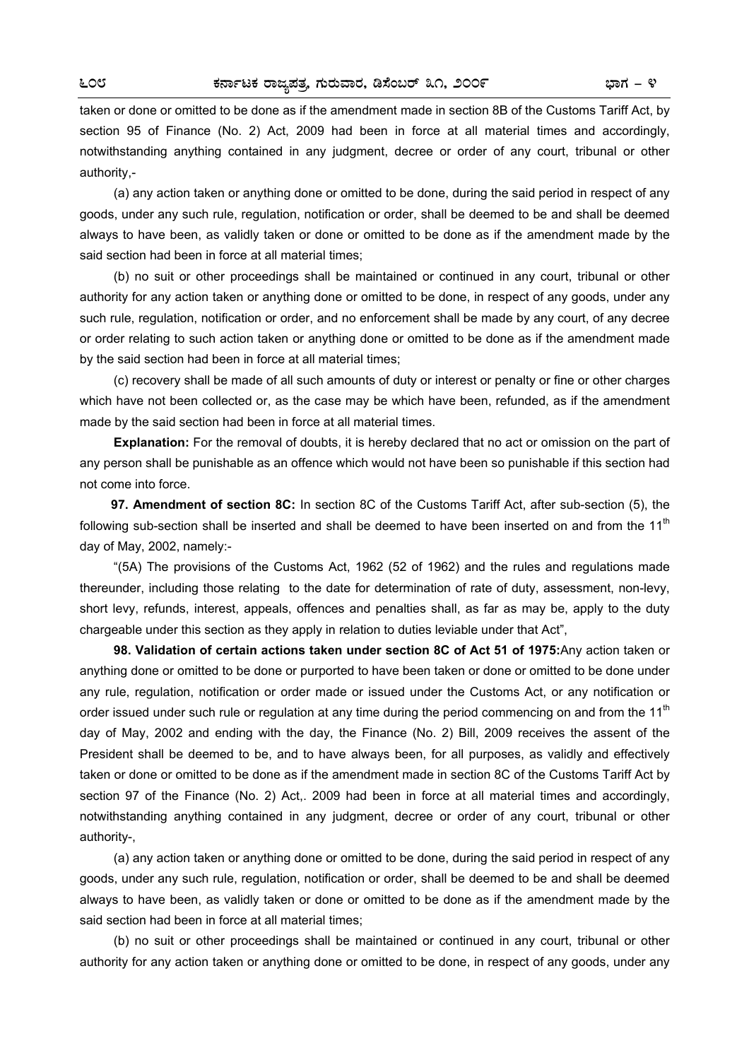taken or done or omitted to be done as if the amendment made in section 8B of the Customs Tariff Act, by section 95 of Finance (No. 2) Act, 2009 had been in force at all material times and accordingly, notwithstanding anything contained in any judgment, decree or order of any court, tribunal or other authority,-

(a) any action taken or anything done or omitted to be done, during the said period in respect of any goods, under any such rule, regulation, notification or order, shall be deemed to be and shall be deemed always to have been, as validly taken or done or omitted to be done as if the amendment made by the said section had been in force at all material times;

(b) no suit or other proceedings shall be maintained or continued in any court, tribunal or other authority for any action taken or anything done or omitted to be done, in respect of any goods, under any such rule, regulation, notification or order, and no enforcement shall be made by any court, of any decree or order relating to such action taken or anything done or omitted to be done as if the amendment made by the said section had been in force at all material times;

(c) recovery shall be made of all such amounts of duty or interest or penalty or fine or other charges which have not been collected or, as the case may be which have been, refunded, as if the amendment made by the said section had been in force at all material times.

**Explanation:** For the removal of doubts, it is hereby declared that no act or omission on the part of any person shall be punishable as an offence which would not have been so punishable if this section had not come into force.

**97. Amendment of section 8C:** In section 8C of the Customs Tariff Act, after sub-section (5), the following sub-section shall be inserted and shall be deemed to have been inserted on and from the 11th day of May, 2002, namely:-

"(5A) The provisions of the Customs Act, 1962 (52 of 1962) and the rules and regulations made thereunder, including those relating to the date for determination of rate of duty, assessment, non-levy, short levy, refunds, interest, appeals, offences and penalties shall, as far as may be, apply to the duty chargeable under this section as they apply in relation to duties leviable under that Act",

**98. Validation of certain actions taken under section 8C of Act 51 of 1975:** Any action taken or anything done or omitted to be done or purported to have been taken or done or omitted to be done under any rule, regulation, notification or order made or issued under the Customs Act, or any notification or order issued under such rule or regulation at any time during the period commencing on and from the 11th day of May, 2002 and ending with the day, the Finance (No. 2) Bill, 2009 receives the assent of the President shall be deemed to be, and to have always been, for all purposes, as validly and effectively taken or done or omitted to be done as if the amendment made in section 8C of the Customs Tariff Act by section 97 of the Finance (No. 2) Act,. 2009 had been in force at all material times and accordingly, notwithstanding anything contained in any judgment, decree or order of any court, tribunal or other authority-,

(a) any action taken or anything done or omitted to be done, during the said period in respect of any goods, under any such rule, regulation, notification or order, shall be deemed to be and shall be deemed always to have been, as validly taken or done or omitted to be done as if the amendment made by the said section had been in force at all material times;

(b) no suit or other proceedings shall be maintained or continued in any court, tribunal or other authority for any action taken or anything done or omitted to be done, in respect of any goods, under any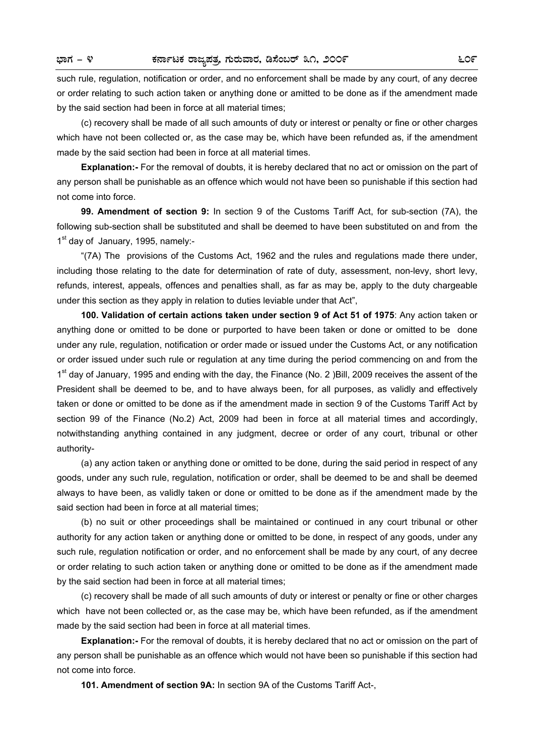such rule, regulation, notification or order, and no enforcement shall be made by any court, of any decree or order relating to such action taken or anything done or amitted to be done as if the amendment made by the said section had been in force at all material times;

(c) recovery shall be made of all such amounts of duty or interest or penalty or fine or other charges which have not been collected or, as the case may be, which have been refunded as, if the amendment made by the said section had been in force at all material times.

**Explanation:-** For the removal of doubts, it is hereby declared that no act or omission on the part of any person shall be punishable as an offence which would not have been so punishable if this section had not come into force.

**99. Amendment of section 9:** In section 9 of the Customs Tariff Act, for sub-section (7A), the following sub-section shall be substituted and shall be deemed to have been substituted on and from the 1st day of January, 1995, namely:-

"(7A) The provisions of the Customs Act, 1962 and the rules and regulations made there under, including those relating to the date for determination of rate of duty, assessment, non-levy, short levy, refunds, interest, appeals, offences and penalties shall, as far as may be, apply to the duty chargeable under this section as they apply in relation to duties leviable under that Act",

**100. Validation of certain actions taken under section 9 of Act 51 of 1975**: Any action taken or anything done or omitted to be done or purported to have been taken or done or omitted to be done under any rule, regulation, notification or order made or issued under the Customs Act, or any notification or order issued under such rule or regulation at any time during the period commencing on and from the 1st day of January, 1995 and ending with the day, the Finance (No. 2 )Bill, 2009 receives the assent of the President shall be deemed to be, and to have always been, for all purposes, as validly and effectively taken or done or omitted to be done as if the amendment made in section 9 of the Customs Tariff Act by section 99 of the Finance (No.2) Act, 2009 had been in force at all material times and accordingly, notwithstanding anything contained in any judgment, decree or order of any court, tribunal or other authority-

(a) any action taken or anything done or omitted to be done, during the said period in respect of any goods, under any such rule, regulation, notification or order, shall be deemed to be and shall be deemed always to have been, as validly taken or done or omitted to be done as if the amendment made by the said section had been in force at all material times;

(b) no suit or other proceedings shall be maintained or continued in any court tribunal or other authority for any action taken or anything done or omitted to be done, in respect of any goods, under any such rule, regulation notification or order, and no enforcement shall be made by any court, of any decree or order relating to such action taken or anything done or omitted to be done as if the amendment made by the said section had been in force at all material times;

(c) recovery shall be made of all such amounts of duty or interest or penalty or fine or other charges which have not been collected or, as the case may be, which have been refunded, as if the amendment made by the said section had been in force at all material times.

**Explanation:-** For the removal of doubts, it is hereby declared that no act or omission on the part of any person shall be punishable as an offence which would not have been so punishable if this section had not come into force.

**101. Amendment of section 9A:** In section 9A of the Customs Tariff Act-,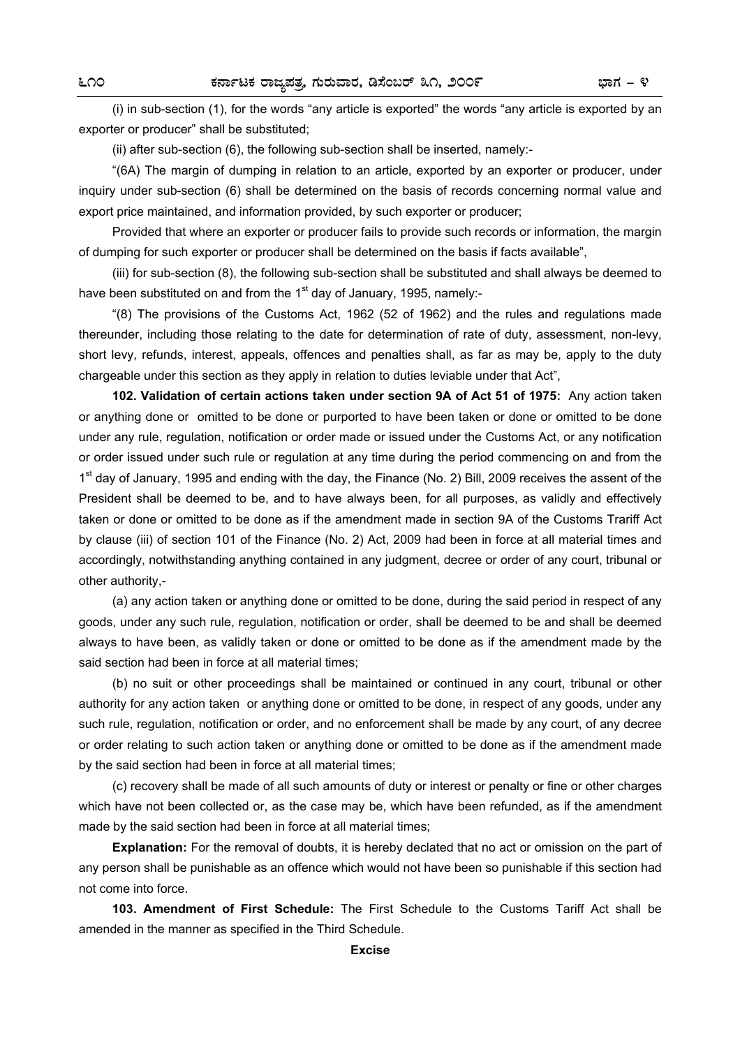(i) in sub-section (1), for the words "any article is exported" the words "any article is exported by an exporter or producer" shall be substituted;

(ii) after sub-section (6), the following sub-section shall be inserted, namely:-

"(6A) The margin of dumping in relation to an article, exported by an exporter or producer, under inquiry under sub-section (6) shall be determined on the basis of records concerning normal value and export price maintained, and information provided, by such exporter or producer;

Provided that where an exporter or producer fails to provide such records or information, the margin of dumping for such exporter or producer shall be determined on the basis if facts available",

(iii) for sub-section (8), the following sub-section shall be substituted and shall always be deemed to have been substituted on and from the 1st day of January, 1995, namely:-

"(8) The provisions of the Customs Act, 1962 (52 of 1962) and the rules and regulations made thereunder, including those relating to the date for determination of rate of duty, assessment, non-levy, short levy, refunds, interest, appeals, offences and penalties shall, as far as may be, apply to the duty chargeable under this section as they apply in relation to duties leviable under that Act",

**102. Validation of certain actions taken under section 9A of Act 51 of 1975:** Any action taken or anything done or omitted to be done or purported to have been taken or done or omitted to be done under any rule, regulation, notification or order made or issued under the Customs Act, or any notification or order issued under such rule or regulation at any time during the period commencing on and from the 1st day of January, 1995 and ending with the day, the Finance (No. 2) Bill, 2009 receives the assent of the President shall be deemed to be, and to have always been, for all purposes, as validly and effectively taken or done or omitted to be done as if the amendment made in section 9A of the Customs Trariff Act by clause (iii) of section 101 of the Finance (No. 2) Act, 2009 had been in force at all material times and accordingly, notwithstanding anything contained in any judgment, decree or order of any court, tribunal or other authority,-

(a) any action taken or anything done or omitted to be done, during the said period in respect of any goods, under any such rule, regulation, notification or order, shall be deemed to be and shall be deemed always to have been, as validly taken or done or omitted to be done as if the amendment made by the said section had been in force at all material times;

(b) no suit or other proceedings shall be maintained or continued in any court, tribunal or other authority for any action taken or anything done or omitted to be done, in respect of any goods, under any such rule, regulation, notification or order, and no enforcement shall be made by any court, of any decree or order relating to such action taken or anything done or omitted to be done as if the amendment made by the said section had been in force at all material times;

(c) recovery shall be made of all such amounts of duty or interest or penalty or fine or other charges which have not been collected or, as the case may be, which have been refunded, as if the amendment made by the said section had been in force at all material times;

**Explanation:** For the removal of doubts, it is hereby declated that no act or omission on the part of any person shall be punishable as an offence which would not have been so punishable if this section had not come into force.

**103. Amendment of First Schedule:** The First Schedule to the Customs Tariff Act shall be amended in the manner as specified in the Third Schedule.

**Excise**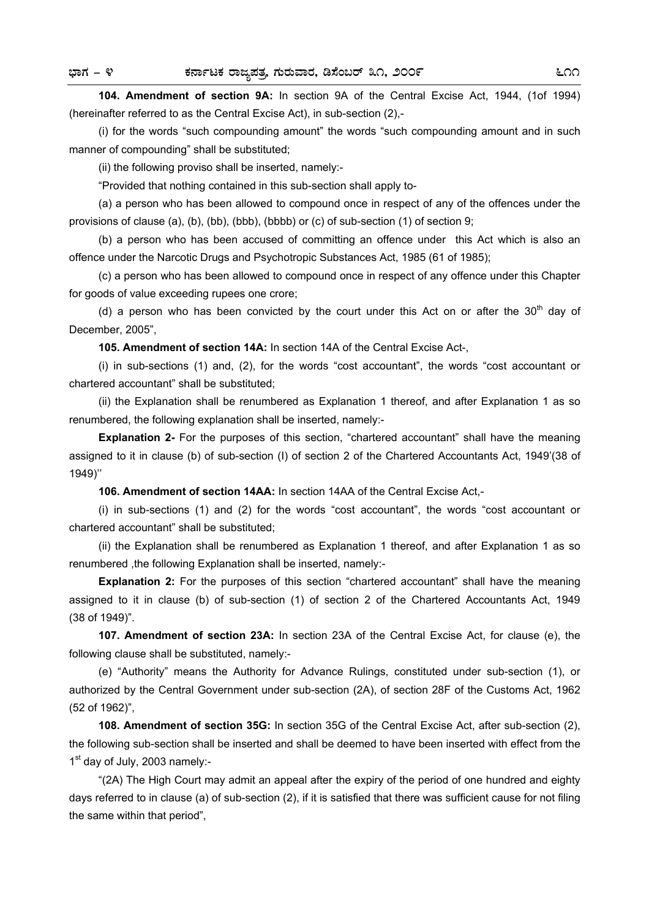**104. Amendment of section 9A:** In section 9A of the Central Excise Act, 1944, (1of 1994) (hereinafter referred to as the Central Excise Act), in sub-section (2),-

(i) for the words "such compounding amount" the words "such compounding amount and in such manner of compounding" shall be substituted;

(ii) the following proviso shall be inserted, namely:-

"Provided that nothing contained in this sub-section shall apply to-

(a) a person who has been allowed to compound once in respect of any of the offences under the provisions of clause (a), (b), (bb), (bbb), (bbbb) or (c) of sub-section (1) of section 9;

(b) a person who has been accused of committing an offence under this Act which is also an offence under the Narcotic Drugs and Psychotropic Substances Act, 1985 (61 of 1985);

(c) a person who has been allowed to compound once in respect of any offence under this Chapter for goods of value exceeding rupees one crore;

(d) a person who has been convicted by the court under this Act on or after the 30th day of December, 2005",

**105. Amendment of section 14A:** In section 14A of the Central Excise Act-,

(i) in sub-sections (1) and, (2), for the words "cost accountant", the words "cost accountant or chartered accountant" shall be substituted;

(ii) the Explanation shall be renumbered as Explanation 1 thereof, and after Explanation 1 as so renumbered, the following explanation shall be inserted, namely:-

**Explanation 2-** For the purposes of this section, "chartered accountant" shall have the meaning assigned to it in clause (b) of sub-section (I) of section 2 of the Chartered Accountants Act, 1949'(38 of 1949)''

**106. Amendment of section 14AA:** In section 14AA of the Central Excise Act,-

(i) in sub-sections (1) and (2) for the words "cost accountant", the words "cost accountant or chartered accountant" shall be substituted;

(ii) the Explanation shall be renumbered as Explanation 1 thereof, and after Explanation 1 as so renumbered ,the following Explanation shall be inserted, namely:-

**Explanation 2:** For the purposes of this section "chartered accountant" shall have the meaning assigned to it in clause (b) of sub-section (1) of section 2 of the Chartered Accountants Act, 1949 (38 of 1949)".

**107. Amendment of section 23A:** In section 23A of the Central Excise Act, for clause (e), the following clause shall be substituted, namely:-

(e) "Authority" means the Authority for Advance Rulings, constituted under sub-section (1), or authorized by the Central Government under sub-section (2A), of section 28F of the Customs Act, 1962 (52 of 1962)",

**108. Amendment of section 35G:** In section 35G of the Central Excise Act, after sub-section (2), the following sub-section shall be inserted and shall be deemed to have been inserted with effect from the 1st day of July, 2003 namely:-

"(2A) The High Court may admit an appeal after the expiry of the period of one hundred and eighty days referred to in clause (a) of sub-section (2), if it is satisfied that there was sufficient cause for not filing the same within that period",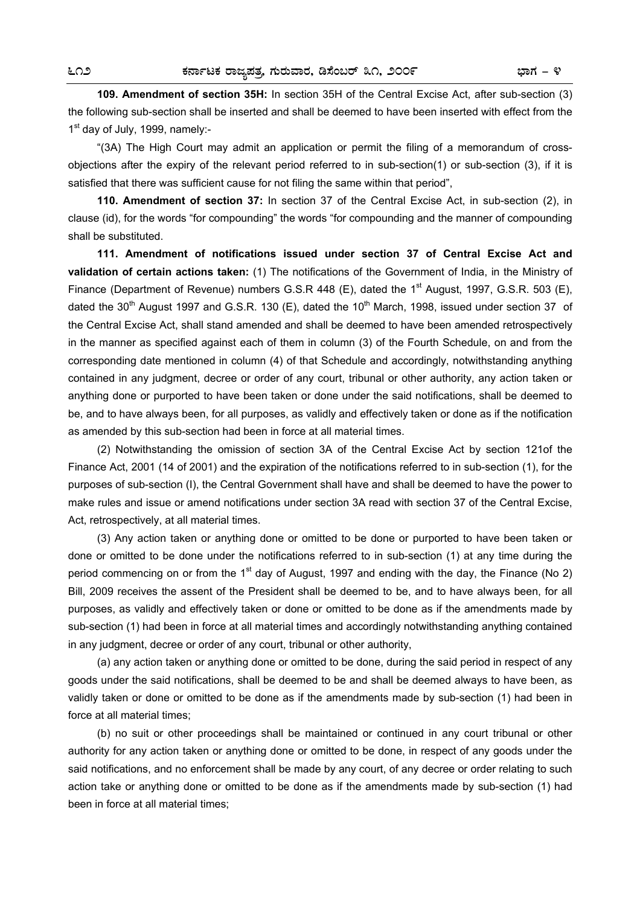**109. Amendment of section 35H:** In section 35H of the Central Excise Act, after sub-section (3) the following sub-section shall be inserted and shall be deemed to have been inserted with effect from the 1st day of July, 1999, namely:-

"(3A) The High Court may admit an application or permit the filing of a memorandum of cross-objections after the expiry of the relevant period referred to in sub-section(1) or sub-section (3), if it is satisfied that there was sufficient cause for not filing the same within that period",

**110. Amendment of section 37:** In section 37 of the Central Excise Act, in sub-section (2), in clause (id), for the words "for compounding" the words "for compounding and the manner of compounding shall be substituted.

**111. Amendment of notifications issued under section 37 of Central Excise Act and validation of certain actions taken:** (1) The notifications of the Government of India, in the Ministry of Finance (Department of Revenue) numbers G.S.R 448 (E), dated the 1st August, 1997, G.S.R. 503 (E), dated the 30th August 1997 and G.S.R. 130 (E), dated the 10th March, 1998, issued under section 37 of the Central Excise Act, shall stand amended and shall be deemed to have been amended retrospectively in the manner as specified against each of them in column (3) of the Fourth Schedule, on and from the corresponding date mentioned in column (4) of that Schedule and accordingly, notwithstanding anything contained in any judgment, decree or order of any court, tribunal or other authority, any action taken or anything done or purported to have been taken or done under the said notifications, shall be deemed to be, and to have always been, for all purposes, as validly and effectively taken or done as if the notification as amended by this sub-section had been in force at all material times.

(2) Notwithstanding the omission of section 3A of the Central Excise Act by section 121of the Finance Act, 2001 (14 of 2001) and the expiration of the notifications referred to in sub-section (1), for the purposes of sub-section (I), the Central Government shall have and shall be deemed to have the power to make rules and issue or amend notifications under section 3A read with section 37 of the Central Excise, Act, retrospectively, at all material times.

(3) Any action taken or anything done or omitted to be done or purported to have been taken or done or omitted to be done under the notifications referred to in sub-section (1) at any time during the period commencing on or from the 1st day of August, 1997 and ending with the day, the Finance (No 2) Bill, 2009 receives the assent of the President shall be deemed to be, and to have always been, for all purposes, as validly and effectively taken or done or omitted to be done as if the amendments made by sub-section (1) had been in force at all material times and accordingly notwithstanding anything contained in any judgment, decree or order of any court, tribunal or other authority,

(a) any action taken or anything done or omitted to be done, during the said period in respect of any goods under the said notifications, shall be deemed to be and shall be deemed always to have been, as validly taken or done or omitted to be done as if the amendments made by sub-section (1) had been in force at all material times;

(b) no suit or other proceedings shall be maintained or continued in any court tribunal or other authority for any action taken or anything done or omitted to be done, in respect of any goods under the said notifications, and no enforcement shall be made by any court, of any decree or order relating to such action take or anything done or omitted to be done as if the amendments made by sub-section (1) had been in force at all material times;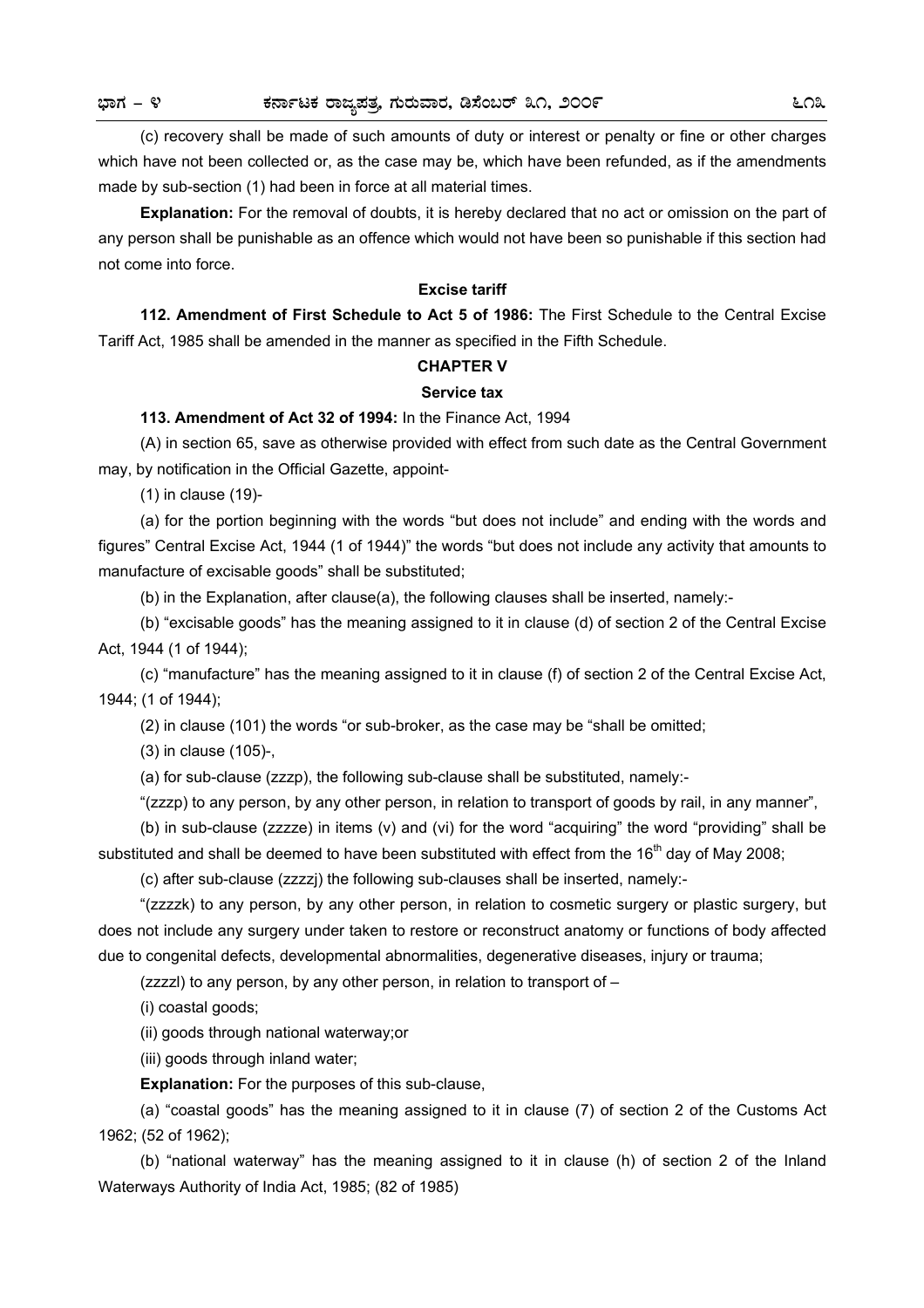(c) recovery shall be made of such amounts of duty or interest or penalty or fine or other charges which have not been collected or, as the case may be, which have been refunded, as if the amendments made by sub-section (1) had been in force at all material times.

**Explanation:** For the removal of doubts, it is hereby declared that no act or omission on the part of any person shall be punishable as an offence which would not have been so punishable if this section had not come into force.

**Excise tariff**

**112. Amendment of First Schedule to Act 5 of 1986:** The First Schedule to the Central Excise Tariff Act, 1985 shall be amended in the manner as specified in the Fifth Schedule.

**CHAPTER V**

**Service tax**

**113. Amendment of Act 32 of 1994:** In the Finance Act, 1994

(A) in section 65, save as otherwise provided with effect from such date as the Central Government may, by notification in the Official Gazette, appoint-

(1) in clause (19)-

(a) for the portion beginning with the words "but does not include" and ending with the words and figures" Central Excise Act, 1944 (1 of 1944)" the words "but does not include any activity that amounts to manufacture of excisable goods" shall be substituted;

(b) in the Explanation, after clause(a), the following clauses shall be inserted, namely:-

(b) "excisable goods" has the meaning assigned to it in clause (d) of section 2 of the Central Excise Act, 1944 (1 of 1944);

(c) "manufacture" has the meaning assigned to it in clause (f) of section 2 of the Central Excise Act, 1944; (1 of 1944);

(2) in clause (101) the words "or sub-broker, as the case may be "shall be omitted;

(3) in clause (105)-,

(a) for sub-clause (zzzp), the following sub-clause shall be substituted, namely:-

"(zzzp) to any person, by any other person, in relation to transport of goods by rail, in any manner",

(b) in sub-clause (zzzze) in items (v) and (vi) for the word "acquiring" the word "providing" shall be substituted and shall be deemed to have been substituted with effect from the 16th day of May 2008;

(c) after sub-clause (zzzzj) the following sub-clauses shall be inserted, namely:-

"(zzzzk) to any person, by any other person, in relation to cosmetic surgery or plastic surgery, but does not include any surgery under taken to restore or reconstruct anatomy or functions of body affected due to congenital defects, developmental abnormalities, degenerative diseases, injury or trauma;

(zzzzl) to any person, by any other person, in relation to transport of –

(i) coastal goods;

(ii) goods through national waterway;or

(iii) goods through inland water;

**Explanation:** For the purposes of this sub-clause,

(a) "coastal goods" has the meaning assigned to it in clause (7) of section 2 of the Customs Act 1962; (52 of 1962);

(b) "national waterway" has the meaning assigned to it in clause (h) of section 2 of the Inland Waterways Authority of India Act, 1985; (82 of 1985)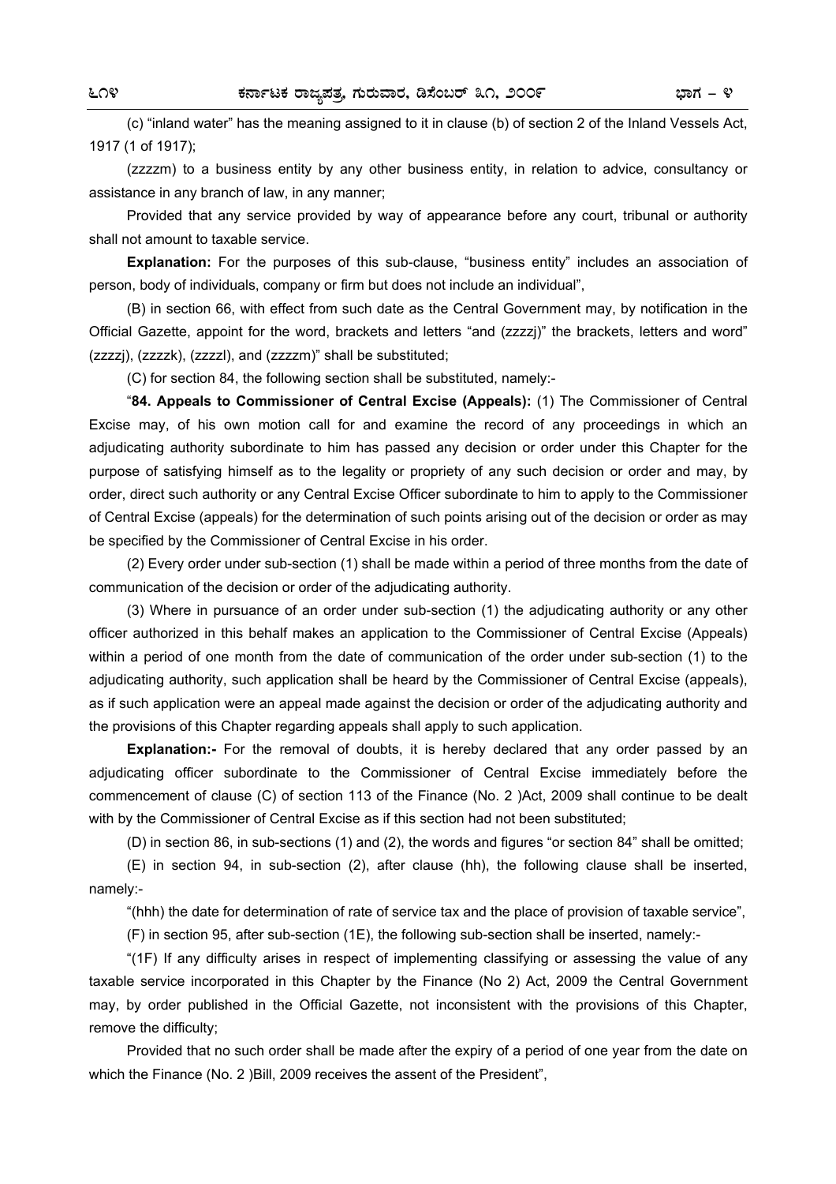(c) "inland water" has the meaning assigned to it in clause (b) of section 2 of the Inland Vessels Act, 1917 (1 of 1917);

(zzzzm) to a business entity by any other business entity, in relation to advice, consultancy or assistance in any branch of law, in any manner;

Provided that any service provided by way of appearance before any court, tribunal or authority shall not amount to taxable service.

**Explanation:** For the purposes of this sub-clause, "business entity" includes an association of person, body of individuals, company or firm but does not include an individual",

(B) in section 66, with effect from such date as the Central Government may, by notification in the Official Gazette, appoint for the word, brackets and letters "and (zzzzj)" the brackets, letters and word" (zzzzj), (zzzzk), (zzzzl), and (zzzzm)" shall be substituted;

(C) for section 84, the following section shall be substituted, namely:-

"**84. Appeals to Commissioner of Central Excise (Appeals):** (1) The Commissioner of Central Excise may, of his own motion call for and examine the record of any proceedings in which an adjudicating authority subordinate to him has passed any decision or order under this Chapter for the purpose of satisfying himself as to the legality or propriety of any such decision or order and may, by order, direct such authority or any Central Excise Officer subordinate to him to apply to the Commissioner of Central Excise (appeals) for the determination of such points arising out of the decision or order as may be specified by the Commissioner of Central Excise in his order.

(2) Every order under sub-section (1) shall be made within a period of three months from the date of communication of the decision or order of the adjudicating authority.

(3) Where in pursuance of an order under sub-section (1) the adjudicating authority or any other officer authorized in this behalf makes an application to the Commissioner of Central Excise (Appeals) within a period of one month from the date of communication of the order under sub-section (1) to the adjudicating authority, such application shall be heard by the Commissioner of Central Excise (appeals), as if such application were an appeal made against the decision or order of the adjudicating authority and the provisions of this Chapter regarding appeals shall apply to such application.

**Explanation:-** For the removal of doubts, it is hereby declared that any order passed by an adjudicating officer subordinate to the Commissioner of Central Excise immediately before the commencement of clause (C) of section 113 of the Finance (No. 2 )Act, 2009 shall continue to be dealt with by the Commissioner of Central Excise as if this section had not been substituted;

(D) in section 86, in sub-sections (1) and (2), the words and figures "or section 84" shall be omitted;

(E) in section 94, in sub-section (2), after clause (hh), the following clause shall be inserted, namely:-

"(hhh) the date for determination of rate of service tax and the place of provision of taxable service",

(F) in section 95, after sub-section (1E), the following sub-section shall be inserted, namely:-

"(1F) If any difficulty arises in respect of implementing classifying or assessing the value of any taxable service incorporated in this Chapter by the Finance (No 2) Act, 2009 the Central Government may, by order published in the Official Gazette, not inconsistent with the provisions of this Chapter, remove the difficulty;

Provided that no such order shall be made after the expiry of a period of one year from the date on which the Finance (No. 2 )Bill, 2009 receives the assent of the President",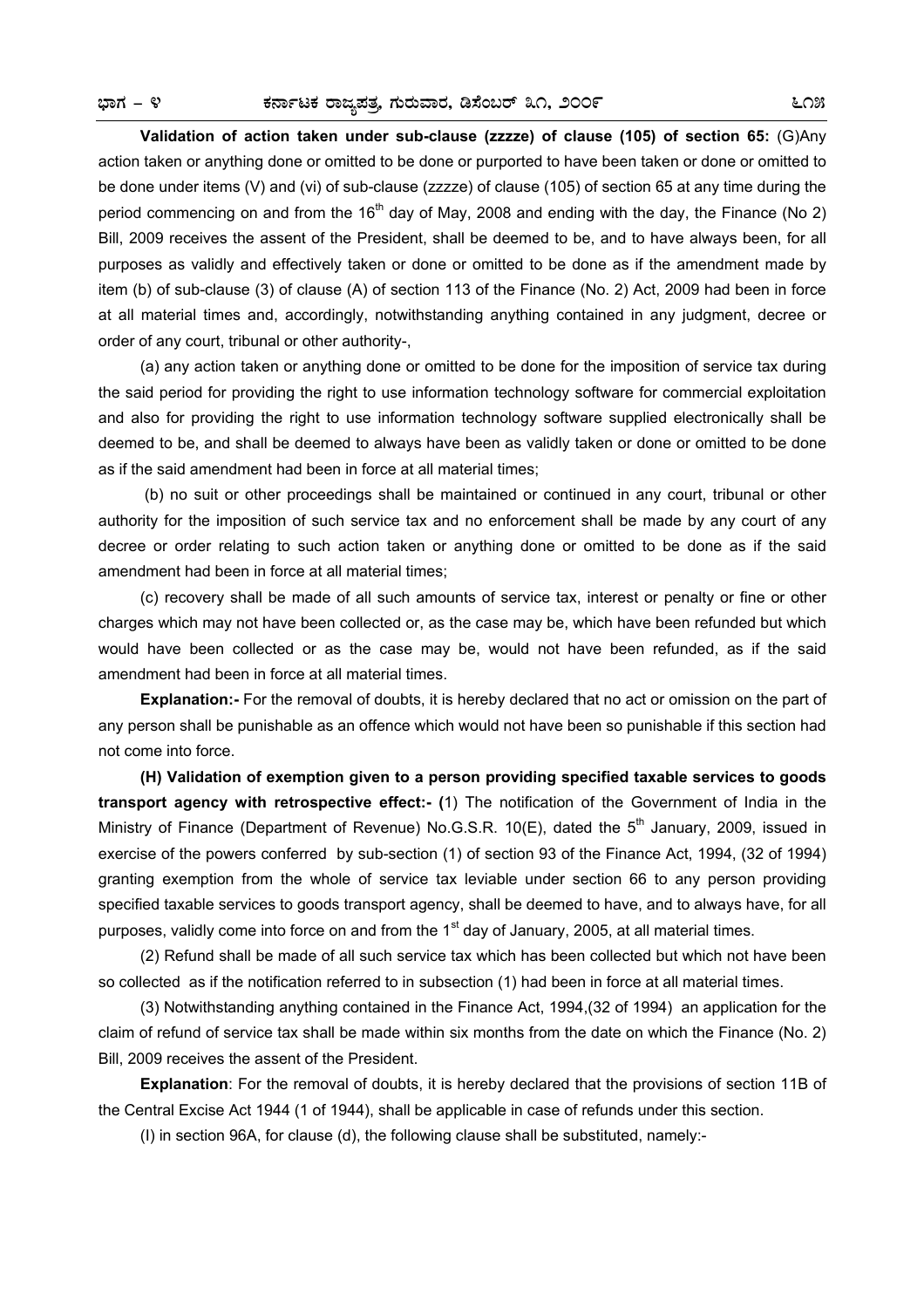**Validation of action taken under sub-clause (zzzze) of clause (105) of section 65:** (G)Any action taken or anything done or omitted to be done or purported to have been taken or done or omitted to be done under items (V) and (vi) of sub-clause (zzzze) of clause (105) of section 65 at any time during the period commencing on and from the 16th day of May, 2008 and ending with the day, the Finance (No 2) Bill, 2009 receives the assent of the President, shall be deemed to be, and to have always been, for all purposes as validly and effectively taken or done or omitted to be done as if the amendment made by item (b) of sub-clause (3) of clause (A) of section 113 of the Finance (No. 2) Act, 2009 had been in force at all material times and, accordingly, notwithstanding anything contained in any judgment, decree or order of any court, tribunal or other authority-,

(a) any action taken or anything done or omitted to be done for the imposition of service tax during the said period for providing the right to use information technology software for commercial exploitation and also for providing the right to use information technology software supplied electronically shall be deemed to be, and shall be deemed to always have been as validly taken or done or omitted to be done as if the said amendment had been in force at all material times;

(b) no suit or other proceedings shall be maintained or continued in any court, tribunal or other authority for the imposition of such service tax and no enforcement shall be made by any court of any decree or order relating to such action taken or anything done or omitted to be done as if the said amendment had been in force at all material times;

(c) recovery shall be made of all such amounts of service tax, interest or penalty or fine or other charges which may not have been collected or, as the case may be, which have been refunded but which would have been collected or as the case may be, would not have been refunded, as if the said amendment had been in force at all material times.

**Explanation:-** For the removal of doubts, it is hereby declared that no act or omission on the part of any person shall be punishable as an offence which would not have been so punishable if this section had not come into force.

**(H) Validation of exemption given to a person providing specified taxable services to goods transport agency with retrospective effect:- (**1) The notification of the Government of India in the Ministry of Finance (Department of Revenue) No.G.S.R. 10(E), dated the 5th January, 2009, issued in exercise of the powers conferred by sub-section (1) of section 93 of the Finance Act, 1994, (32 of 1994) granting exemption from the whole of service tax leviable under section 66 to any person providing specified taxable services to goods transport agency, shall be deemed to have, and to always have, for all purposes, validly come into force on and from the 1st day of January, 2005, at all material times.

(2) Refund shall be made of all such service tax which has been collected but which not have been so collected as if the notification referred to in subsection (1) had been in force at all material times.

(3) Notwithstanding anything contained in the Finance Act, 1994,(32 of 1994) an application for the claim of refund of service tax shall be made within six months from the date on which the Finance (No. 2) Bill, 2009 receives the assent of the President.

**Explanation**: For the removal of doubts, it is hereby declared that the provisions of section 11B of the Central Excise Act 1944 (1 of 1944), shall be applicable in case of refunds under this section.

(I) in section 96A, for clause (d), the following clause shall be substituted, namely:-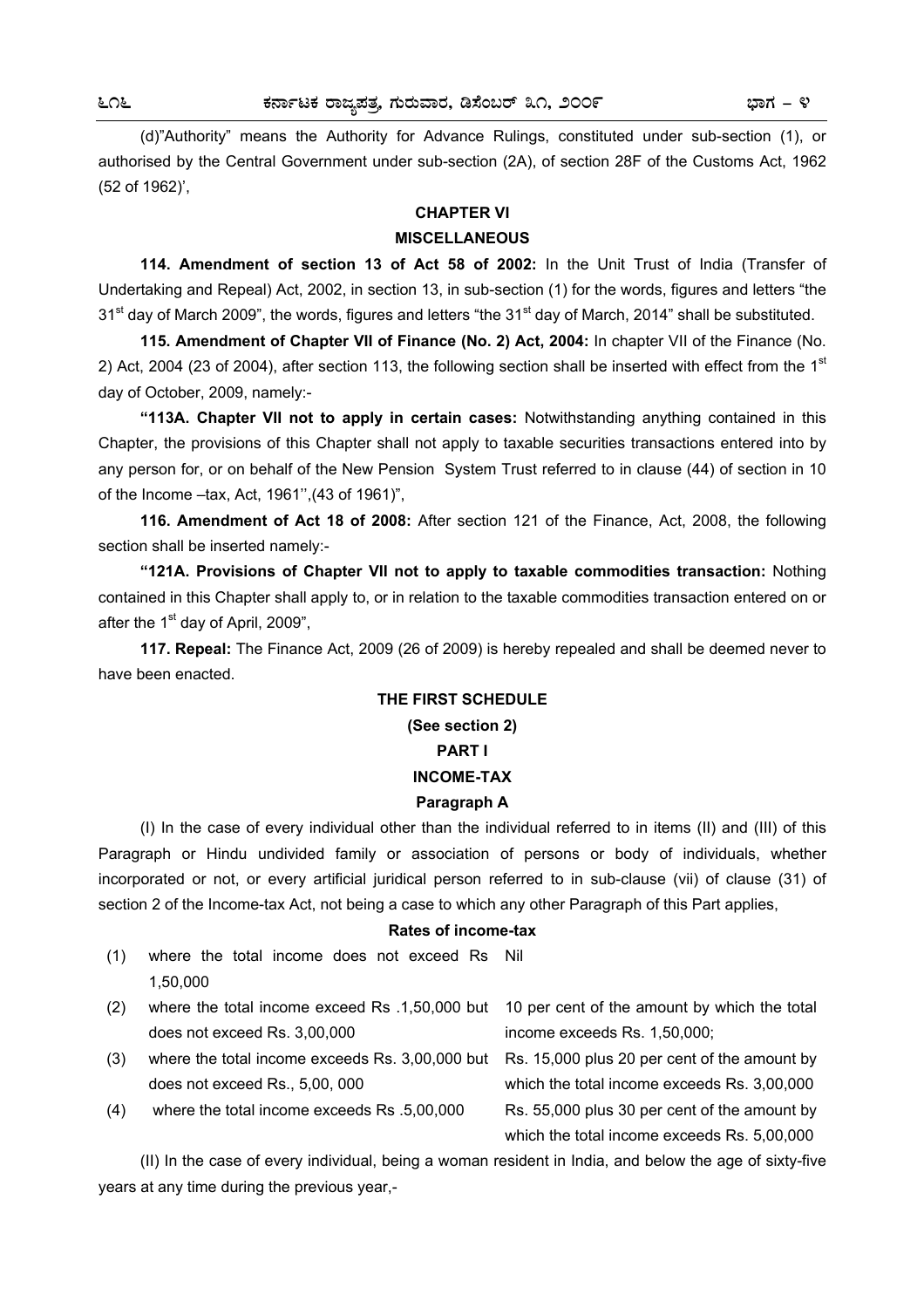(d)"Authority" means the Authority for Advance Rulings, constituted under sub-section (1), or authorised by the Central Government under sub-section (2A), of section 28F of the Customs Act, 1962 (52 of 1962)',

## CHAPTER VI

## MISCELLANEOUS

**114. Amendment of section 13 of Act 58 of 2002:** In the Unit Trust of India (Transfer of Undertaking and Repeal) Act, 2002, in section 13, in sub-section (1) for the words, figures and letters "the 31st day of March 2009", the words, figures and letters "the 31st day of March, 2014" shall be substituted.

**115. Amendment of Chapter VII of Finance (No. 2) Act, 2004:** In chapter VII of the Finance (No. 2) Act, 2004 (23 of 2004), after section 113, the following section shall be inserted with effect from the 1st day of October, 2009, namely:-

**"113A. Chapter VII not to apply in certain cases:** Notwithstanding anything contained in this Chapter, the provisions of this Chapter shall not apply to taxable securities transactions entered into by any person for, or on behalf of the New Pension System Trust referred to in clause (44) of section in 10 of the Income –tax, Act, 1961'',(43 of 1961)",

**116. Amendment of Act 18 of 2008:** After section 121 of the Finance, Act, 2008, the following section shall be inserted namely:-

**"121A. Provisions of Chapter VII not to apply to taxable commodities transaction:** Nothing contained in this Chapter shall apply to, or in relation to the taxable commodities transaction entered on or after the 1st day of April, 2009",

**117. Repeal:** The Finance Act, 2009 (26 of 2009) is hereby repealed and shall be deemed never to have been enacted.

## THE FIRST SCHEDULE

**(See section 2)**

## PART I

## INCOME-TAX

### Paragraph A

(I) In the case of every individual other than the individual referred to in items (II) and (III) of this Paragraph or Hindu undivided family or association of persons or body of individuals, whether incorporated or not, or every artificial juridical person referred to in sub-clause (vii) of clause (31) of section 2 of the Income-tax Act, not being a case to which any other Paragraph of this Part applies,

**Rates of income-tax**

| | | |
|---|---|---|
| (1) | where the total income does not exceed Rs 1,50,000 | Nil |
| (2) | where the total income exceed Rs .1,50,000 but does not exceed Rs. 3,00,000 | 10 per cent of the amount by which the total income exceeds Rs. 1,50,000; |
| (3) | where the total income exceeds Rs. 3,00,000 but does not exceed Rs., 5,00, 000 | Rs. 15,000 plus 20 per cent of the amount by which the total income exceeds Rs. 3,00,000 |
| (4) | where the total income exceeds Rs .5,00,000 | Rs. 55,000 plus 30 per cent of the amount by which the total income exceeds Rs. 5,00,000 |

(II) In the case of every individual, being a woman resident in India, and below the age of sixty-five years at any time during the previous year,-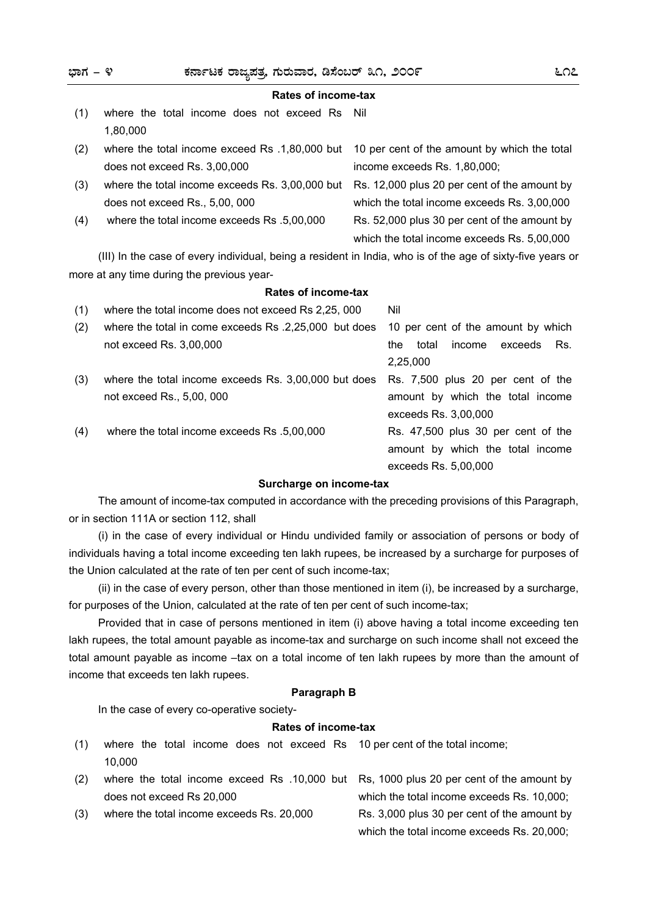**Rates of income-tax**

| | | |
|---|---|---|
| (1) | where the total income does not exceed Rs 1,80,000 | Nil |
| (2) | where the total income exceed Rs .1,80,000 but does not exceed Rs. 3,00,000 | 10 per cent of the amount by which the total income exceeds Rs. 1,80,000; |
| (3) | where the total income exceeds Rs. 3,00,000 but does not exceed Rs., 5,00, 000 | Rs. 12,000 plus 20 per cent of the amount by which the total income exceeds Rs. 3,00,000 |
| (4) | where the total income exceeds Rs .5,00,000 | Rs. 52,000 plus 30 per cent of the amount by which the total income exceeds Rs. 5,00,000 |

(III) In the case of every individual, being a resident in India, who is of the age of sixty-five years or more at any time during the previous year-

**Rates of income-tax**

| | | |
|---|---|---|
| (1) | where the total income does not exceed Rs 2,25, 000 | Nil |
| (2) | where the total in come exceeds Rs .2,25,000 but does not exceed Rs. 3,00,000 | 10 per cent of the amount by which the total income exceeds Rs. 2,25,000 |
| (3) | where the total income exceeds Rs. 3,00,000 but does not exceed Rs., 5,00, 000 | Rs. 7,500 plus 20 per cent of the amount by which the total income exceeds Rs. 3,00,000 |
| (4) | where the total income exceeds Rs .5,00,000 | Rs. 47,500 plus 30 per cent of the amount by which the total income exceeds Rs. 5,00,000 |

**Surcharge on income-tax**

The amount of income-tax computed in accordance with the preceding provisions of this Paragraph, or in section 111A or section 112, shall

(i) in the case of every individual or Hindu undivided family or association of persons or body of individuals having a total income exceeding ten lakh rupees, be increased by a surcharge for purposes of the Union calculated at the rate of ten per cent of such income-tax;

(ii) in the case of every person, other than those mentioned in item (i), be increased by a surcharge, for purposes of the Union, calculated at the rate of ten per cent of such income-tax;

Provided that in case of persons mentioned in item (i) above having a total income exceeding ten lakh rupees, the total amount payable as income-tax and surcharge on such income shall not exceed the total amount payable as income –tax on a total income of ten lakh rupees by more than the amount of income that exceeds ten lakh rupees.

**Paragraph B**

In the case of every co-operative society-

**Rates of income-tax**

| | | |
|---|---|---|
| (1) | where the total income does not exceed Rs 10,000 | 10 per cent of the total income; |
| (2) | where the total income exceed Rs .10,000 but does not exceed Rs 20,000 | Rs, 1000 plus 20 per cent of the amount by which the total income exceeds Rs. 10,000; |
| (3) | where the total income exceeds Rs. 20,000 | Rs. 3,000 plus 30 per cent of the amount by which the total income exceeds Rs. 20,000; |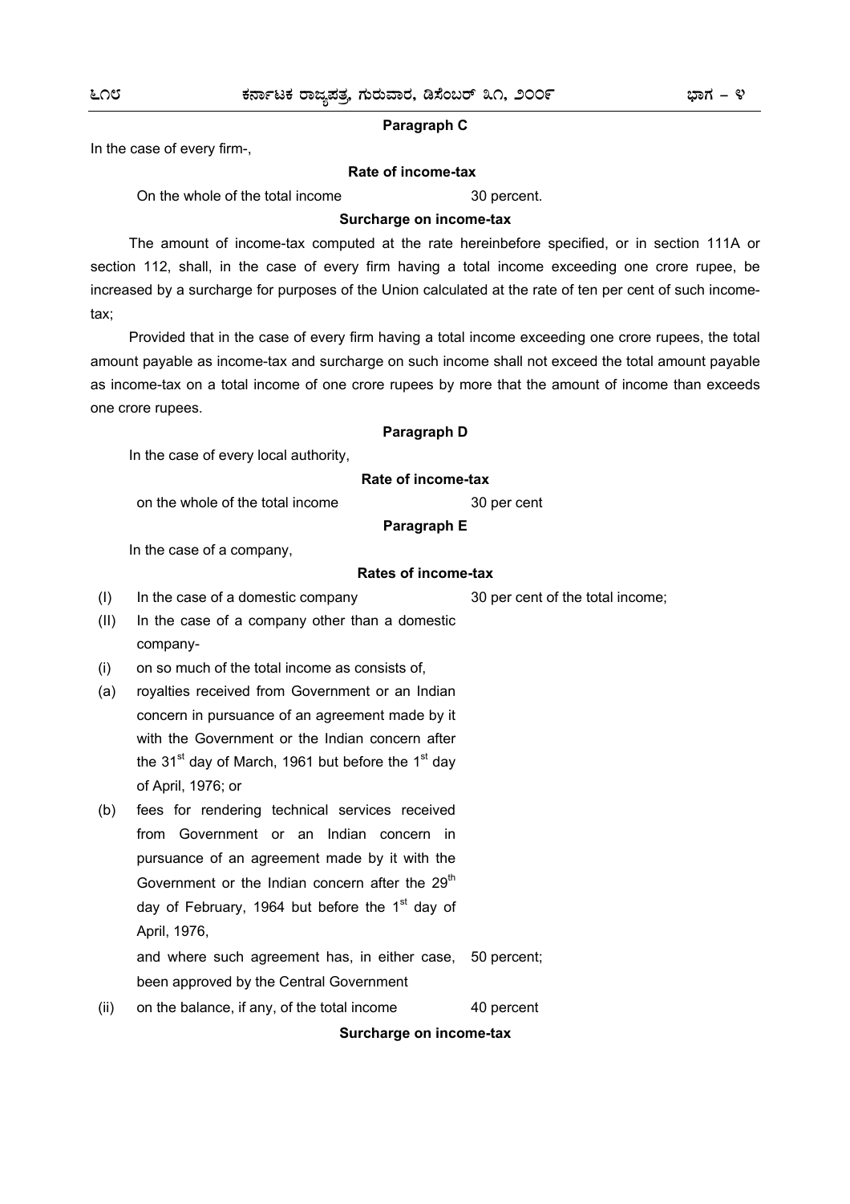**Paragraph C**

In the case of every firm-,

**Rate of income-tax**

On the whole of the total income 30 percent.

**Surcharge on income-tax**

The amount of income-tax computed at the rate hereinbefore specified, or in section 111A or section 112, shall, in the case of every firm having a total income exceeding one crore rupee, be increased by a surcharge for purposes of the Union calculated at the rate of ten per cent of such income-tax;

Provided that in the case of every firm having a total income exceeding one crore rupees, the total amount payable as income-tax and surcharge on such income shall not exceed the total amount payable as income-tax on a total income of one crore rupees by more that the amount of income than exceeds one crore rupees.

**Paragraph D**

In the case of every local authority,

**Rate of income-tax**

on the whole of the total income 30 per cent

**Paragraph E**

In the case of a company,

**Rates of income-tax**

(I) In the case of a domestic company — 30 per cent of the total income;

(II) In the case of a company other than a domestic company-

(i) on so much of the total income as consists of,

(a) royalties received from Government or an Indian concern in pursuance of an agreement made by it with the Government or the Indian concern after the 31st day of March, 1961 but before the 1st day of April, 1976; or

(b) fees for rendering technical services received from Government or an Indian concern in pursuance of an agreement made by it with the Government or the Indian concern after the 29th day of February, 1964 but before the 1st day of April, 1976,

and where such agreement has, in either case, been approved by the Central Government — 50 percent;

(ii) on the balance, if any, of the total income — 40 percent

**Surcharge on income-tax**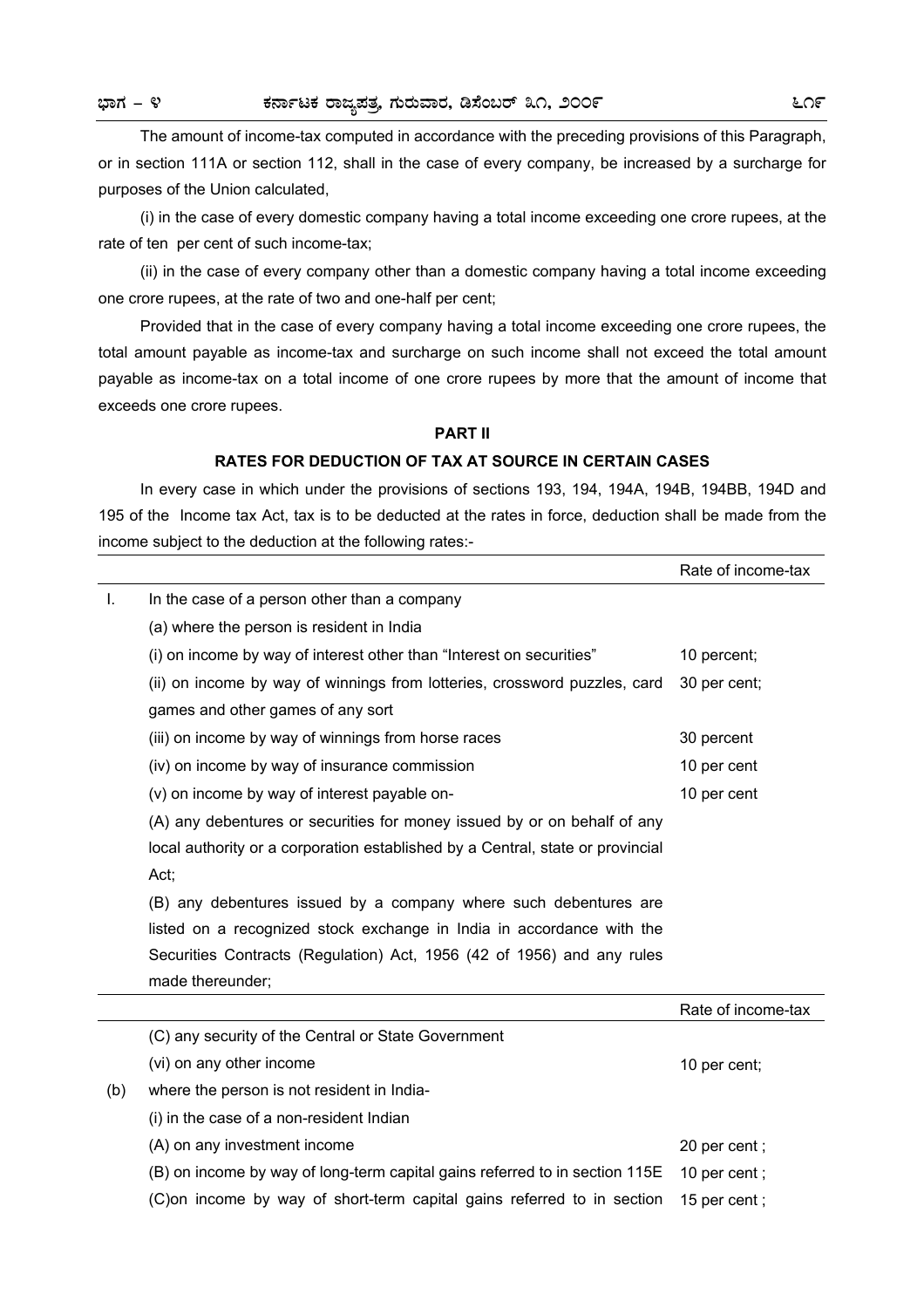The amount of income-tax computed in accordance with the preceding provisions of this Paragraph, or in section 111A or section 112, shall in the case of every company, be increased by a surcharge for purposes of the Union calculated,

(i) in the case of every domestic company having a total income exceeding one crore rupees, at the rate of ten per cent of such income-tax;

(ii) in the case of every company other than a domestic company having a total income exceeding one crore rupees, at the rate of two and one-half per cent;

Provided that in the case of every company having a total income exceeding one crore rupees, the total amount payable as income-tax and surcharge on such income shall not exceed the total amount payable as income-tax on a total income of one crore rupees by more that the amount of income that exceeds one crore rupees.

**PART II**

**RATES FOR DEDUCTION OF TAX AT SOURCE IN CERTAIN CASES**

In every case in which under the provisions of sections 193, 194, 194A, 194B, 194BB, 194D and 195 of the Income tax Act, tax is to be deducted at the rates in force, deduction shall be made from the income subject to the deduction at the following rates:-

| | | Rate of income-tax |
|---|---|---|
| I. | In the case of a person other than a company | |
| | (a) where the person is resident in India | |
| | (i) on income by way of interest other than "Interest on securities" | 10 percent; |
| | (ii) on income by way of winnings from lotteries, crossword puzzles, card games and other games of any sort | 30 per cent; |
| | (iii) on income by way of winnings from horse races | 30 percent |
| | (iv) on income by way of insurance commission | 10 per cent |
| | (v) on income by way of interest payable on- | 10 per cent |
| | (A) any debentures or securities for money issued by or on behalf of any local authority or a corporation established by a Central, state or provincial Act; | |
| | (B) any debentures issued by a company where such debentures are listed on a recognized stock exchange in India in accordance with the Securities Contracts (Regulation) Act, 1956 (42 of 1956) and any rules made thereunder; | |
| | (C) any security of the Central or State Government | |
| | (vi) on any other income | 10 per cent; |
| (b) | where the person is not resident in India- | |
| | (i) in the case of a non-resident Indian | |
| | (A) on any investment income | 20 per cent ; |
| | (B) on income by way of long-term capital gains referred to in section 115E | 10 per cent ; |
| | (C)on income by way of short-term capital gains referred to in section | 15 per cent ; |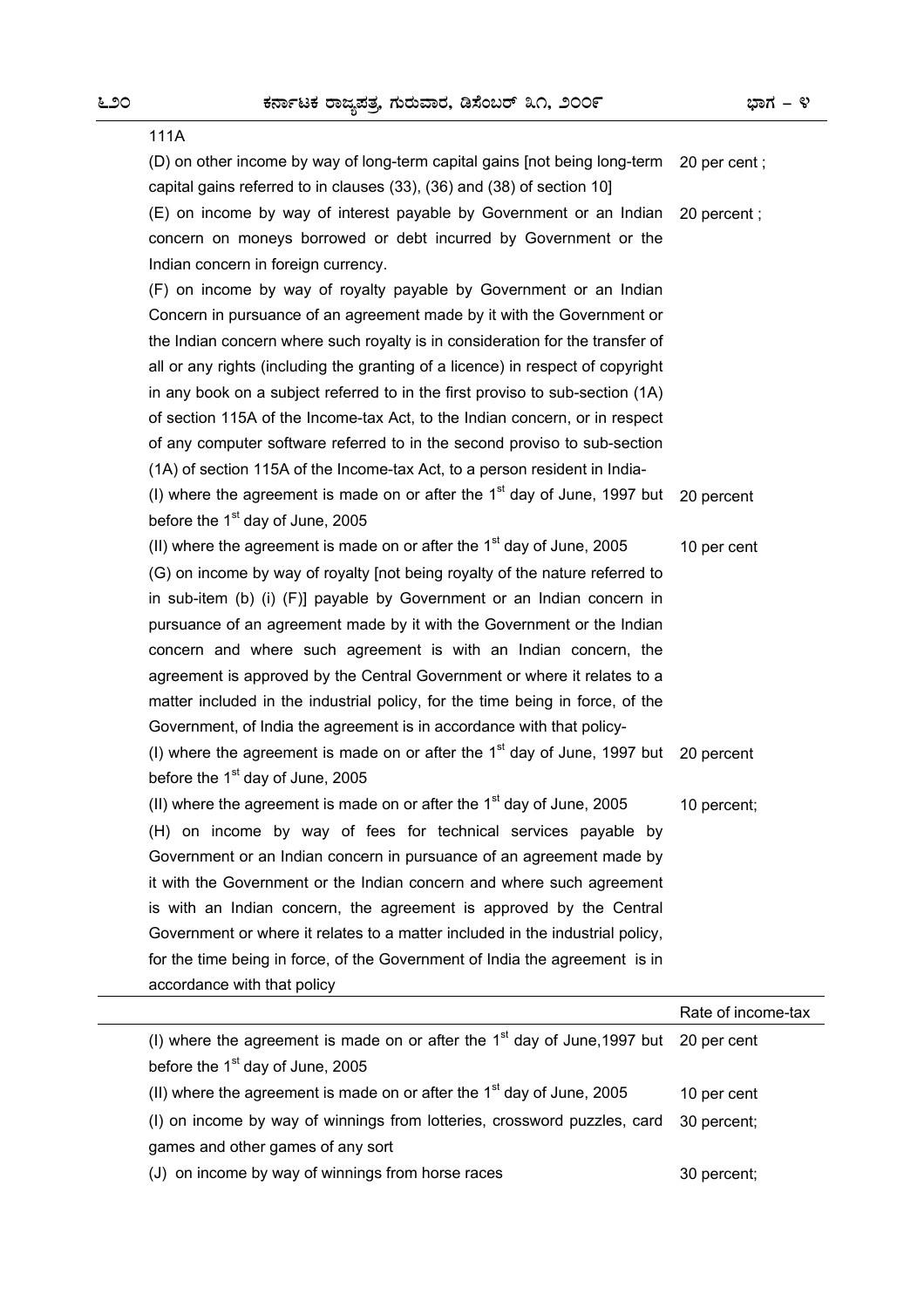111A

| | |
|---|---|
| (D) on other income by way of long-term capital gains [not being long-term capital gains referred to in clauses (33), (36) and (38) of section 10] | 20 per cent ; |
| (E) on income by way of interest payable by Government or an Indian concern on moneys borrowed or debt incurred by Government or the Indian concern in foreign currency. | 20 percent ; |
| (F) on income by way of royalty payable by Government or an Indian Concern in pursuance of an agreement made by it with the Government or the Indian concern where such royalty is in consideration for the transfer of all or any rights (including the granting of a licence) in respect of copyright in any book on a subject referred to in the first proviso to sub-section (1A) of section 115A of the Income-tax Act, to the Indian concern, or in respect of any computer software referred to in the second proviso to sub-section (1A) of section 115A of the Income-tax Act, to a person resident in India- | |
| (I) where the agreement is made on or after the 1st day of June, 1997 but before the 1st day of June, 2005 | 20 percent |
| (II) where the agreement is made on or after the 1st day of June, 2005 | 10 per cent |
| (G) on income by way of royalty [not being royalty of the nature referred to in sub-item (b) (i) (F)] payable by Government or an Indian concern in pursuance of an agreement made by it with the Government or the Indian concern and where such agreement is with an Indian concern, the agreement is approved by the Central Government or where it relates to a matter included in the industrial policy, for the time being in force, of the Government, of India the agreement is in accordance with that policy- | |
| (I) where the agreement is made on or after the 1st day of June, 1997 but before the 1st day of June, 2005 | 20 percent |
| (II) where the agreement is made on or after the 1st day of June, 2005 | 10 percent; |
| (H) on income by way of fees for technical services payable by Government or an Indian concern in pursuance of an agreement made by it with the Government or the Indian concern and where such agreement is with an Indian concern, the agreement is approved by the Central Government or where it relates to a matter included in the industrial policy, for the time being in force, of the Government of India the agreement is in accordance with that policy | |

| | Rate of income-tax |
|---|---|
| (I) where the agreement is made on or after the 1st day of June,1997 but before the 1st day of June, 2005 | 20 per cent |
| (II) where the agreement is made on or after the 1st day of June, 2005 | 10 per cent |
| (I) on income by way of winnings from lotteries, crossword puzzles, card games and other games of any sort | 30 percent; |
| (J) on income by way of winnings from horse races | 30 percent; |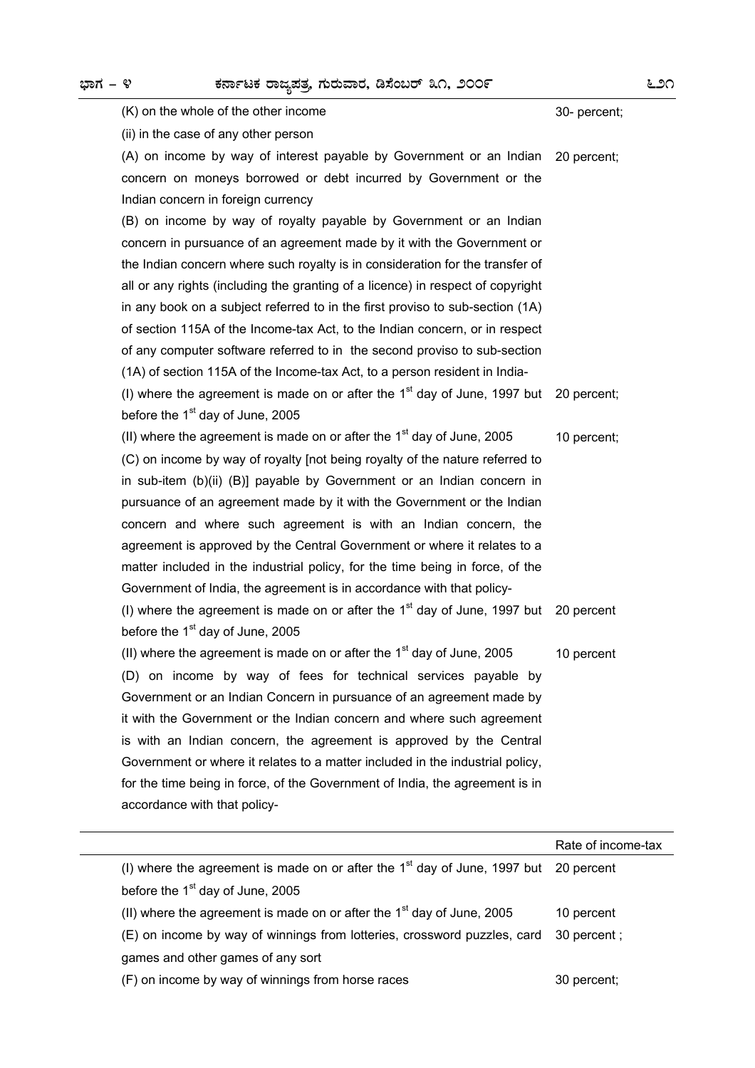| | |
|---|---|
| (K) on the whole of the other income | 30- percent; |
| (ii) in the case of any other person | |
| (A) on income by way of interest payable by Government or an Indian concern on moneys borrowed or debt incurred by Government or the Indian concern in foreign currency | 20 percent; |
| (B) on income by way of royalty payable by Government or an Indian concern in pursuance of an agreement made by it with the Government or the Indian concern where such royalty is in consideration for the transfer of all or any rights (including the granting of a licence) in respect of copyright in any book on a subject referred to in the first proviso to sub-section (1A) of section 115A of the Income-tax Act, to the Indian concern, or in respect of any computer software referred to in the second proviso to sub-section (1A) of section 115A of the Income-tax Act, to a person resident in India- | |
| (I) where the agreement is made on or after the 1st day of June, 1997 but before the 1st day of June, 2005 | 20 percent; |
| (II) where the agreement is made on or after the 1st day of June, 2005 | 10 percent; |
| (C) on income by way of royalty [not being royalty of the nature referred to in sub-item (b)(ii) (B)] payable by Government or an Indian concern in pursuance of an agreement made by it with the Government or the Indian concern and where such agreement is with an Indian concern, the agreement is approved by the Central Government or where it relates to a matter included in the industrial policy, for the time being in force, of the Government of India, the agreement is in accordance with that policy- | |
| (I) where the agreement is made on or after the 1st day of June, 1997 but before the 1st day of June, 2005 | 20 percent |
| (II) where the agreement is made on or after the 1st day of June, 2005 | 10 percent |
| (D) on income by way of fees for technical services payable by Government or an Indian Concern in pursuance of an agreement made by it with the Government or the Indian concern and where such agreement is with an Indian concern, the agreement is approved by the Central Government or where it relates to a matter included in the industrial policy, for the time being in force, of the Government of India, the agreement is in accordance with that policy- | |

| | Rate of income-tax |
|---|---|
| (I) where the agreement is made on or after the 1st day of June, 1997 but before the 1st day of June, 2005 | 20 percent |
| (II) where the agreement is made on or after the 1st day of June, 2005 | 10 percent |
| (E) on income by way of winnings from lotteries, crossword puzzles, card games and other games of any sort | 30 percent ; |
| (F) on income by way of winnings from horse races | 30 percent; |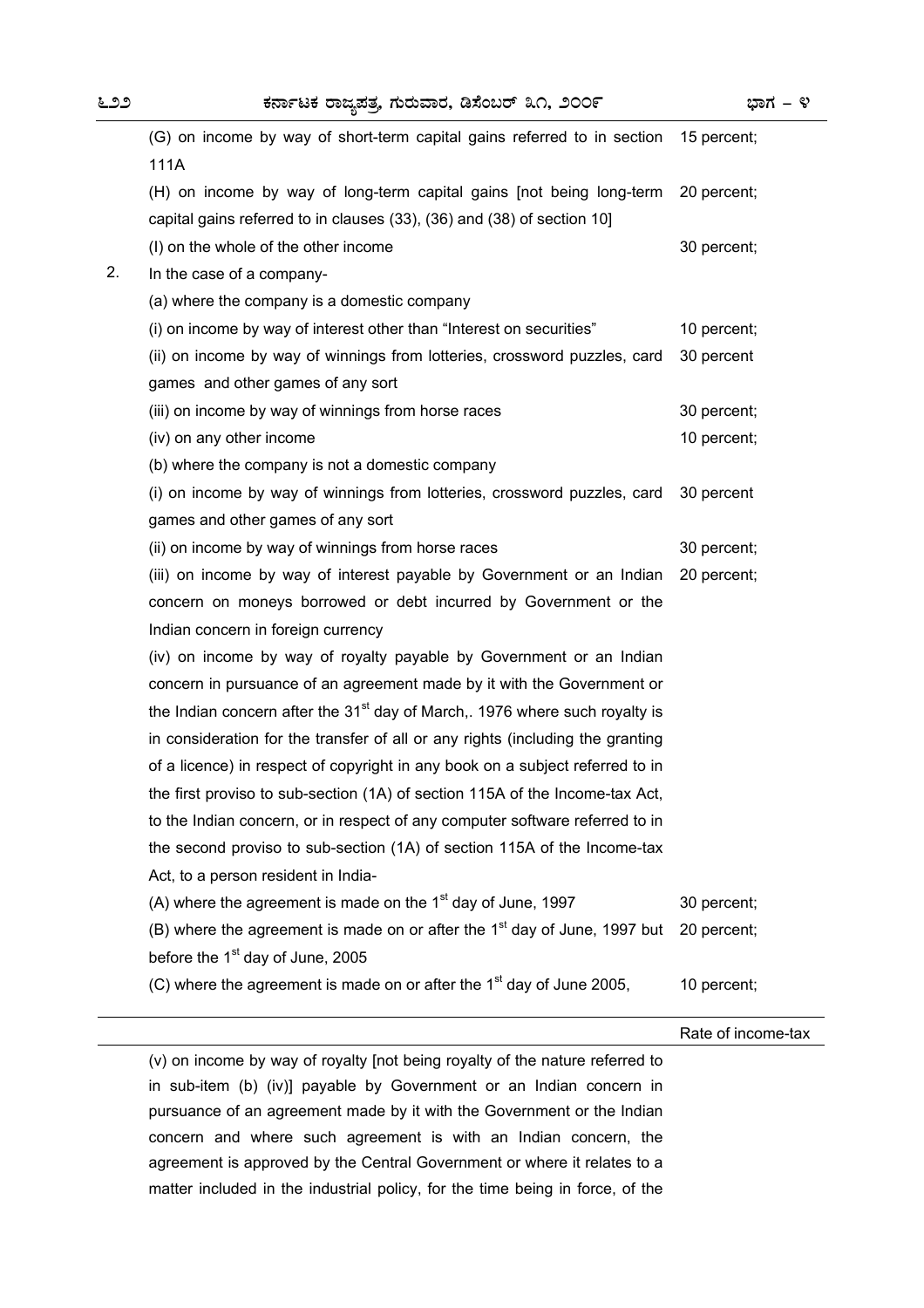| | | |
|---|---|---|
| | (G) on income by way of short-term capital gains referred to in section 111A | 15 percent; |
| | (H) on income by way of long-term capital gains [not being long-term capital gains referred to in clauses (33), (36) and (38) of section 10] | 20 percent; |
| | (I) on the whole of the other income | 30 percent; |
| 2. | In the case of a company- | |
| | (a) where the company is a domestic company | |
| | (i) on income by way of interest other than "Interest on securities" | 10 percent; |
| | (ii) on income by way of winnings from lotteries, crossword puzzles, card games and other games of any sort | 30 percent |
| | (iii) on income by way of winnings from horse races | 30 percent; |
| | (iv) on any other income | 10 percent; |
| | (b) where the company is not a domestic company | |
| | (i) on income by way of winnings from lotteries, crossword puzzles, card games and other games of any sort | 30 percent |
| | (ii) on income by way of winnings from horse races | 30 percent; |
| | (iii) on income by way of interest payable by Government or an Indian concern on moneys borrowed or debt incurred by Government or the Indian concern in foreign currency | 20 percent; |
| | (iv) on income by way of royalty payable by Government or an Indian concern in pursuance of an agreement made by it with the Government or the Indian concern after the 31st day of March,. 1976 where such royalty is in consideration for the transfer of all or any rights (including the granting of a licence) in respect of copyright in any book on a subject referred to in the first proviso to sub-section (1A) of section 115A of the Income-tax Act, to the Indian concern, or in respect of any computer software referred to in the second proviso to sub-section (1A) of section 115A of the Income-tax Act, to a person resident in India- | |
| | (A) where the agreement is made on the 1st day of June, 1997 | 30 percent; |
| | (B) where the agreement is made on or after the 1st day of June, 1997 but before the 1st day of June, 2005 | 20 percent; |
| | (C) where the agreement is made on or after the 1st day of June 2005, | 10 percent; |

| | | Rate of income-tax |
|---|---|---|
| | (v) on income by way of royalty [not being royalty of the nature referred to in sub-item (b) (iv)] payable by Government or an Indian concern in pursuance of an agreement made by it with the Government or the Indian concern and where such agreement is with an Indian concern, the agreement is approved by the Central Government or where it relates to a matter included in the industrial policy, for the time being in force, of the | |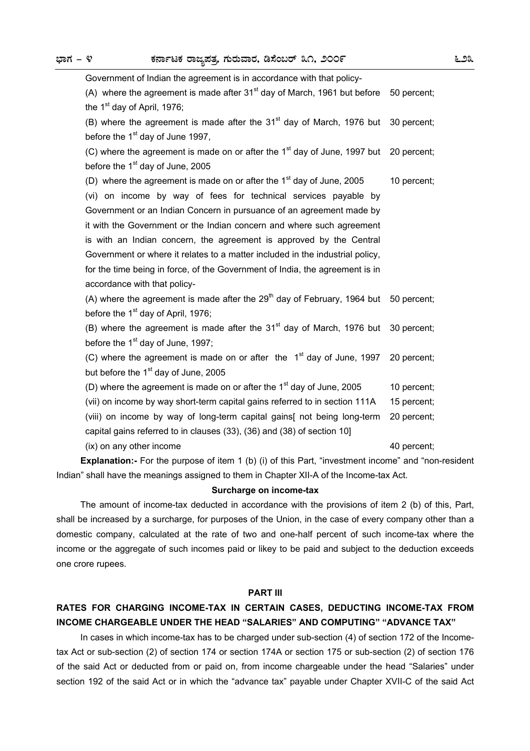Government of Indian the agreement is in accordance with that policy-

| | |
|---|---|
| (A) where the agreement is made after 31st day of March, 1961 but before the 1st day of April, 1976; | 50 percent; |
| (B) where the agreement is made after the 31st day of March, 1976 but before the 1st day of June 1997, | 30 percent; |
| (C) where the agreement is made on or after the 1st day of June, 1997 but before the 1st day of June, 2005 | 20 percent; |
| (D) where the agreement is made on or after the 1st day of June, 2005 | 10 percent; |
| (vi) on income by way of fees for technical services payable by Government or an Indian Concern in pursuance of an agreement made by it with the Government or the Indian concern and where such agreement is with an Indian concern, the agreement is approved by the Central Government or where it relates to a matter included in the industrial policy, for the time being in force, of the Government of India, the agreement is in accordance with that policy- | |
| (A) where the agreement is made after the 29th day of February, 1964 but before the 1st day of April, 1976; | 50 percent; |
| (B) where the agreement is made after the 31st day of March, 1976 but before the 1st day of June, 1997; | 30 percent; |
| (C) where the agreement is made on or after the 1st day of June, 1997 but before the 1st day of June, 2005 | 20 percent; |
| (D) where the agreement is made on or after the 1st day of June, 2005 | 10 percent; |
| (vii) on income by way short-term capital gains referred to in section 111A | 15 percent; |
| (viii) on income by way of long-term capital gains[ not being long-term capital gains referred to in clauses (33), (36) and (38) of section 10] | 20 percent; |
| (ix) on any other income | 40 percent; |

**Explanation:-** For the purpose of item 1 (b) (i) of this Part, "investment income" and "non-resident Indian" shall have the meanings assigned to them in Chapter XII-A of the Income-tax Act.

**Surcharge on income-tax**

The amount of income-tax deducted in accordance with the provisions of item 2 (b) of this, Part, shall be increased by a surcharge, for purposes of the Union, in the case of every company other than a domestic company, calculated at the rate of two and one-half percent of such income-tax where the income or the aggregate of such incomes paid or likey to be paid and subject to the deduction exceeds one crore rupees.

## PART III

## RATES FOR CHARGING INCOME-TAX IN CERTAIN CASES, DEDUCTING INCOME-TAX FROM INCOME CHARGEABLE UNDER THE HEAD "SALARIES" AND COMPUTING" "ADVANCE TAX"

In cases in which income-tax has to be charged under sub-section (4) of section 172 of the Income-tax Act or sub-section (2) of section 174 or section 174A or section 175 or sub-section (2) of section 176 of the said Act or deducted from or paid on, from income chargeable under the head "Salaries" under section 192 of the said Act or in which the "advance tax" payable under Chapter XVII-C of the said Act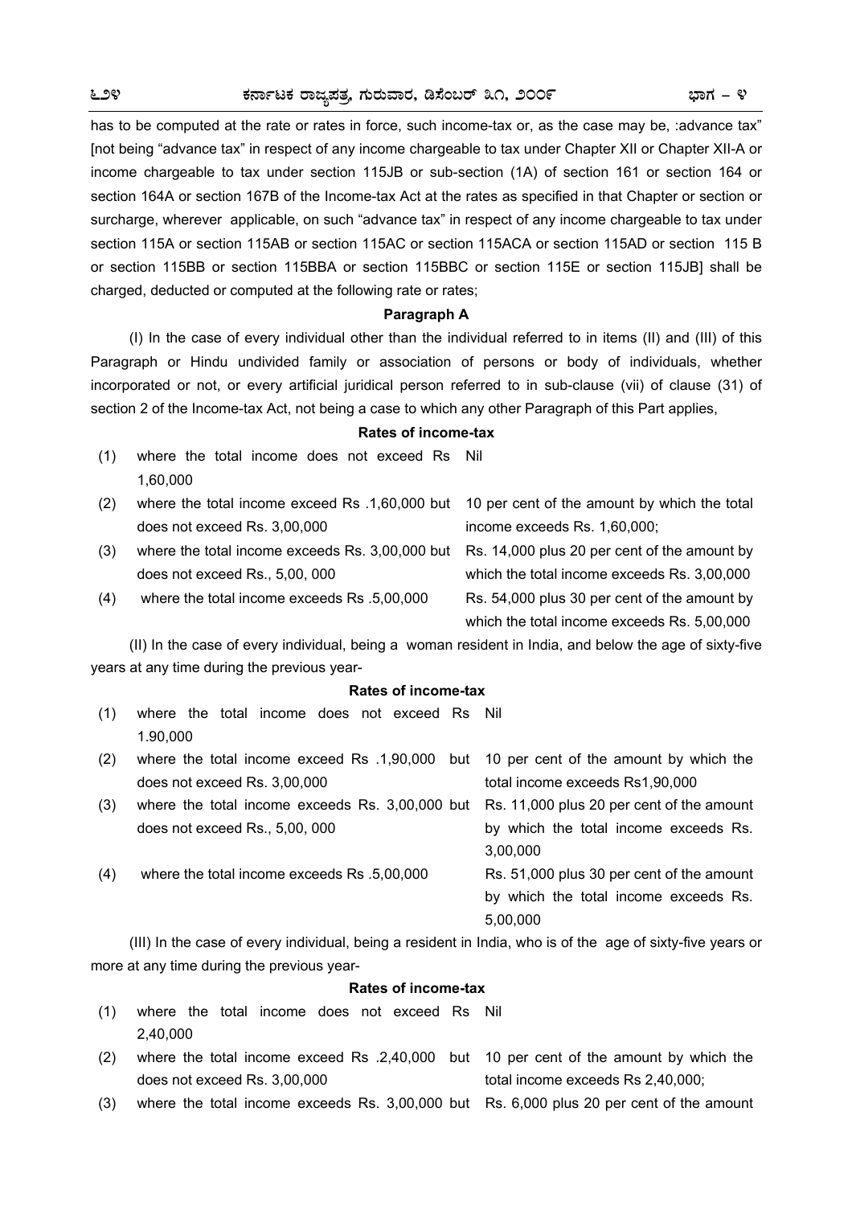has to be computed at the rate or rates in force, such income-tax or, as the case may be, :advance tax" [not being "advance tax" in respect of any income chargeable to tax under Chapter XII or Chapter XII-A or income chargeable to tax under section 115JB or sub-section (1A) of section 161 or section 164 or section 164A or section 167B of the Income-tax Act at the rates as specified in that Chapter or section or surcharge, wherever applicable, on such "advance tax" in respect of any income chargeable to tax under section 115A or section 115AB or section 115AC or section 115ACA or section 115AD or section 115 B or section 115BB or section 115BBA or section 115BBC or section 115E or section 115JB] shall be charged, deducted or computed at the following rate or rates;

**Paragraph A**

(I) In the case of every individual other than the individual referred to in items (II) and (III) of this Paragraph or Hindu undivided family or association of persons or body of individuals, whether incorporated or not, or every artificial juridical person referred to in sub-clause (vii) of clause (31) of section 2 of the Income-tax Act, not being a case to which any other Paragraph of this Part applies,

**Rates of income-tax**

| | | |
|---|---|---|
| (1) | where the total income does not exceed Rs 1,60,000 | Nil |
| (2) | where the total income exceed Rs .1,60,000 but does not exceed Rs. 3,00,000 | 10 per cent of the amount by which the total income exceeds Rs. 1,60,000; |
| (3) | where the total income exceeds Rs. 3,00,000 but does not exceed Rs., 5,00, 000 | Rs. 14,000 plus 20 per cent of the amount by which the total income exceeds Rs. 3,00,000 |
| (4) | where the total income exceeds Rs .5,00,000 | Rs. 54,000 plus 30 per cent of the amount by which the total income exceeds Rs. 5,00,000 |

(II) In the case of every individual, being a woman resident in India, and below the age of sixty-five years at any time during the previous year-

**Rates of income-tax**

| | | |
|---|---|---|
| (1) | where the total income does not exceed Rs 1.90,000 | Nil |
| (2) | where the total income exceed Rs .1,90,000 but does not exceed Rs. 3,00,000 | 10 per cent of the amount by which the total income exceeds Rs1,90,000 |
| (3) | where the total income exceeds Rs. 3,00,000 but does not exceed Rs., 5,00, 000 | Rs. 11,000 plus 20 per cent of the amount by which the total income exceeds Rs. 3,00,000 |
| (4) | where the total income exceeds Rs .5,00,000 | Rs. 51,000 plus 30 per cent of the amount by which the total income exceeds Rs. 5,00,000 |

(III) In the case of every individual, being a resident in India, who is of the age of sixty-five years or more at any time during the previous year-

**Rates of income-tax**

| | | |
|---|---|---|
| (1) | where the total income does not exceed Rs 2,40,000 | Nil |
| (2) | where the total income exceed Rs .2,40,000 but does not exceed Rs. 3,00,000 | 10 per cent of the amount by which the total income exceeds Rs 2,40,000; |
| (3) | where the total income exceeds Rs. 3,00,000 but | Rs. 6,000 plus 20 per cent of the amount |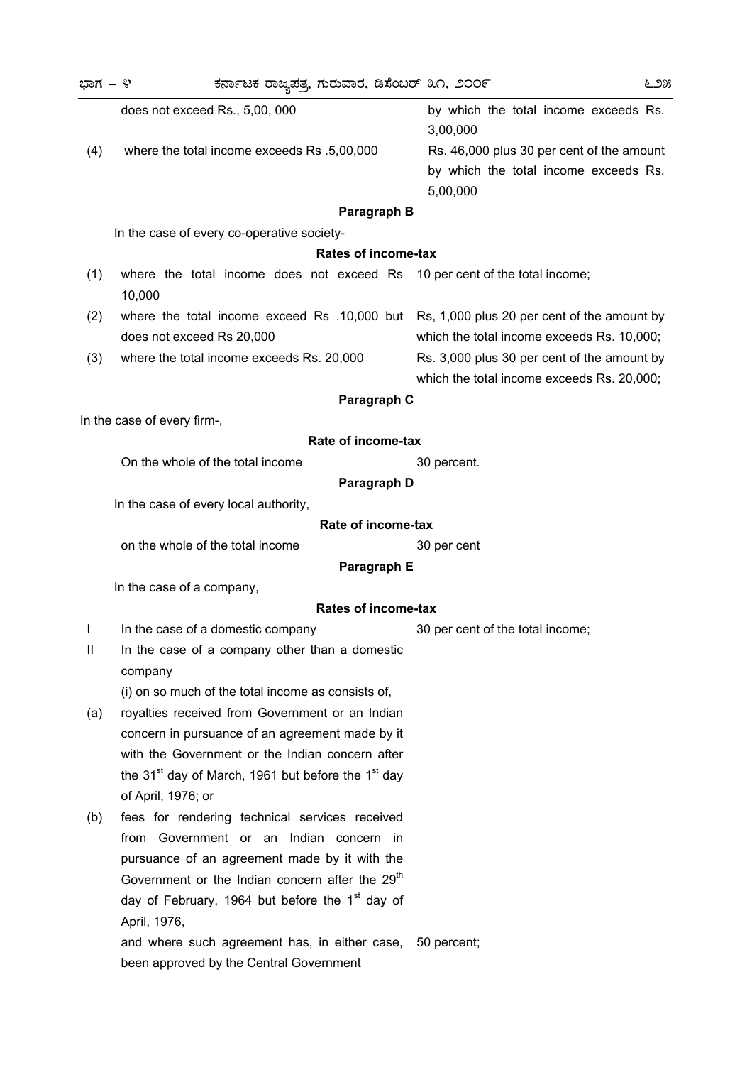| | | |
|---|---|---|
| | does not exceed Rs., 5,00, 000 | by which the total income exceeds Rs. 3,00,000 |
| (4) | where the total income exceeds Rs .5,00,000 | Rs. 46,000 plus 30 per cent of the amount by which the total income exceeds Rs. 5,00,000 |

**Paragraph B**

In the case of every co-operative society-

**Rates of income-tax**

| | | |
|---|---|---|
| (1) | where the total income does not exceed Rs 10,000 | 10 per cent of the total income; |
| (2) | where the total income exceed Rs .10,000 but does not exceed Rs 20,000 | Rs, 1,000 plus 20 per cent of the amount by which the total income exceeds Rs. 10,000; |
| (3) | where the total income exceeds Rs. 20,000 | Rs. 3,000 plus 30 per cent of the amount by which the total income exceeds Rs. 20,000; |

**Paragraph C**

In the case of every firm-,

**Rate of income-tax**

| | |
|---|---|
| On the whole of the total income | 30 percent. |

**Paragraph D**

In the case of every local authority,

**Rate of income-tax**

| | |
|---|---|
| on the whole of the total income | 30 per cent |

**Paragraph E**

In the case of a company,

**Rates of income-tax**

| | | |
|---|---|---|
| I | In the case of a domestic company | 30 per cent of the total income; |
| II | In the case of a company other than a domestic company | |
| | (i) on so much of the total income as consists of, | |
| (a) | royalties received from Government or an Indian concern in pursuance of an agreement made by it with the Government or the Indian concern after the 31st day of March, 1961 but before the 1st day of April, 1976; or | |
| (b) | fees for rendering technical services received from Government or an Indian concern in pursuance of an agreement made by it with the Government or the Indian concern after the 29th day of February, 1964 but before the 1st day of April, 1976, | |
| | and where such agreement has, in either case, been approved by the Central Government | 50 percent; |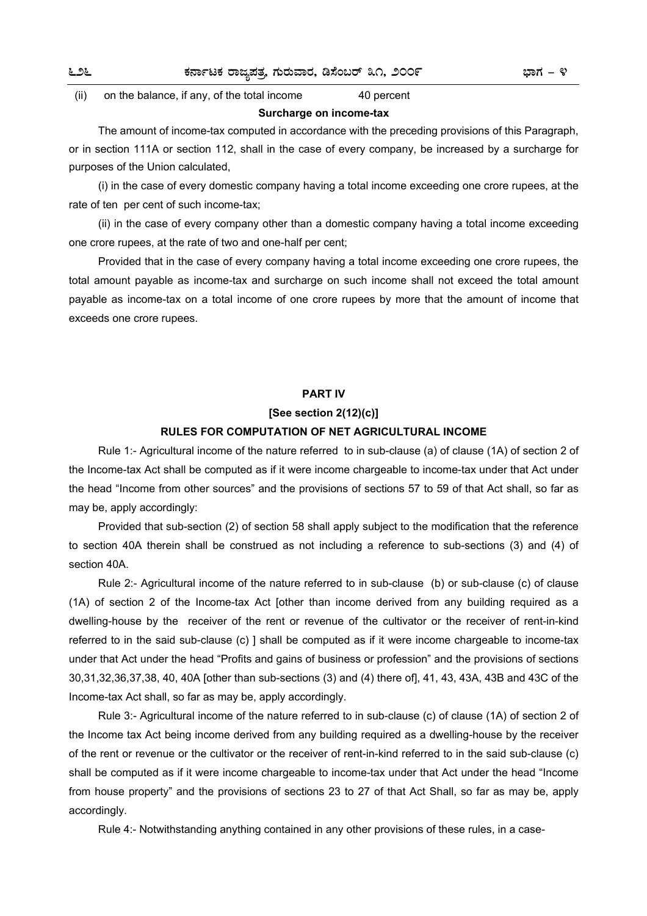(ii) on the balance, if any, of the total income 40 percent

**Surcharge on income-tax**

The amount of income-tax computed in accordance with the preceding provisions of this Paragraph, or in section 111A or section 112, shall in the case of every company, be increased by a surcharge for purposes of the Union calculated,

(i) in the case of every domestic company having a total income exceeding one crore rupees, at the rate of ten per cent of such income-tax;

(ii) in the case of every company other than a domestic company having a total income exceeding one crore rupees, at the rate of two and one-half per cent;

Provided that in the case of every company having a total income exceeding one crore rupees, the total amount payable as income-tax and surcharge on such income shall not exceed the total amount payable as income-tax on a total income of one crore rupees by more that the amount of income that exceeds one crore rupees.

## PART IV

**[See section 2(12)(c)]**

**RULES FOR COMPUTATION OF NET AGRICULTURAL INCOME**

Rule 1:- Agricultural income of the nature referred to in sub-clause (a) of clause (1A) of section 2 of the Income-tax Act shall be computed as if it were income chargeable to income-tax under that Act under the head "Income from other sources" and the provisions of sections 57 to 59 of that Act shall, so far as may be, apply accordingly:

Provided that sub-section (2) of section 58 shall apply subject to the modification that the reference to section 40A therein shall be construed as not including a reference to sub-sections (3) and (4) of section 40A.

Rule 2:- Agricultural income of the nature referred to in sub-clause (b) or sub-clause (c) of clause (1A) of section 2 of the Income-tax Act [other than income derived from any building required as a dwelling-house by the receiver of the rent or revenue of the cultivator or the receiver of rent-in-kind referred to in the said sub-clause (c) ] shall be computed as if it were income chargeable to income-tax under that Act under the head "Profits and gains of business or profession" and the provisions of sections 30,31,32,36,37,38, 40, 40A [other than sub-sections (3) and (4) there of], 41, 43, 43A, 43B and 43C of the Income-tax Act shall, so far as may be, apply accordingly.

Rule 3:- Agricultural income of the nature referred to in sub-clause (c) of clause (1A) of section 2 of the Income tax Act being income derived from any building required as a dwelling-house by the receiver of the rent or revenue or the cultivator or the receiver of rent-in-kind referred to in the said sub-clause (c) shall be computed as if it were income chargeable to income-tax under that Act under the head "Income from house property" and the provisions of sections 23 to 27 of that Act Shall, so far as may be, apply accordingly.

Rule 4:- Notwithstanding anything contained in any other provisions of these rules, in a case-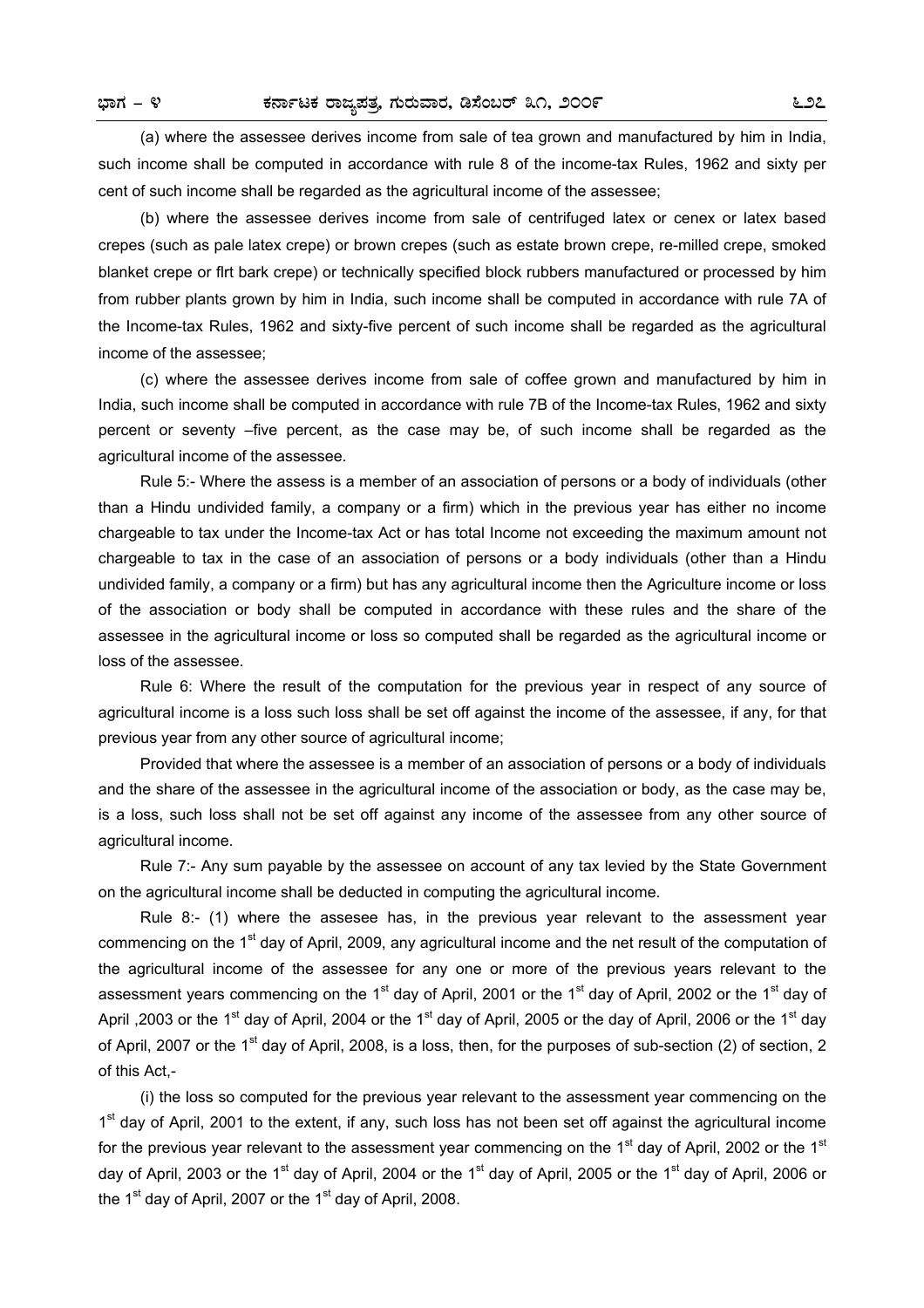(a) where the assessee derives income from sale of tea grown and manufactured by him in India, such income shall be computed in accordance with rule 8 of the income-tax Rules, 1962 and sixty per cent of such income shall be regarded as the agricultural income of the assessee;

(b) where the assessee derives income from sale of centrifuged latex or cenex or latex based crepes (such as pale latex crepe) or brown crepes (such as estate brown crepe, re-milled crepe, smoked blanket crepe or flrt bark crepe) or technically specified block rubbers manufactured or processed by him from rubber plants grown by him in India, such income shall be computed in accordance with rule 7A of the Income-tax Rules, 1962 and sixty-five percent of such income shall be regarded as the agricultural income of the assessee;

(c) where the assessee derives income from sale of coffee grown and manufactured by him in India, such income shall be computed in accordance with rule 7B of the Income-tax Rules, 1962 and sixty percent or seventy –five percent, as the case may be, of such income shall be regarded as the agricultural income of the assessee.

Rule 5:- Where the assess is a member of an association of persons or a body of individuals (other than a Hindu undivided family, a company or a firm) which in the previous year has either no income chargeable to tax under the Income-tax Act or has total Income not exceeding the maximum amount not chargeable to tax in the case of an association of persons or a body individuals (other than a Hindu undivided family, a company or a firm) but has any agricultural income then the Agriculture income or loss of the association or body shall be computed in accordance with these rules and the share of the assessee in the agricultural income or loss so computed shall be regarded as the agricultural income or loss of the assessee.

Rule 6: Where the result of the computation for the previous year in respect of any source of agricultural income is a loss such loss shall be set off against the income of the assessee, if any, for that previous year from any other source of agricultural income;

Provided that where the assessee is a member of an association of persons or a body of individuals and the share of the assessee in the agricultural income of the association or body, as the case may be, is a loss, such loss shall not be set off against any income of the assessee from any other source of agricultural income.

Rule 7:- Any sum payable by the assessee on account of any tax levied by the State Government on the agricultural income shall be deducted in computing the agricultural income.

Rule 8:- (1) where the assesee has, in the previous year relevant to the assessment year commencing on the 1st day of April, 2009, any agricultural income and the net result of the computation of the agricultural income of the assessee for any one or more of the previous years relevant to the assessment years commencing on the 1st day of April, 2001 or the 1st day of April, 2002 or the 1st day of April ,2003 or the 1st day of April, 2004 or the 1st day of April, 2005 or the day of April, 2006 or the 1st day of April, 2007 or the 1st day of April, 2008, is a loss, then, for the purposes of sub-section (2) of section, 2 of this Act,-

(i) the loss so computed for the previous year relevant to the assessment year commencing on the 1st day of April, 2001 to the extent, if any, such loss has not been set off against the agricultural income for the previous year relevant to the assessment year commencing on the 1st day of April, 2002 or the 1st day of April, 2003 or the 1st day of April, 2004 or the 1st day of April, 2005 or the 1st day of April, 2006 or the 1st day of April, 2007 or the 1st day of April, 2008.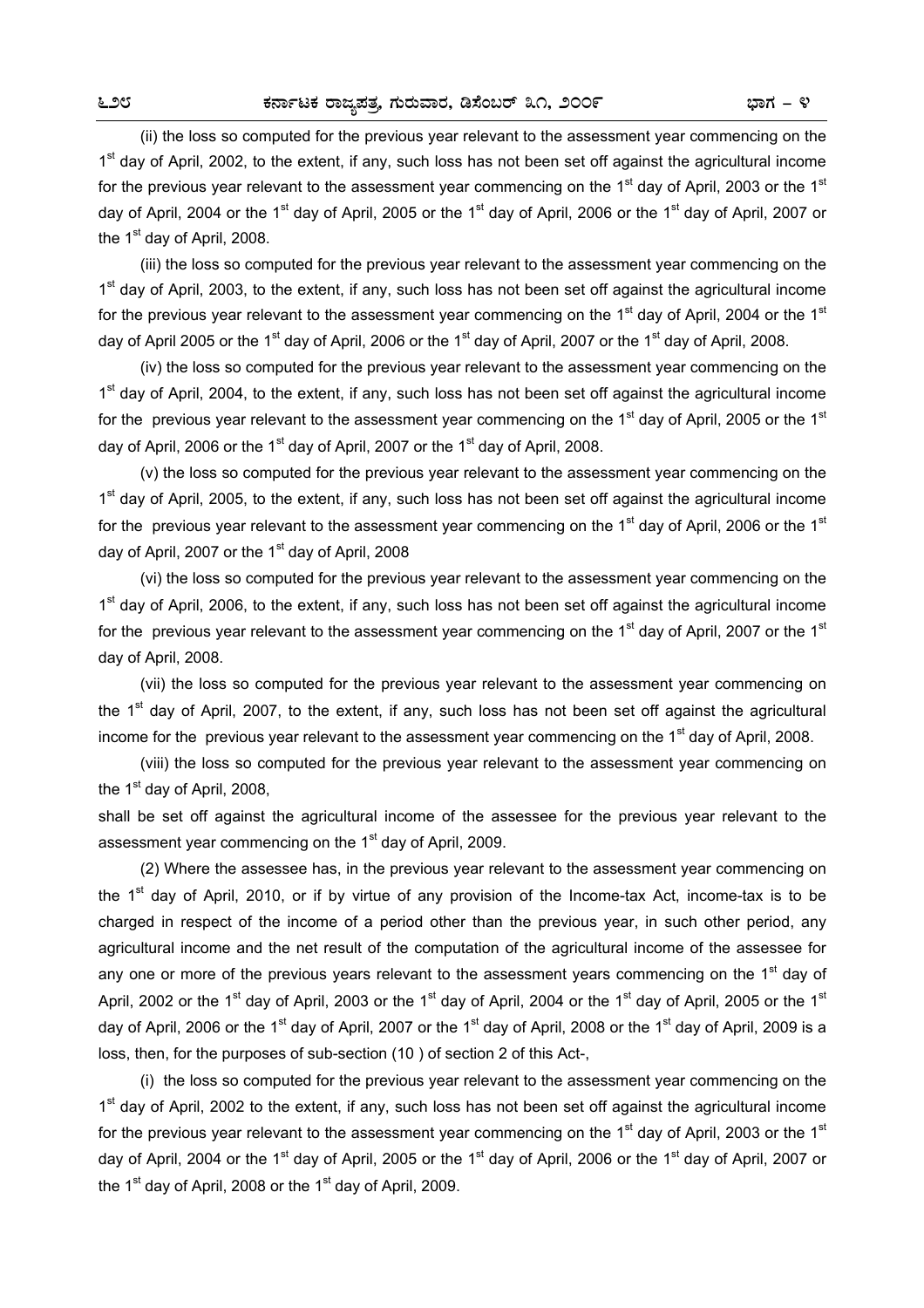(ii) the loss so computed for the previous year relevant to the assessment year commencing on the 1st day of April, 2002, to the extent, if any, such loss has not been set off against the agricultural income for the previous year relevant to the assessment year commencing on the 1st day of April, 2003 or the 1st day of April, 2004 or the 1st day of April, 2005 or the 1st day of April, 2006 or the 1st day of April, 2007 or the 1st day of April, 2008.

(iii) the loss so computed for the previous year relevant to the assessment year commencing on the 1st day of April, 2003, to the extent, if any, such loss has not been set off against the agricultural income for the previous year relevant to the assessment year commencing on the 1st day of April, 2004 or the 1st day of April 2005 or the 1st day of April, 2006 or the 1st day of April, 2007 or the 1st day of April, 2008.

(iv) the loss so computed for the previous year relevant to the assessment year commencing on the 1st day of April, 2004, to the extent, if any, such loss has not been set off against the agricultural income for the previous year relevant to the assessment year commencing on the 1st day of April, 2005 or the 1st day of April, 2006 or the 1st day of April, 2007 or the 1st day of April, 2008.

(v) the loss so computed for the previous year relevant to the assessment year commencing on the 1st day of April, 2005, to the extent, if any, such loss has not been set off against the agricultural income for the previous year relevant to the assessment year commencing on the 1st day of April, 2006 or the 1st day of April, 2007 or the 1st day of April, 2008

(vi) the loss so computed for the previous year relevant to the assessment year commencing on the 1st day of April, 2006, to the extent, if any, such loss has not been set off against the agricultural income for the previous year relevant to the assessment year commencing on the 1st day of April, 2007 or the 1st day of April, 2008.

(vii) the loss so computed for the previous year relevant to the assessment year commencing on the 1st day of April, 2007, to the extent, if any, such loss has not been set off against the agricultural income for the previous year relevant to the assessment year commencing on the 1st day of April, 2008.

(viii) the loss so computed for the previous year relevant to the assessment year commencing on the 1st day of April, 2008,

shall be set off against the agricultural income of the assessee for the previous year relevant to the assessment year commencing on the 1st day of April, 2009.

(2) Where the assessee has, in the previous year relevant to the assessment year commencing on the 1st day of April, 2010, or if by virtue of any provision of the Income-tax Act, income-tax is to be charged in respect of the income of a period other than the previous year, in such other period, any agricultural income and the net result of the computation of the agricultural income of the assessee for any one or more of the previous years relevant to the assessment years commencing on the 1st day of April, 2002 or the 1st day of April, 2003 or the 1st day of April, 2004 or the 1st day of April, 2005 or the 1st day of April, 2006 or the 1st day of April, 2007 or the 1st day of April, 2008 or the 1st day of April, 2009 is a loss, then, for the purposes of sub-section (10 ) of section 2 of this Act-,

(i) the loss so computed for the previous year relevant to the assessment year commencing on the 1st day of April, 2002 to the extent, if any, such loss has not been set off against the agricultural income for the previous year relevant to the assessment year commencing on the 1st day of April, 2003 or the 1st day of April, 2004 or the 1st day of April, 2005 or the 1st day of April, 2006 or the 1st day of April, 2007 or the 1st day of April, 2008 or the 1st day of April, 2009.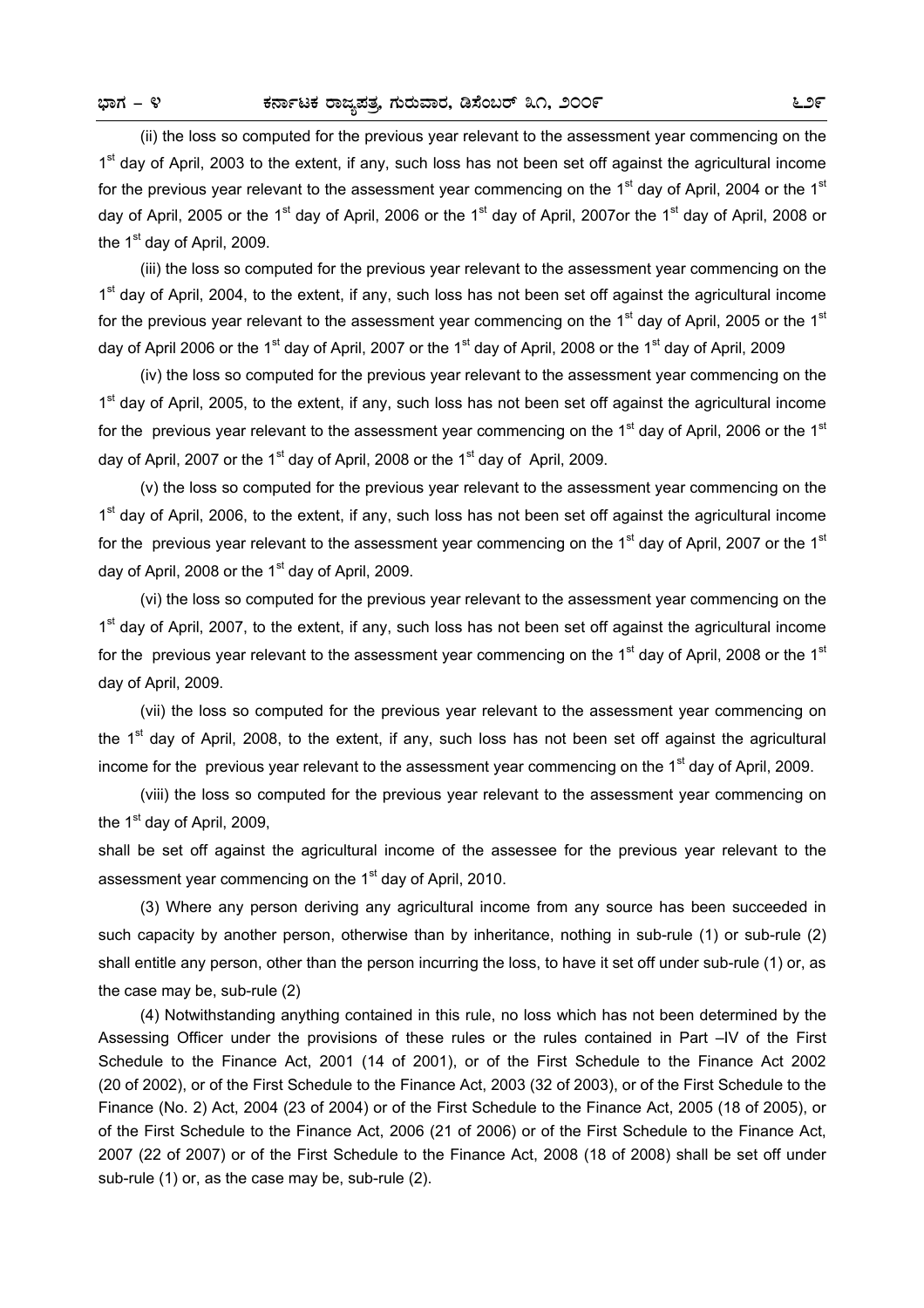(ii) the loss so computed for the previous year relevant to the assessment year commencing on the 1st day of April, 2003 to the extent, if any, such loss has not been set off against the agricultural income for the previous year relevant to the assessment year commencing on the 1st day of April, 2004 or the 1st day of April, 2005 or the 1st day of April, 2006 or the 1st day of April, 2007or the 1st day of April, 2008 or the 1st day of April, 2009.

(iii) the loss so computed for the previous year relevant to the assessment year commencing on the 1st day of April, 2004, to the extent, if any, such loss has not been set off against the agricultural income for the previous year relevant to the assessment year commencing on the 1st day of April, 2005 or the 1st day of April 2006 or the 1st day of April, 2007 or the 1st day of April, 2008 or the 1st day of April, 2009

(iv) the loss so computed for the previous year relevant to the assessment year commencing on the 1st day of April, 2005, to the extent, if any, such loss has not been set off against the agricultural income for the previous year relevant to the assessment year commencing on the 1st day of April, 2006 or the 1st day of April, 2007 or the 1st day of April, 2008 or the 1st day of April, 2009.

(v) the loss so computed for the previous year relevant to the assessment year commencing on the 1st day of April, 2006, to the extent, if any, such loss has not been set off against the agricultural income for the previous year relevant to the assessment year commencing on the 1st day of April, 2007 or the 1st day of April, 2008 or the 1st day of April, 2009.

(vi) the loss so computed for the previous year relevant to the assessment year commencing on the 1st day of April, 2007, to the extent, if any, such loss has not been set off against the agricultural income for the previous year relevant to the assessment year commencing on the 1st day of April, 2008 or the 1st day of April, 2009.

(vii) the loss so computed for the previous year relevant to the assessment year commencing on the 1st day of April, 2008, to the extent, if any, such loss has not been set off against the agricultural income for the previous year relevant to the assessment year commencing on the 1st day of April, 2009.

(viii) the loss so computed for the previous year relevant to the assessment year commencing on the 1st day of April, 2009,

shall be set off against the agricultural income of the assessee for the previous year relevant to the assessment year commencing on the 1st day of April, 2010.

(3) Where any person deriving any agricultural income from any source has been succeeded in such capacity by another person, otherwise than by inheritance, nothing in sub-rule (1) or sub-rule (2) shall entitle any person, other than the person incurring the loss, to have it set off under sub-rule (1) or, as the case may be, sub-rule (2)

(4) Notwithstanding anything contained in this rule, no loss which has not been determined by the Assessing Officer under the provisions of these rules or the rules contained in Part –IV of the First Schedule to the Finance Act, 2001 (14 of 2001), or of the First Schedule to the Finance Act 2002 (20 of 2002), or of the First Schedule to the Finance Act, 2003 (32 of 2003), or of the First Schedule to the Finance (No. 2) Act, 2004 (23 of 2004) or of the First Schedule to the Finance Act, 2005 (18 of 2005), or of the First Schedule to the Finance Act, 2006 (21 of 2006) or of the First Schedule to the Finance Act, 2007 (22 of 2007) or of the First Schedule to the Finance Act, 2008 (18 of 2008) shall be set off under sub-rule (1) or, as the case may be, sub-rule (2).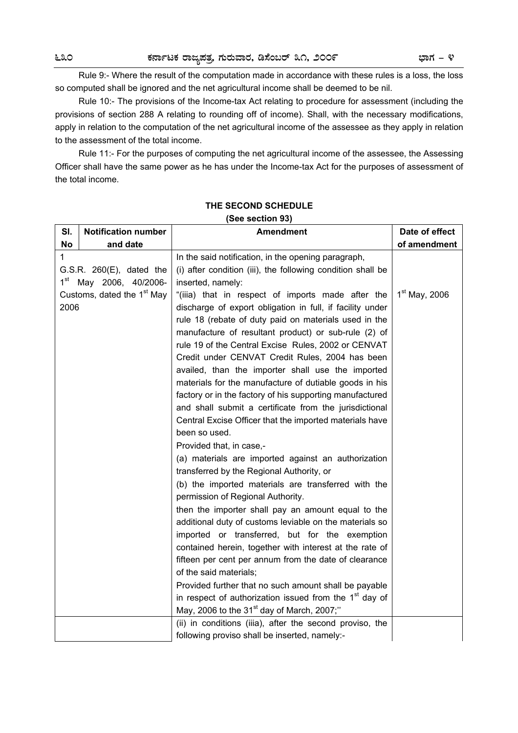Rule 9:- Where the result of the computation made in accordance with these rules is a loss, the loss so computed shall be ignored and the net agricultural income shall be deemed to be nil.

Rule 10:- The provisions of the Income-tax Act relating to procedure for assessment (including the provisions of section 288 A relating to rounding off of income). Shall, with the necessary modifications, apply in relation to the computation of the net agricultural income of the assessee as they apply in relation to the assessment of the total income.

Rule 11:- For the purposes of computing the net agricultural income of the assessee, the Assessing Officer shall have the same power as he has under the Income-tax Act for the purposes of assessment of the total income.

## THE SECOND SCHEDULE

**(See section 93)**

| Sl. No | Notification number and date | Amendment | Date of effect of amendment |
|---|---|---|---|
| 1 | G.S.R. 260(E), dated the 1st May 2006, 40/2006-Customs, dated the 1st May 2006 | In the said notification, in the opening paragraph,<br>(i) after condition (iii), the following condition shall be inserted, namely:<br>"(iiia) that in respect of imports made after the discharge of export obligation in full, if facility under rule 18 (rebate of duty paid on materials used in the manufacture of resultant product) or sub-rule (2) of rule 19 of the Central Excise Rules, 2002 or CENVAT Credit under CENVAT Credit Rules, 2004 has been availed, than the importer shall use the imported materials for the manufacture of dutiable goods in his factory or in the factory of his supporting manufactured and shall submit a certificate from the jurisdictional Central Excise Officer that the imported materials have been so used.<br>Provided that, in case,-<br>(a) materials are imported against an authorization transferred by the Regional Authority, or<br>(b) the imported materials are transferred with the permission of Regional Authority.<br>then the importer shall pay an amount equal to the additional duty of customs leviable on the materials so imported or transferred, but for the exemption contained herein, together with interest at the rate of fifteen per cent per annum from the date of clearance of the said materials;<br>Provided further that no such amount shall be payable in respect of authorization issued from the 1st day of May, 2006 to the 31st day of March, 2007;" | 1st May, 2006 |
| | | (ii) in conditions (iiia), after the second proviso, the following proviso shall be inserted, namely:- | |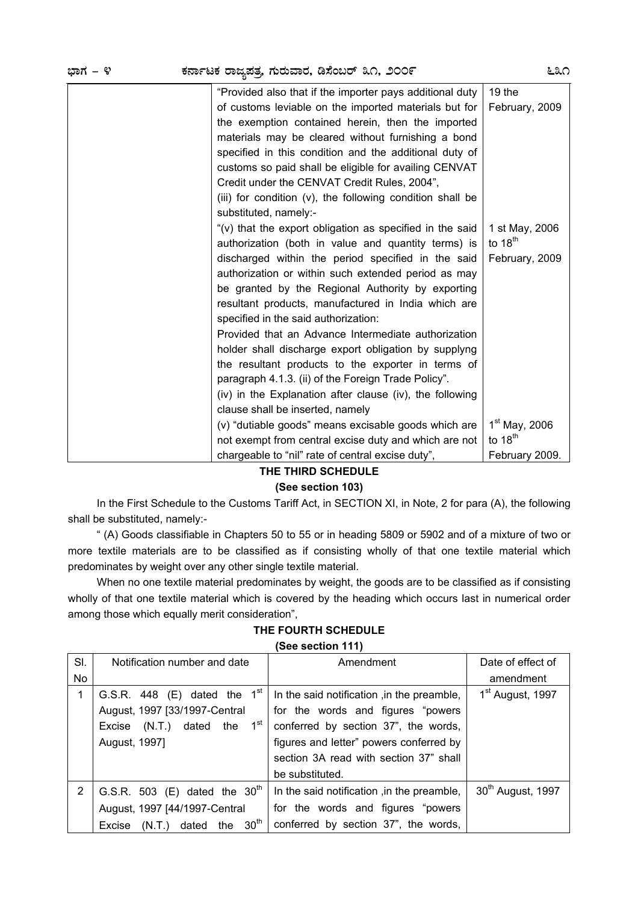| | | |
|---|---|---|
| | "Provided also that if the importer pays additional duty of customs leviable on the imported materials but for the exemption contained herein, then the imported materials may be cleared without furnishing a bond specified in this condition and the additional duty of customs so paid shall be eligible for availing CENVAT Credit under the CENVAT Credit Rules, 2004",<br>(iii) for condition (v), the following condition shall be substituted, namely:- | 19 the February, 2009 |
| | "(v) that the export obligation as specified in the said authorization (both in value and quantity terms) is discharged within the period specified in the said authorization or within such extended period as may be granted by the Regional Authority by exporting resultant products, manufactured in India which are specified in the said authorization:<br>Provided that an Advance Intermediate authorization holder shall discharge export obligation by supplyng the resultant products to the exporter in terms of paragraph 4.1.3. (ii) of the Foreign Trade Policy".<br>(iv) in the Explanation after clause (iv), the following clause shall be inserted, namely | 1 st May, 2006 to 18th February, 2009 |
| | (v) "dutiable goods" means excisable goods which are not exempt from central excise duty and which are not chargeable to "nil" rate of central excise duty", | 1st May, 2006 to 18th February 2009. |

## THE THIRD SCHEDULE

**(See section 103)**

In the First Schedule to the Customs Tariff Act, in SECTION XI, in Note, 2 for para (A), the following shall be substituted, namely:-

" (A) Goods classifiable in Chapters 50 to 55 or in heading 5809 or 5902 and of a mixture of two or more textile materials are to be classified as if consisting wholly of that one textile material which predominates by weight over any other single textile material.

When no one textile material predominates by weight, the goods are to be classified as if consisting wholly of that one textile material which is covered by the heading which occurs last in numerical order among those which equally merit consideration",

## THE FOURTH SCHEDULE

**(See section 111)**

| Sl. No | Notification number and date | Amendment | Date of effect of amendment |
|---|---|---|---|
| 1 | G.S.R. 448 (E) dated the 1st August, 1997 [33/1997-Central Excise (N.T.) dated the 1st August, 1997] | In the said notification ,in the preamble, for the words and figures "powers conferred by section 37", the words, figures and letter" powers conferred by section 3A read with section 37" shall be substituted. | 1st August, 1997 |
| 2 | G.S.R. 503 (E) dated the 30th August, 1997 [44/1997-Central Excise (N.T.) dated the 30th | In the said notification ,in the preamble, for the words and figures "powers conferred by section 37", the words, | 30th August, 1997 |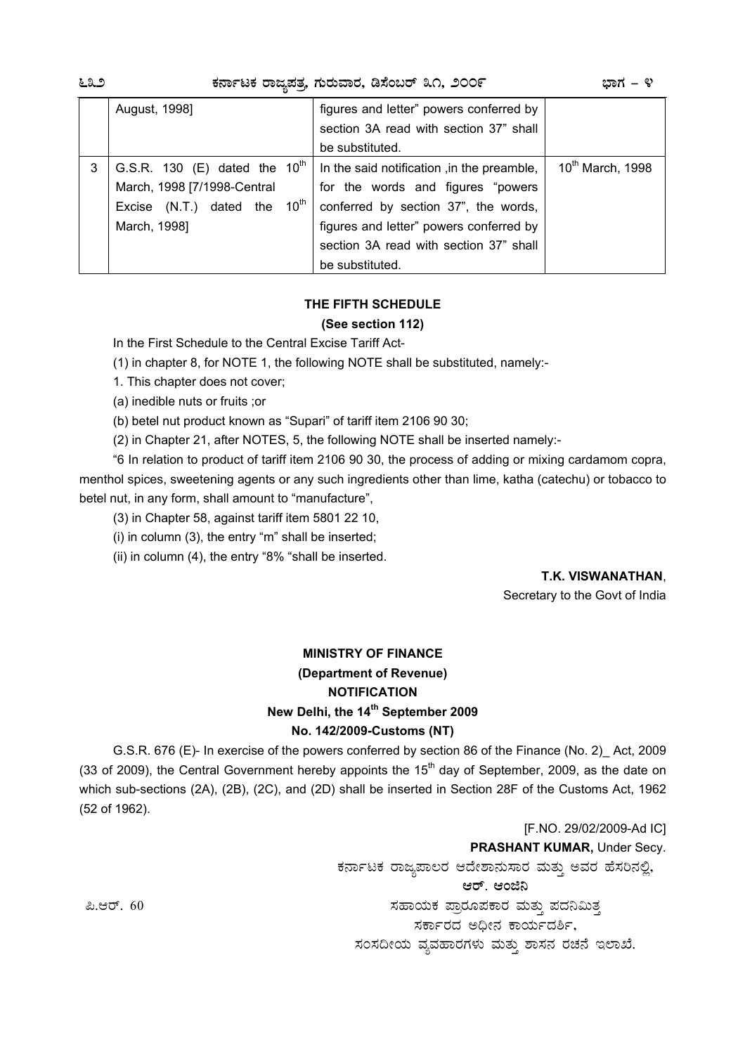| | | | |
|---|---|---|---|
| | August, 1998] | figures and letter" powers conferred by section 3A read with section 37" shall be substituted. | |
| 3 | G.S.R. 130 (E) dated the 10th March, 1998 [7/1998-Central Excise (N.T.) dated the 10th March, 1998] | In the said notification ,in the preamble, for the words and figures "powers conferred by section 37", the words, figures and letter" powers conferred by section 3A read with section 37" shall be substituted. | 10th March, 1998 |

## THE FIFTH SCHEDULE

**(See section 112)**

In the First Schedule to the Central Excise Tariff Act-

(1) in chapter 8, for NOTE 1, the following NOTE shall be substituted, namely:-

1. This chapter does not cover;

(a) inedible nuts or fruits ;or

(b) betel nut product known as "Supari" of tariff item 2106 90 30;

(2) in Chapter 21, after NOTES, 5, the following NOTE shall be inserted namely:-

"6 In relation to product of tariff item 2106 90 30, the process of adding or mixing cardamom copra, menthol spices, sweetening agents or any such ingredients other than lime, katha (catechu) or tobacco to betel nut, in any form, shall amount to "manufacture",

(3) in Chapter 58, against tariff item 5801 22 10,

(i) in column (3), the entry "m" shall be inserted;

(ii) in column (4), the entry "8% "shall be inserted.

**T.K. VISWANATHAN**,
Secretary to the Govt of India

**MINISTRY OF FINANCE**
**(Department of Revenue)**
**NOTIFICATION**
**New Delhi, the 14th September 2009**
**No. 142/2009-Customs (NT)**

G.S.R. 676 (E)- In exercise of the powers conferred by section 86 of the Finance (No. 2)_ Act, 2009 (33 of 2009), the Central Government hereby appoints the 15th day of September, 2009, as the date on which sub-sections (2A), (2B), (2C), and (2D) shall be inserted in Section 28F of the Customs Act, 1962 (52 of 1962).

[F.NO. 29/02/2009-Ad IC]
**PRASHANT KUMAR,** Under Secy.

ಕರ್ನಾಟಕ ರಾಜ್ಯಪಾಲರ ಆದೇಶಾನುಸಾರ ಮತ್ತು ಅವರ ಹೆಸರಿನಲ್ಲಿ,
**ಆರ್. ಆಂಜಿನಿ**
ಸಹಾಯಕ ಪ್ರಾರೂಪಕಾರ ಮತ್ತು ಪದನಿಮಿತ್ತ
ಸರ್ಕಾರದ ಅಧೀನ ಕಾರ್ಯದರ್ಶಿ,
ಸಂಸದೀಯ ವ್ಯವಹಾರಗಳು ಮತ್ತು ಶಾಸನ ರಚನೆ ಇಲಾಖೆ.

ಪಿ.ಆರ್. 60